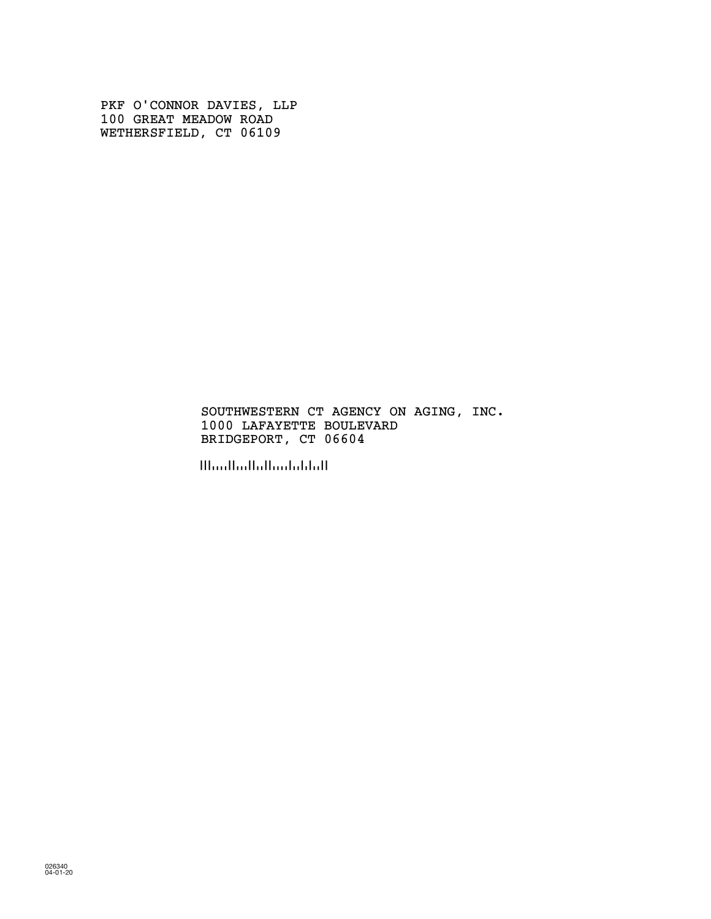PKF O'CONNOR DAVIES, LLP
100 GREAT MEADOW ROAD
WETHERSFIELD, CT 06109

SOUTHWESTERN CT AGENCY ON AGING, INC.
1000 LAFAYETTE BOULEVARD
BRIDGEPORT, CT 06604

026340
04-01-20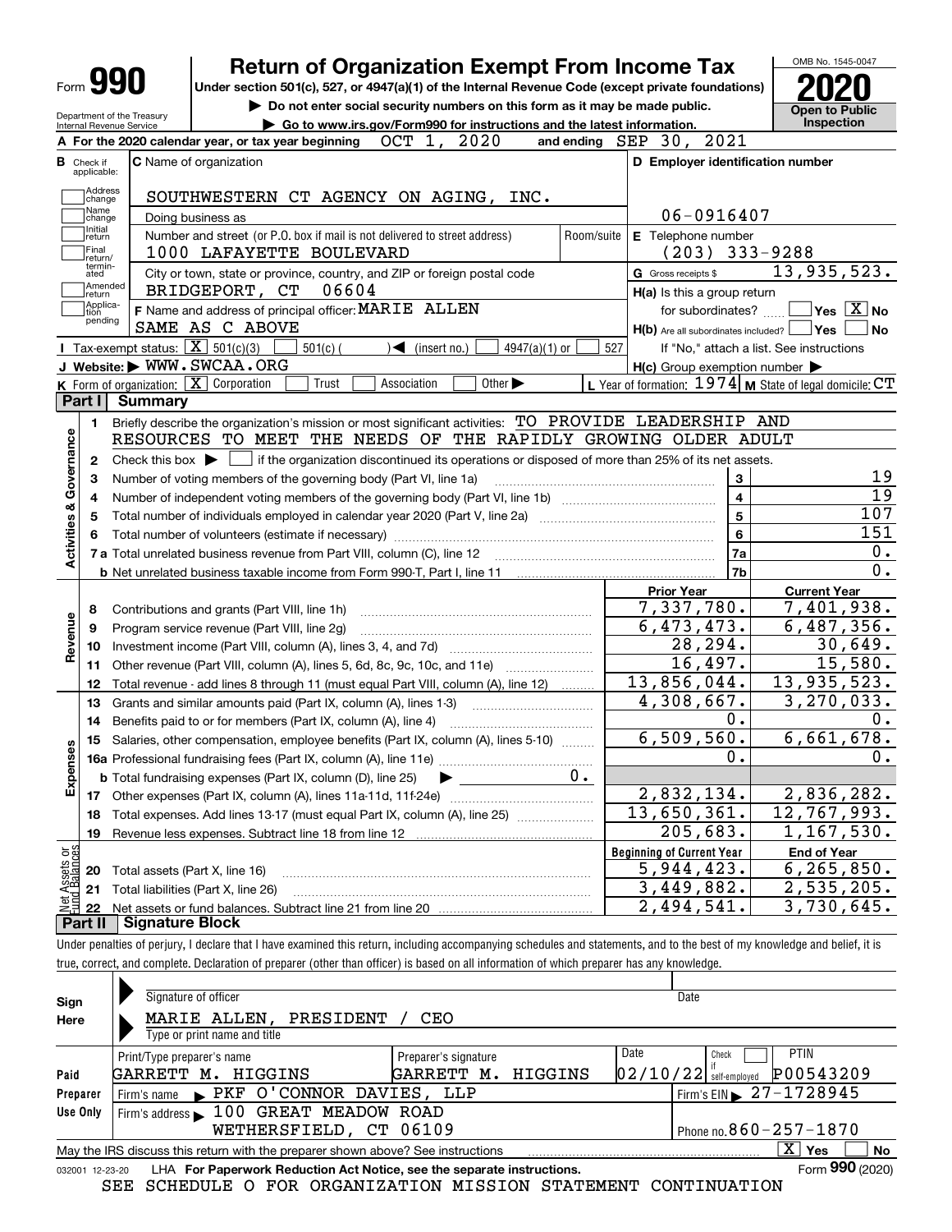# Form 990 — Return of Organization Exempt From Income Tax — 2020

Under section 501(c), 527, or 4947(a)(1) of the Internal Revenue Code (except private foundations)

▶ Do not enter social security numbers on this form as it may be made public.

▶ Go to www.irs.gov/Form990 for instructions and the latest information.

Department of the Treasury, Internal Revenue Service

OMB No. 1545-0047 — Open to Public Inspection

**A** For the 2020 calendar year, or tax year beginning OCT 1, 2020 and ending SEP 30, 2021

**B** Check if applicable: Address change, Name change, Initial return, Final return/terminated, Amended return, Application pending

**C** Name of organization: SOUTHWESTERN CT AGENCY ON AGING, INC.

Doing business as

Number and street (or P.O. box if mail is not delivered to street address): 1000 LAFAYETTE BOULEVARD — Room/suite

City or town, state or province, country, and ZIP or foreign postal code: BRIDGEPORT, CT 06604

**D** Employer identification number: 06-0916407

**E** Telephone number: (203) 333-9288

**G** Gross receipts $ 13,935,523.

**F** Name and address of principal officer: MARIE ALLEN, SAME AS C ABOVE

**H(a)** Is this a group return for subordinates? ☐ Yes ☒ No

**H(b)** Are all subordinates included? ☐ Yes ☐ No — If "No," attach a list. See instructions

**H(c)** Group exemption number ▶

**I** Tax-exempt status: ☒ 501(c)(3) ☐ 501(c)( ) ◀ (insert no.) ☐ 4947(a)(1) or ☐ 527

**J** Website: ▶ WWW.SWCAA.ORG

**K** Form of organization: ☒ Corporation ☐ Trust ☐ Association ☐ Other ▶

**L** Year of formation: 1974 **M** State of legal domicile: CT

## Part I Summary

**Activities & Governance**

1. Briefly describe the organization's mission or most significant activities: TO PROVIDE LEADERSHIP AND RESOURCES TO MEET THE NEEDS OF THE RAPIDLY GROWING OLDER ADULT
2. Check this box ▶ ☐ if the organization discontinued its operations or disposed of more than 25% of its net assets.

| | | Line | Value |
|---|---|---|---|
| 3 | Number of voting members of the governing body (Part VI, line 1a) | 3 | 19 |
| 4 | Number of independent voting members of the governing body (Part VI, line 1b) | 4 | 19 |
| 5 | Total number of individuals employed in calendar year 2020 (Part V, line 2a) | 5 | 107 |
| 6 | Total number of volunteers (estimate if necessary) | 6 | 151 |
| 7a | Total unrelated business revenue from Part VIII, column (C), line 12 | 7a | 0. |
| 7b | Net unrelated business taxable income from Form 990-T, Part I, line 11 | 7b | 0. |

| | | | Prior Year | Current Year |
|---|---|---|---|---|
| **Revenue** | 8 | Contributions and grants (Part VIII, line 1h) | 7,337,780. | 7,401,938. |
| | 9 | Program service revenue (Part VIII, line 2g) | 6,473,473. | 6,487,356. |
| | 10 | Investment income (Part VIII, column (A), lines 3, 4, and 7d) | 28,294. | 30,649. |
| | 11 | Other revenue (Part VIII, column (A), lines 5, 6d, 8c, 9c, 10c, and 11e) | 16,497. | 15,580. |
| | 12 | Total revenue - add lines 8 through 11 (must equal Part VIII, column (A), line 12) | 13,856,044. | 13,935,523. |
| **Expenses** | 13 | Grants and similar amounts paid (Part IX, column (A), lines 1-3) | 4,308,667. | 3,270,033. |
| | 14 | Benefits paid to or for members (Part IX, column (A), line 4) | 0. | 0. |
| | 15 | Salaries, other compensation, employee benefits (Part IX, column (A), lines 5-10) | 6,509,560. | 6,661,678. |
| | 16a | Professional fundraising fees (Part IX, column (A), line 11e) | 0. | 0. |
| | b | Total fundraising expenses (Part IX, column (D), line 25) ▶ 0. | | |
| | 17 | Other expenses (Part IX, column (A), lines 11a-11d, 11f-24e) | 2,832,134. | 2,836,282. |
| | 18 | Total expenses. Add lines 13-17 (must equal Part IX, column (A), line 25) | 13,650,361. | 12,767,993. |
| | 19 | Revenue less expenses. Subtract line 18 from line 12 | 205,683. | 1,167,530. |

| | | | Beginning of Current Year | End of Year |
|---|---|---|---|---|
| **Net Assets or Fund Balances** | 20 | Total assets (Part X, line 16) | 5,944,423. | 6,265,850. |
| | 21 | Total liabilities (Part X, line 26) | 3,449,882. | 2,535,205. |
| | 22 | Net assets or fund balances. Subtract line 21 from line 20 | 2,494,541. | 3,730,645. |

## Part II Signature Block

Under penalties of perjury, I declare that I have examined this return, including accompanying schedules and statements, and to the best of my knowledge and belief, it is true, correct, and complete. Declaration of preparer (other than officer) is based on all information of which preparer has any knowledge.

**Sign Here**

Signature of officer — Date

MARIE ALLEN, PRESIDENT / CEO

Type or print name and title

**Paid Preparer Use Only**

| Print/Type preparer's name | Preparer's signature | Date | Check if self-employed | PTIN |
|---|---|---|---|---|
| GARRETT M. HIGGINS | GARRETT M. HIGGINS | 02/10/22 | ☐ | P00543209 |

Firm's name ▶ PKF O'CONNOR DAVIES, LLP — Firm's EIN ▶ 27-1728945

Firm's address ▶ 100 GREAT MEADOW ROAD, WETHERSFIELD, CT 06109 — Phone no. 860-257-1870

May the IRS discuss this return with the preparer shown above? See instructions ☒ Yes ☐ No

032001 12-23-20 LHA For Paperwork Reduction Act Notice, see the separate instructions. Form **990** (2020)

SEE SCHEDULE O FOR ORGANIZATION MISSION STATEMENT CONTINUATION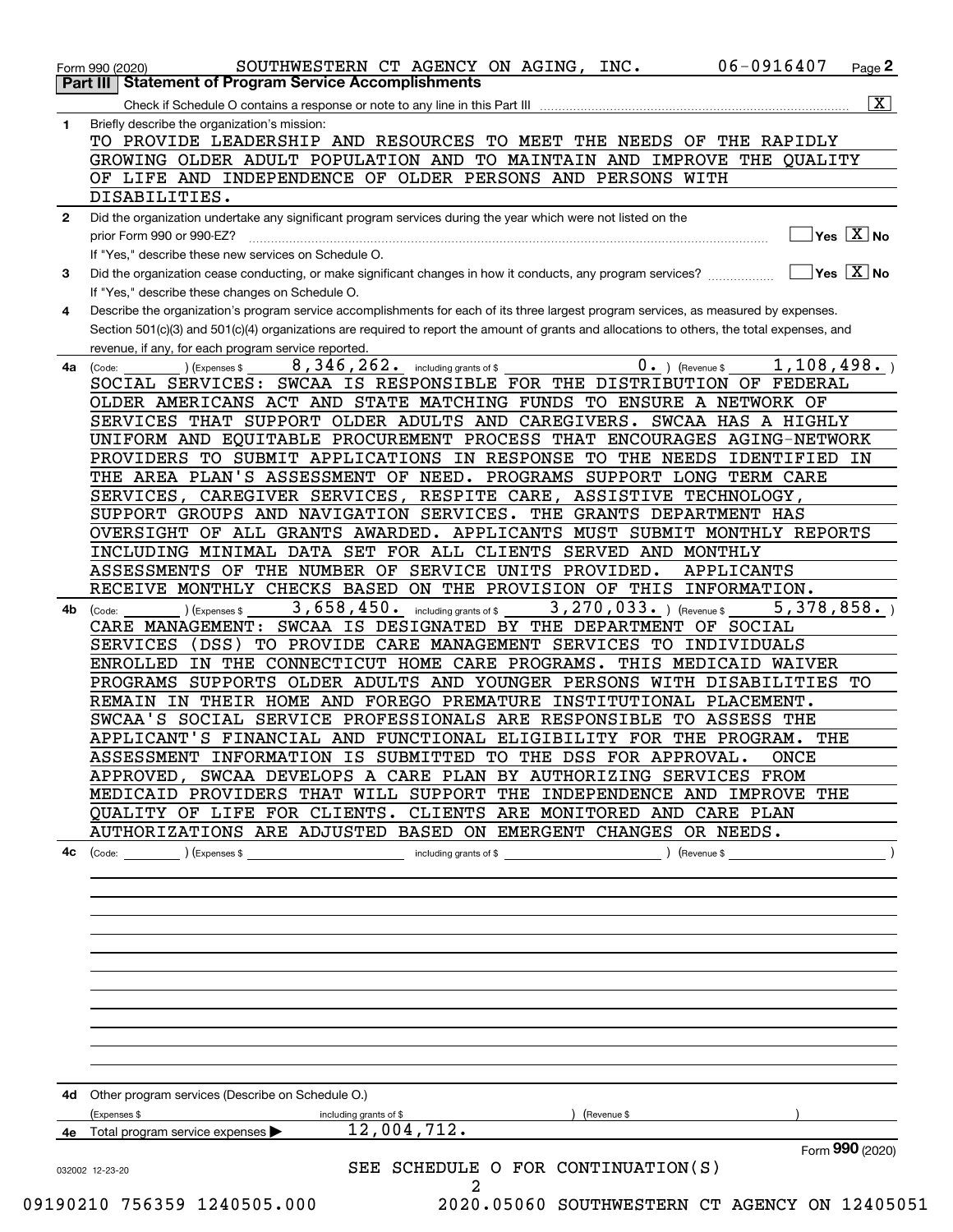Form 990 (2020) SOUTHWESTERN CT AGENCY ON AGING, INC. 06-0916407 Page **2**

## Part III Statement of Program Service Accomplishments

Check if Schedule O contains a response or note to any line in this Part III .......... [X]

**1** Briefly describe the organization's mission:

TO PROVIDE LEADERSHIP AND RESOURCES TO MEET THE NEEDS OF THE RAPIDLY GROWING OLDER ADULT POPULATION AND TO MAINTAIN AND IMPROVE THE QUALITY OF LIFE AND INDEPENDENCE OF OLDER PERSONS AND PERSONS WITH DISABILITIES.

**2** Did the organization undertake any significant program services during the year which were not listed on the prior Form 990 or 990-EZ? .......... [ ] Yes [X] No

If "Yes," describe these new services on Schedule O.

**3** Did the organization cease conducting, or make significant changes in how it conducts, any program services? .......... [ ] Yes [X] No

If "Yes," describe these changes on Schedule O.

**4** Describe the organization's program service accomplishments for each of its three largest program services, as measured by expenses. Section 501(c)(3) and 501(c)(4) organizations are required to report the amount of grants and allocations to others, the total expenses, and revenue, if any, for each program service reported.

**4a** (Code: ) (Expenses $ 8,346,262. including grants of $ 0. ) (Revenue $ 1,108,498. )

SOCIAL SERVICES: SWCAA IS RESPONSIBLE FOR THE DISTRIBUTION OF FEDERAL OLDER AMERICANS ACT AND STATE MATCHING FUNDS TO ENSURE A NETWORK OF SERVICES THAT SUPPORT OLDER ADULTS AND CAREGIVERS. SWCAA HAS A HIGHLY UNIFORM AND EQUITABLE PROCUREMENT PROCESS THAT ENCOURAGES AGING-NETWORK PROVIDERS TO SUBMIT APPLICATIONS IN RESPONSE TO THE NEEDS IDENTIFIED IN THE AREA PLAN'S ASSESSMENT OF NEED. PROGRAMS SUPPORT LONG TERM CARE SERVICES, CAREGIVER SERVICES, RESPITE CARE, ASSISTIVE TECHNOLOGY, SUPPORT GROUPS AND NAVIGATION SERVICES. THE GRANTS DEPARTMENT HAS OVERSIGHT OF ALL GRANTS AWARDED. APPLICANTS MUST SUBMIT MONTHLY REPORTS INCLUDING MINIMAL DATA SET FOR ALL CLIENTS SERVED AND MONTHLY ASSESSMENTS OF THE NUMBER OF SERVICE UNITS PROVIDED. APPLICANTS RECEIVE MONTHLY CHECKS BASED ON THE PROVISION OF THIS INFORMATION.

**4b** (Code: ) (Expenses $ 3,658,450. including grants of $ 3,270,033. ) (Revenue $ 5,378,858. )

CARE MANAGEMENT: SWCAA IS DESIGNATED BY THE DEPARTMENT OF SOCIAL SERVICES (DSS) TO PROVIDE CARE MANAGEMENT SERVICES TO INDIVIDUALS ENROLLED IN THE CONNECTICUT HOME CARE PROGRAMS. THIS MEDICAID WAIVER PROGRAMS SUPPORTS OLDER ADULTS AND YOUNGER PERSONS WITH DISABILITIES TO REMAIN IN THEIR HOME AND FOREGO PREMATURE INSTITUTIONAL PLACEMENT. SWCAA'S SOCIAL SERVICE PROFESSIONALS ARE RESPONSIBLE TO ASSESS THE APPLICANT'S FINANCIAL AND FUNCTIONAL ELIGIBILITY FOR THE PROGRAM. THE ASSESSMENT INFORMATION IS SUBMITTED TO THE DSS FOR APPROVAL. ONCE APPROVED, SWCAA DEVELOPS A CARE PLAN BY AUTHORIZING SERVICES FROM MEDICAID PROVIDERS THAT WILL SUPPORT THE INDEPENDENCE AND IMPROVE THE QUALITY OF LIFE FOR CLIENTS. CLIENTS ARE MONITORED AND CARE PLAN AUTHORIZATIONS ARE ADJUSTED BASED ON EMERGENT CHANGES OR NEEDS.

**4c** (Code: ) (Expenses $ including grants of $ ) (Revenue $ )

**4d** Other program services (Describe on Schedule O.)

(Expenses $ including grants of $ ) (Revenue $ )

**4e** Total program service expenses ▶ 12,004,712.

Form **990** (2020)

SEE SCHEDULE O FOR CONTINUATION(S)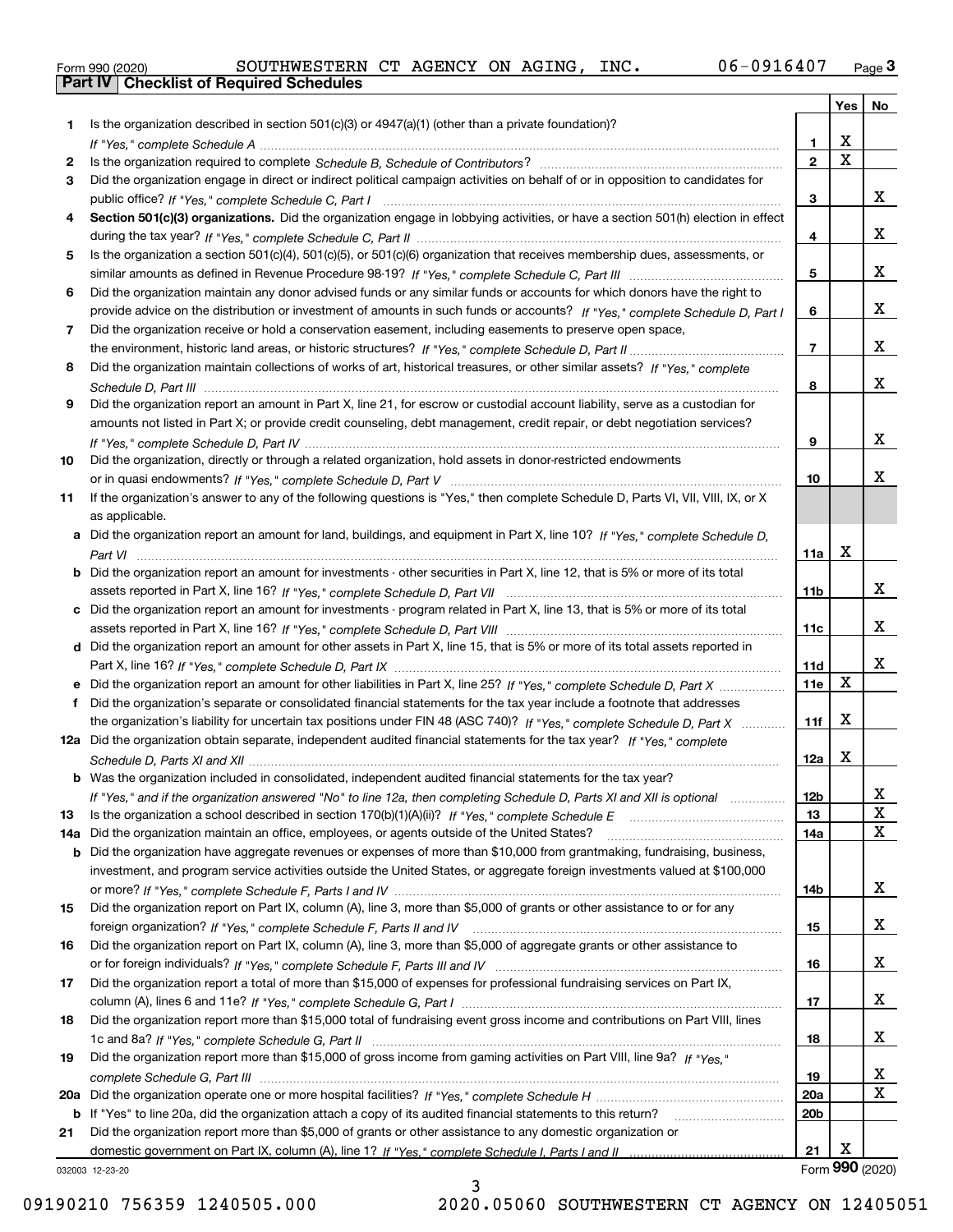Form 990 (2020) SOUTHWESTERN CT AGENCY ON AGING, INC. 06-0916407 Page 3

## Part IV Checklist of Required Schedules

| | | | Yes | No |
|---|---|---|---|---|
| 1 | Is the organization described in section 501(c)(3) or 4947(a)(1) (other than a private foundation)? *If "Yes," complete Schedule A* | 1 | X | |
| 2 | Is the organization required to complete *Schedule B, Schedule of Contributors*? | 2 | X | |
| 3 | Did the organization engage in direct or indirect political campaign activities on behalf of or in opposition to candidates for public office? *If "Yes," complete Schedule C, Part I* | 3 | | X |
| 4 | **Section 501(c)(3) organizations.** Did the organization engage in lobbying activities, or have a section 501(h) election in effect during the tax year? *If "Yes," complete Schedule C, Part II* | 4 | | X |
| 5 | Is the organization a section 501(c)(4), 501(c)(5), or 501(c)(6) organization that receives membership dues, assessments, or similar amounts as defined in Revenue Procedure 98-19? *If "Yes," complete Schedule C, Part III* | 5 | | X |
| 6 | Did the organization maintain any donor advised funds or any similar funds or accounts for which donors have the right to provide advice on the distribution or investment of amounts in such funds or accounts? *If "Yes," complete Schedule D, Part I* | 6 | | X |
| 7 | Did the organization receive or hold a conservation easement, including easements to preserve open space, the environment, historic land areas, or historic structures? *If "Yes," complete Schedule D, Part II* | 7 | | X |
| 8 | Did the organization maintain collections of works of art, historical treasures, or other similar assets? *If "Yes," complete Schedule D, Part III* | 8 | | X |
| 9 | Did the organization report an amount in Part X, line 21, for escrow or custodial account liability, serve as a custodian for amounts not listed in Part X; or provide credit counseling, debt management, credit repair, or debt negotiation services? *If "Yes," complete Schedule D, Part IV* | 9 | | X |
| 10 | Did the organization, directly or through a related organization, hold assets in donor-restricted endowments or in quasi endowments? *If "Yes," complete Schedule D, Part V* | 10 | | X |
| 11 | If the organization's answer to any of the following questions is "Yes," then complete Schedule D, Parts VI, VII, VIII, IX, or X as applicable. | | | |
| a | Did the organization report an amount for land, buildings, and equipment in Part X, line 10? *If "Yes," complete Schedule D, Part VI* | 11a | X | |
| b | Did the organization report an amount for investments - other securities in Part X, line 12, that is 5% or more of its total assets reported in Part X, line 16? *If "Yes," complete Schedule D, Part VII* | 11b | | X |
| c | Did the organization report an amount for investments - program related in Part X, line 13, that is 5% or more of its total assets reported in Part X, line 16? *If "Yes," complete Schedule D, Part VIII* | 11c | | X |
| d | Did the organization report an amount for other assets in Part X, line 15, that is 5% or more of its total assets reported in Part X, line 16? *If "Yes," complete Schedule D, Part IX* | 11d | | X |
| e | Did the organization report an amount for other liabilities in Part X, line 25? *If "Yes," complete Schedule D, Part X* | 11e | X | |
| f | Did the organization's separate or consolidated financial statements for the tax year include a footnote that addresses the organization's liability for uncertain tax positions under FIN 48 (ASC 740)? *If "Yes," complete Schedule D, Part X* | 11f | X | |
| 12a | Did the organization obtain separate, independent audited financial statements for the tax year? *If "Yes," complete Schedule D, Parts XI and XII* | 12a | X | |
| b | Was the organization included in consolidated, independent audited financial statements for the tax year? *If "Yes," and if the organization answered "No" to line 12a, then completing Schedule D, Parts XI and XII is optional* | 12b | | X |
| 13 | Is the organization a school described in section 170(b)(1)(A)(ii)? *If "Yes," complete Schedule E* | 13 | | X |
| 14a | Did the organization maintain an office, employees, or agents outside of the United States? | 14a | | X |
| b | Did the organization have aggregate revenues or expenses of more than $10,000 from grantmaking, fundraising, business, investment, and program service activities outside the United States, or aggregate foreign investments valued at $100,000 or more? *If "Yes," complete Schedule F, Parts I and IV* | 14b | | X |
| 15 | Did the organization report on Part IX, column (A), line 3, more than $5,000 of grants or other assistance to or for any foreign organization? *If "Yes," complete Schedule F, Parts II and IV* | 15 | | X |
| 16 | Did the organization report on Part IX, column (A), line 3, more than $5,000 of aggregate grants or other assistance to or for foreign individuals? *If "Yes," complete Schedule F, Parts III and IV* | 16 | | X |
| 17 | Did the organization report a total of more than $15,000 of expenses for professional fundraising services on Part IX, column (A), lines 6 and 11e? *If "Yes," complete Schedule G, Part I* | 17 | | X |
| 18 | Did the organization report more than $15,000 total of fundraising event gross income and contributions on Part VIII, lines 1c and 8a? *If "Yes," complete Schedule G, Part II* | 18 | | X |
| 19 | Did the organization report more than $15,000 of gross income from gaming activities on Part VIII, line 9a? *If "Yes," complete Schedule G, Part III* | 19 | | X |
| 20a | Did the organization operate one or more hospital facilities? *If "Yes," complete Schedule H* | 20a | | X |
| b | If "Yes" to line 20a, did the organization attach a copy of its audited financial statements to this return? | 20b | | |
| 21 | Did the organization report more than $5,000 of grants or other assistance to any domestic organization or domestic government on Part IX, column (A), line 1? *If "Yes," complete Schedule I, Parts I and II* | 21 | X | |

032003 12-23-20 Form **990** (2020)

09190210 756359 1240505.000 2020.05060 SOUTHWESTERN CT AGENCY ON 12405051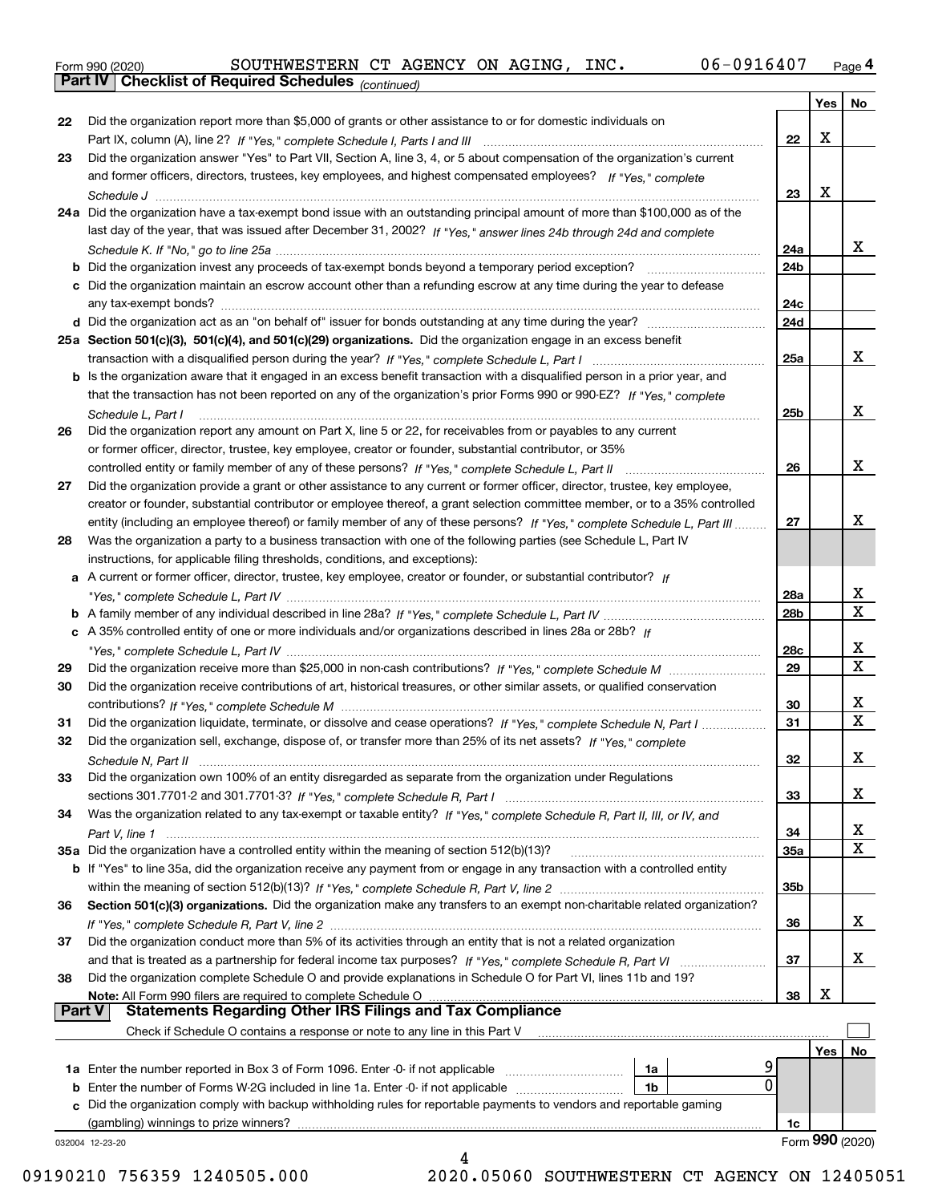Form 990 (2020) SOUTHWESTERN CT AGENCY ON AGING, INC. 06-0916407 Page 4

**Part IV | Checklist of Required Schedules** *(continued)*

| | | | Yes | No |
|---|---|---|---|---|
| 22 | Did the organization report more than $5,000 of grants or other assistance to or for domestic individuals on Part IX, column (A), line 2? *If "Yes," complete Schedule I, Parts I and III* | 22 | X | |
| 23 | Did the organization answer "Yes" to Part VII, Section A, line 3, 4, or 5 about compensation of the organization's current and former officers, directors, trustees, key employees, and highest compensated employees? *If "Yes," complete Schedule J* | 23 | X | |
| 24a | Did the organization have a tax-exempt bond issue with an outstanding principal amount of more than $100,000 as of the last day of the year, that was issued after December 31, 2002? *If "Yes," answer lines 24b through 24d and complete Schedule K. If "No," go to line 25a* | 24a | | X |
| b | Did the organization invest any proceeds of tax-exempt bonds beyond a temporary period exception? | 24b | | |
| c | Did the organization maintain an escrow account other than a refunding escrow at any time during the year to defease any tax-exempt bonds? | 24c | | |
| d | Did the organization act as an "on behalf of" issuer for bonds outstanding at any time during the year? | 24d | | |
| 25a | **Section 501(c)(3), 501(c)(4), and 501(c)(29) organizations.** Did the organization engage in an excess benefit transaction with a disqualified person during the year? *If "Yes," complete Schedule L, Part I* | 25a | | X |
| b | Is the organization aware that it engaged in an excess benefit transaction with a disqualified person in a prior year, and that the transaction has not been reported on any of the organization's prior Forms 990 or 990-EZ? *If "Yes," complete Schedule L, Part I* | 25b | | X |
| 26 | Did the organization report any amount on Part X, line 5 or 22, for receivables from or payables to any current or former officer, director, trustee, key employee, creator or founder, substantial contributor, or 35% controlled entity or family member of any of these persons? *If "Yes," complete Schedule L, Part II* | 26 | | X |
| 27 | Did the organization provide a grant or other assistance to any current or former officer, director, trustee, key employee, creator or founder, substantial contributor or employee thereof, a grant selection committee member, or to a 35% controlled entity (including an employee thereof) or family member of any of these persons? *If "Yes," complete Schedule L, Part III* | 27 | | X |
| 28 | Was the organization a party to a business transaction with one of the following parties (see Schedule L, Part IV instructions, for applicable filing thresholds, conditions, and exceptions): | | | |
| a | A current or former officer, director, trustee, key employee, creator or founder, or substantial contributor? *If "Yes," complete Schedule L, Part IV* | 28a | | X |
| b | A family member of any individual described in line 28a? *If "Yes," complete Schedule L, Part IV* | 28b | | X |
| c | A 35% controlled entity of one or more individuals and/or organizations described in lines 28a or 28b? *If "Yes," complete Schedule L, Part IV* | 28c | | X |
| 29 | Did the organization receive more than $25,000 in non-cash contributions? *If "Yes," complete Schedule M* | 29 | | X |
| 30 | Did the organization receive contributions of art, historical treasures, or other similar assets, or qualified conservation contributions? *If "Yes," complete Schedule M* | 30 | | X |
| 31 | Did the organization liquidate, terminate, or dissolve and cease operations? *If "Yes," complete Schedule N, Part I* | 31 | | X |
| 32 | Did the organization sell, exchange, dispose of, or transfer more than 25% of its net assets? *If "Yes," complete Schedule N, Part II* | 32 | | X |
| 33 | Did the organization own 100% of an entity disregarded as separate from the organization under Regulations sections 301.7701-2 and 301.7701-3? *If "Yes," complete Schedule R, Part I* | 33 | | X |
| 34 | Was the organization related to any tax-exempt or taxable entity? *If "Yes," complete Schedule R, Part II, III, or IV, and Part V, line 1* | 34 | | X |
| 35a | Did the organization have a controlled entity within the meaning of section 512(b)(13)? | 35a | | X |
| b | If "Yes" to line 35a, did the organization receive any payment from or engage in any transaction with a controlled entity within the meaning of section 512(b)(13)? *If "Yes," complete Schedule R, Part V, line 2* | 35b | | |
| 36 | **Section 501(c)(3) organizations.** Did the organization make any transfers to an exempt non-charitable related organization? *If "Yes," complete Schedule R, Part V, line 2* | 36 | | X |
| 37 | Did the organization conduct more than 5% of its activities through an entity that is not a related organization and that is treated as a partnership for federal income tax purposes? *If "Yes," complete Schedule R, Part VI* | 37 | | X |
| 38 | Did the organization complete Schedule O and provide explanations in Schedule O for Part VI, lines 11b and 19? **Note:** All Form 990 filers are required to complete Schedule O | 38 | X | |

**Part V | Statements Regarding Other IRS Filings and Tax Compliance**

Check if Schedule O contains a response or note to any line in this Part V ☐

| | | | | | Yes | No |
|---|---|---|---|---|---|---|
| 1a | Enter the number reported in Box 3 of Form 1096. Enter -0- if not applicable | 1a | 9 | | | |
| b | Enter the number of Forms W-2G included in line 1a. Enter -0- if not applicable | 1b | 0 | | | |
| c | Did the organization comply with backup withholding rules for reportable payments to vendors and reportable gaming (gambling) winnings to prize winners? | | | 1c | | |

032004 12-23-20 Form **990** (2020)

09190210 756359 1240505.000 2020.05060 SOUTHWESTERN CT AGENCY ON 12405051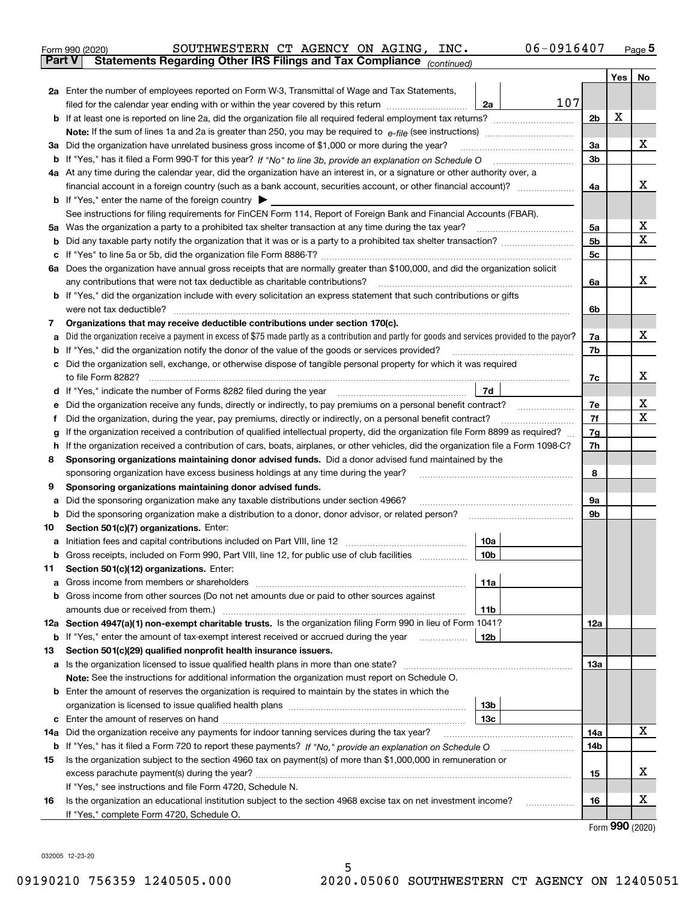Form 990 (2020) SOUTHWESTERN CT AGENCY ON AGING, INC. 06-0916407 Page 5

**Part V Statements Regarding Other IRS Filings and Tax Compliance** *(continued)*

| | | | | | Yes | No |
|---|---|---|---|---|---|---|
| **2a** | Enter the number of employees reported on Form W-3, Transmittal of Wage and Tax Statements, filed for the calendar year ending with or within the year covered by this return | 2a | 107 | | | |
| **b** | If at least one is reported on line 2a, did the organization file all required federal employment tax returns? | | | 2b | X | |
| | **Note:** If the sum of lines 1a and 2a is greater than 250, you may be required to *e-file* (see instructions) | | | | | |
| **3a** | Did the organization have unrelated business gross income of $1,000 or more during the year? | | | 3a | | X |
| **b** | If "Yes," has it filed a Form 990-T for this year? *If "No" to line 3b, provide an explanation on Schedule O* | | | 3b | | |
| **4a** | At any time during the calendar year, did the organization have an interest in, or a signature or other authority over, a financial account in a foreign country (such as a bank account, securities account, or other financial account)? | | | 4a | | X |
| **b** | If "Yes," enter the name of the foreign country ▶ | | | | | |
| | See instructions for filing requirements for FinCEN Form 114, Report of Foreign Bank and Financial Accounts (FBAR). | | | | | |
| **5a** | Was the organization a party to a prohibited tax shelter transaction at any time during the tax year? | | | 5a | | X |
| **b** | Did any taxable party notify the organization that it was or is a party to a prohibited tax shelter transaction? | | | 5b | | X |
| **c** | If "Yes" to line 5a or 5b, did the organization file Form 8886-T? | | | 5c | | |
| **6a** | Does the organization have annual gross receipts that are normally greater than $100,000, and did the organization solicit any contributions that were not tax deductible as charitable contributions? | | | 6a | | X |
| **b** | If "Yes," did the organization include with every solicitation an express statement that such contributions or gifts were not tax deductible? | | | 6b | | |
| **7** | **Organizations that may receive deductible contributions under section 170(c).** | | | | | |
| **a** | Did the organization receive a payment in excess of $75 made partly as a contribution and partly for goods and services provided to the payor? | | | 7a | | X |
| **b** | If "Yes," did the organization notify the donor of the value of the goods or services provided? | | | 7b | | |
| **c** | Did the organization sell, exchange, or otherwise dispose of tangible personal property for which it was required to file Form 8282? | | | 7c | | X |
| **d** | If "Yes," indicate the number of Forms 8282 filed during the year | 7d | | | | |
| **e** | Did the organization receive any funds, directly or indirectly, to pay premiums on a personal benefit contract? | | | 7e | | X |
| **f** | Did the organization, during the year, pay premiums, directly or indirectly, on a personal benefit contract? | | | 7f | | X |
| **g** | If the organization received a contribution of qualified intellectual property, did the organization file Form 8899 as required? | | | 7g | | |
| **h** | If the organization received a contribution of cars, boats, airplanes, or other vehicles, did the organization file a Form 1098-C? | | | 7h | | |
| **8** | **Sponsoring organizations maintaining donor advised funds.** Did a donor advised fund maintained by the sponsoring organization have excess business holdings at any time during the year? | | | 8 | | |
| **9** | **Sponsoring organizations maintaining donor advised funds.** | | | | | |
| **a** | Did the sponsoring organization make any taxable distributions under section 4966? | | | 9a | | |
| **b** | Did the sponsoring organization make a distribution to a donor, donor advisor, or related person? | | | 9b | | |
| **10** | **Section 501(c)(7) organizations.** Enter: | | | | | |
| **a** | Initiation fees and capital contributions included on Part VIII, line 12 | 10a | | | | |
| **b** | Gross receipts, included on Form 990, Part VIII, line 12, for public use of club facilities | 10b | | | | |
| **11** | **Section 501(c)(12) organizations.** Enter: | | | | | |
| **a** | Gross income from members or shareholders | 11a | | | | |
| **b** | Gross income from other sources (Do not net amounts due or paid to other sources against amounts due or received from them.) | 11b | | | | |
| **12a** | **Section 4947(a)(1) non-exempt charitable trusts.** Is the organization filing Form 990 in lieu of Form 1041? | | | 12a | | |
| **b** | If "Yes," enter the amount of tax-exempt interest received or accrued during the year | 12b | | | | |
| **13** | **Section 501(c)(29) qualified nonprofit health insurance issuers.** | | | | | |
| **a** | Is the organization licensed to issue qualified health plans in more than one state? | | | 13a | | |
| | **Note:** See the instructions for additional information the organization must report on Schedule O. | | | | | |
| **b** | Enter the amount of reserves the organization is required to maintain by the states in which the organization is licensed to issue qualified health plans | 13b | | | | |
| **c** | Enter the amount of reserves on hand | 13c | | | | |
| **14a** | Did the organization receive any payments for indoor tanning services during the tax year? | | | 14a | | X |
| **b** | If "Yes," has it filed a Form 720 to report these payments? *If "No," provide an explanation on Schedule O* | | | 14b | | |
| **15** | Is the organization subject to the section 4960 tax on payment(s) of more than $1,000,000 in remuneration or excess parachute payment(s) during the year? | | | 15 | | X |
| | If "Yes," see instructions and file Form 4720, Schedule N. | | | | | |
| **16** | Is the organization an educational institution subject to the section 4968 excise tax on net investment income? | | | 16 | | X |
| | If "Yes," complete Form 4720, Schedule O. | | | | | |

Form **990** (2020)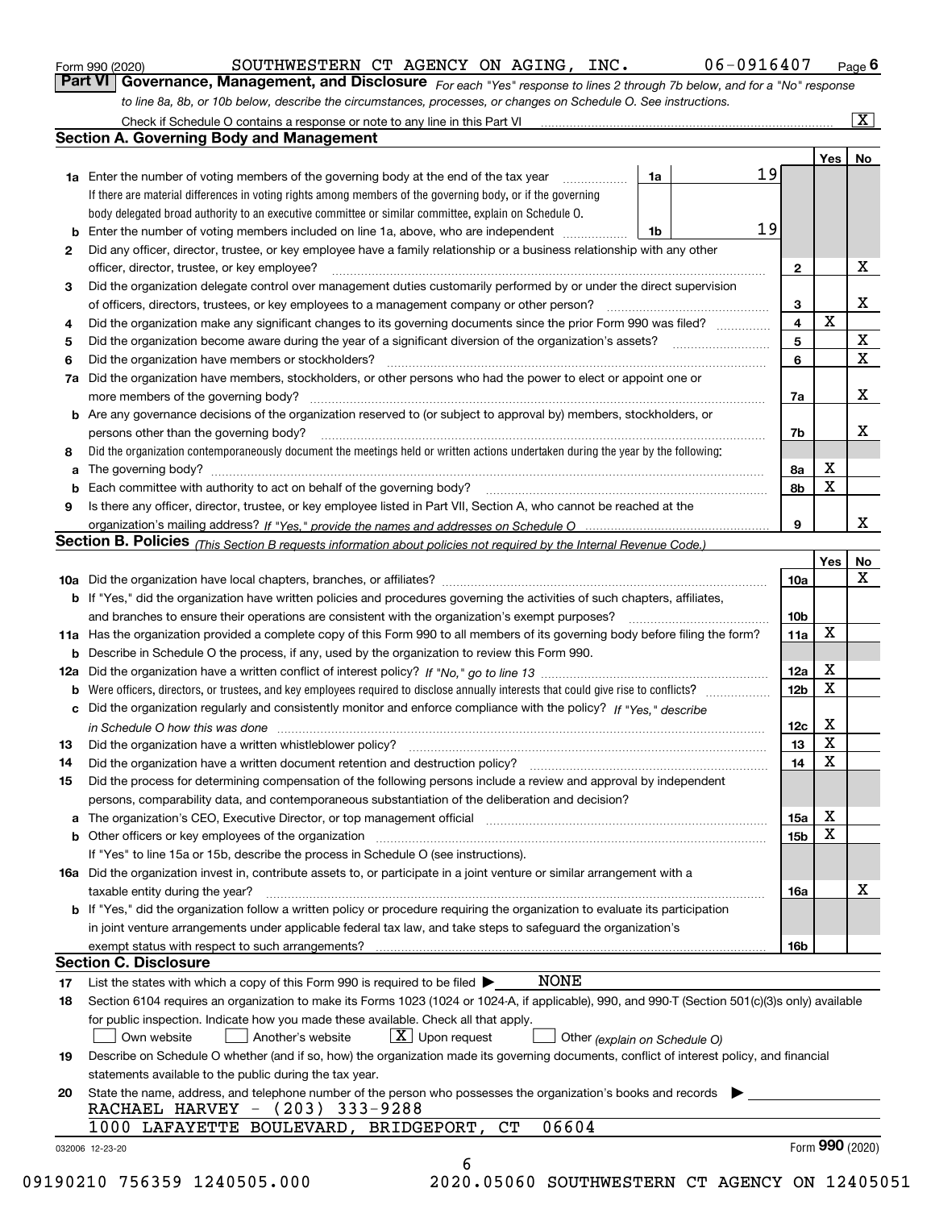Form 990 (2020) SOUTHWESTERN CT AGENCY ON AGING, INC. 06-0916407 Page 6

**Part VI Governance, Management, and Disclosure** *For each "Yes" response to lines 2 through 7b below, and for a "No" response to line 8a, 8b, or 10b below, describe the circumstances, processes, or changes on Schedule O. See instructions.*

Check if Schedule O contains a response or note to any line in this Part VI [X]

## Section A. Governing Body and Management

| | | | | Yes | No |
|---|---|---|---|---|---|
| 1a | Enter the number of voting members of the governing body at the end of the tax year. If there are material differences in voting rights among members of the governing body, or if the governing body delegated broad authority to an executive committee or similar committee, explain on Schedule O. | 1a | 19 | | |
| b | Enter the number of voting members included on line 1a, above, who are independent | 1b | 19 | | |
| 2 | Did any officer, director, trustee, or key employee have a family relationship or a business relationship with any other officer, director, trustee, or key employee? | | 2 | | X |
| 3 | Did the organization delegate control over management duties customarily performed by or under the direct supervision of officers, directors, trustees, or key employees to a management company or other person? | | 3 | | X |
| 4 | Did the organization make any significant changes to its governing documents since the prior Form 990 was filed? | | 4 | X | |
| 5 | Did the organization become aware during the year of a significant diversion of the organization's assets? | | 5 | | X |
| 6 | Did the organization have members or stockholders? | | 6 | | X |
| 7a | Did the organization have members, stockholders, or other persons who had the power to elect or appoint one or more members of the governing body? | | 7a | | X |
| b | Are any governance decisions of the organization reserved to (or subject to approval by) members, stockholders, or persons other than the governing body? | | 7b | | X |
| 8 | Did the organization contemporaneously document the meetings held or written actions undertaken during the year by the following: | | | | |
| a | The governing body? | | 8a | X | |
| b | Each committee with authority to act on behalf of the governing body? | | 8b | X | |
| 9 | Is there any officer, director, trustee, or key employee listed in Part VII, Section A, who cannot be reached at the organization's mailing address? *If "Yes," provide the names and addresses on Schedule O* | | 9 | | X |

## Section B. Policies *(This Section B requests information about policies not required by the Internal Revenue Code.)*

| | | | Yes | No |
|---|---|---|---|---|
| 10a | Did the organization have local chapters, branches, or affiliates? | 10a | | X |
| b | If "Yes," did the organization have written policies and procedures governing the activities of such chapters, affiliates, and branches to ensure their operations are consistent with the organization's exempt purposes? | 10b | | |
| 11a | Has the organization provided a complete copy of this Form 990 to all members of its governing body before filing the form? | 11a | X | |
| b | Describe in Schedule O the process, if any, used by the organization to review this Form 990. | | | |
| 12a | Did the organization have a written conflict of interest policy? *If "No," go to line 13* | 12a | X | |
| b | Were officers, directors, or trustees, and key employees required to disclose annually interests that could give rise to conflicts? | 12b | X | |
| c | Did the organization regularly and consistently monitor and enforce compliance with the policy? *If "Yes," describe in Schedule O how this was done* | 12c | X | |
| 13 | Did the organization have a written whistleblower policy? | 13 | X | |
| 14 | Did the organization have a written document retention and destruction policy? | 14 | X | |
| 15 | Did the process for determining compensation of the following persons include a review and approval by independent persons, comparability data, and contemporaneous substantiation of the deliberation and decision? | | | |
| a | The organization's CEO, Executive Director, or top management official | 15a | X | |
| b | Other officers or key employees of the organization | 15b | X | |
| | If "Yes" to line 15a or 15b, describe the process in Schedule O (see instructions). | | | |
| 16a | Did the organization invest in, contribute assets to, or participate in a joint venture or similar arrangement with a taxable entity during the year? | 16a | | X |
| b | If "Yes," did the organization follow a written policy or procedure requiring the organization to evaluate its participation in joint venture arrangements under applicable federal tax law, and take steps to safeguard the organization's exempt status with respect to such arrangements? | 16b | | |

## Section C. Disclosure

17 List the states with which a copy of this Form 990 is required to be filed ▶ NONE

18 Section 6104 requires an organization to make its Forms 1023 (1024 or 1024-A, if applicable), 990, and 990-T (Section 501(c)(3)s only) available for public inspection. Indicate how you made these available. Check all that apply.

[ ] Own website [ ] Another's website [X] Upon request [ ] Other *(explain on Schedule O)*

19 Describe on Schedule O whether (and if so, how) the organization made its governing documents, conflict of interest policy, and financial statements available to the public during the tax year.

20 State the name, address, and telephone number of the person who possesses the organization's books and records ▶

RACHAEL HARVEY - (203) 333-9288
1000 LAFAYETTE BOULEVARD, BRIDGEPORT, CT 06604

032006 12-23-20 Form 990 (2020)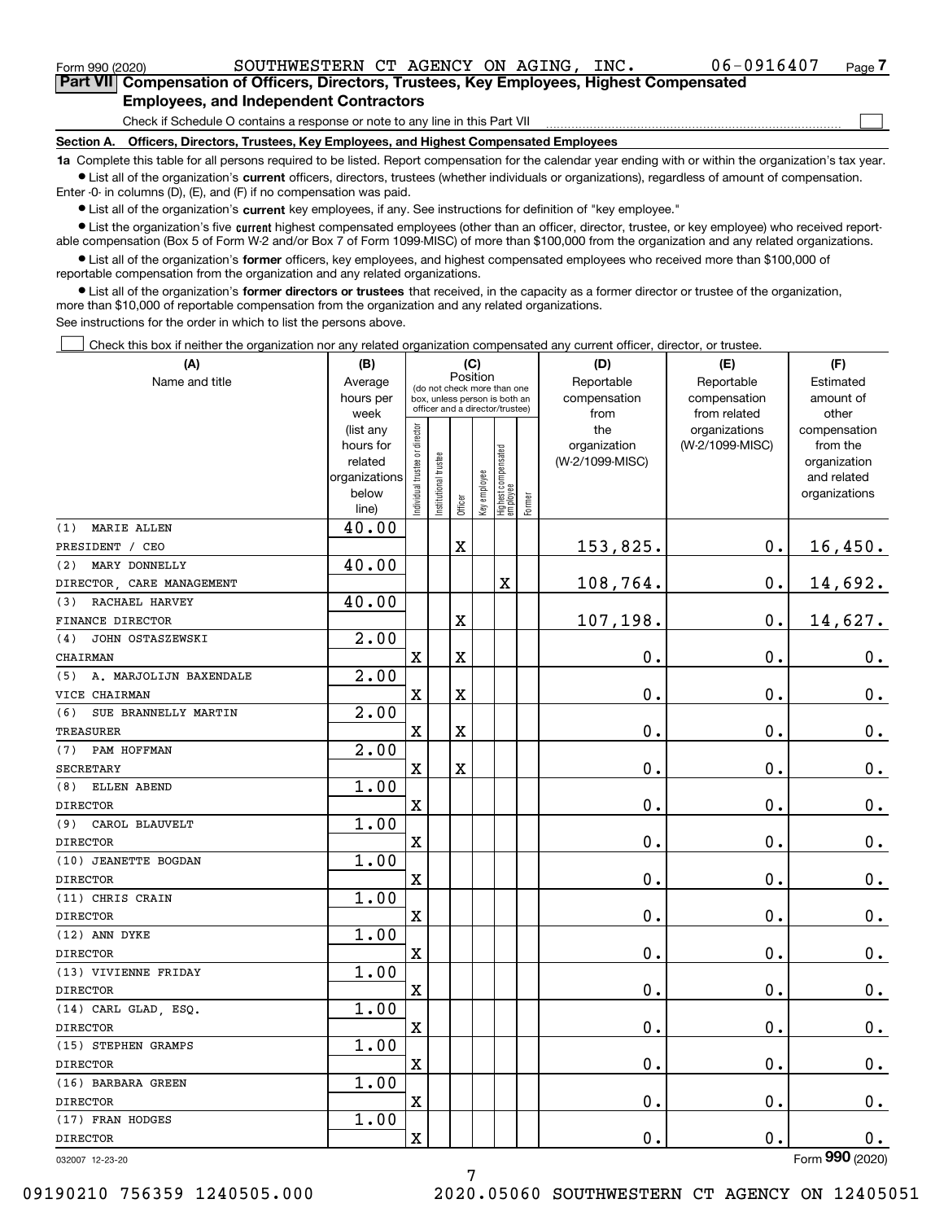Form 990 (2020) SOUTHWESTERN CT AGENCY ON AGING, INC. 06-0916407 Page 7

## Part VII Compensation of Officers, Directors, Trustees, Key Employees, Highest Compensated Employees, and Independent Contractors

Check if Schedule O contains a response or note to any line in this Part VII

### Section A. Officers, Directors, Trustees, Key Employees, and Highest Compensated Employees

**1a** Complete this table for all persons required to be listed. Report compensation for the calendar year ending with or within the organization's tax year.

- List all of the organization's **current** officers, directors, trustees (whether individuals or organizations), regardless of amount of compensation. Enter -0- in columns (D), (E), and (F) if no compensation was paid.
- List all of the organization's **current** key employees, if any. See instructions for definition of "key employee."
- List the organization's five **current** highest compensated employees (other than an officer, director, trustee, or key employee) who received reportable compensation (Box 5 of Form W-2 and/or Box 7 of Form 1099-MISC) of more than $100,000 from the organization and any related organizations.
- List all of the organization's **former** officers, key employees, and highest compensated employees who received more than $100,000 of reportable compensation from the organization and any related organizations.
- List all of the organization's **former directors or trustees** that received, in the capacity as a former director or trustee of the organization, more than $10,000 of reportable compensation from the organization and any related organizations.

See instructions for the order in which to list the persons above.

Check this box if neither the organization nor any related organization compensated any current officer, director, or trustee.

| (A) Name and title | (B) Average hours per week (list any hours for related organizations below line) | (C) Position: Individual trustee or director | Institutional trustee | Officer | Key employee | Highest compensated employee | Former | (D) Reportable compensation from the organization (W-2/1099-MISC) | (E) Reportable compensation from related organizations (W-2/1099-MISC) | (F) Estimated amount of other compensation from the organization and related organizations |
|---|---|---|---|---|---|---|---|---|---|---|
| (1) MARIE ALLEN<br>PRESIDENT / CEO | 40.00 | | | X | | | | 153,825. | 0. | 16,450. |
| (2) MARY DONNELLY<br>DIRECTOR, CARE MANAGEMENT | 40.00 | | | | | X | | 108,764. | 0. | 14,692. |
| (3) RACHAEL HARVEY<br>FINANCE DIRECTOR | 40.00 | | | X | | | | 107,198. | 0. | 14,627. |
| (4) JOHN OSTASZEWSKI<br>CHAIRMAN | 2.00 | X | | X | | | | 0. | 0. | 0. |
| (5) A. MARJOLIJN BAXENDALE<br>VICE CHAIRMAN | 2.00 | X | | X | | | | 0. | 0. | 0. |
| (6) SUE BRANNELLY MARTIN<br>TREASURER | 2.00 | X | | X | | | | 0. | 0. | 0. |
| (7) PAM HOFFMAN<br>SECRETARY | 2.00 | X | | X | | | | 0. | 0. | 0. |
| (8) ELLEN ABEND<br>DIRECTOR | 1.00 | X | | | | | | 0. | 0. | 0. |
| (9) CAROL BLAUVELT<br>DIRECTOR | 1.00 | X | | | | | | 0. | 0. | 0. |
| (10) JEANETTE BOGDAN<br>DIRECTOR | 1.00 | X | | | | | | 0. | 0. | 0. |
| (11) CHRIS CRAIN<br>DIRECTOR | 1.00 | X | | | | | | 0. | 0. | 0. |
| (12) ANN DYKE<br>DIRECTOR | 1.00 | X | | | | | | 0. | 0. | 0. |
| (13) VIVIENNE FRIDAY<br>DIRECTOR | 1.00 | X | | | | | | 0. | 0. | 0. |
| (14) CARL GLAD, ESQ.<br>DIRECTOR | 1.00 | X | | | | | | 0. | 0. | 0. |
| (15) STEPHEN GRAMPS<br>DIRECTOR | 1.00 | X | | | | | | 0. | 0. | 0. |
| (16) BARBARA GREEN<br>DIRECTOR | 1.00 | X | | | | | | 0. | 0. | 0. |
| (17) FRAN HODGES<br>DIRECTOR | 1.00 | X | | | | | | 0. | 0. | 0. |

032007 12-23-20 Form 990 (2020)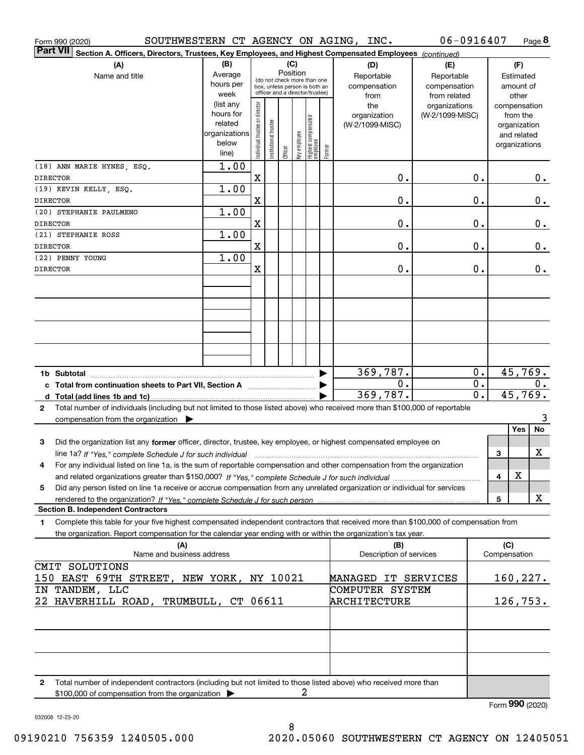Form 990 (2020) SOUTHWESTERN CT AGENCY ON AGING, INC. 06-0916407 Page 8

**Part VII** **Section A. Officers, Directors, Trustees, Key Employees, and Highest Compensated Employees** *(continued)*

| (A) Name and title | (B) Average hours per week (list any hours for related organizations below line) | (C) Position: Individual trustee or director | Institutional trustee | Officer | Key employee | Highest compensated employee | Former | (D) Reportable compensation from the organization (W-2/1099-MISC) | (E) Reportable compensation from related organizations (W-2/1099-MISC) | (F) Estimated amount of other compensation from the organization and related organizations |
|---|---|---|---|---|---|---|---|---|---|---|
| (18) ANN MARIE HYNES, ESQ. DIRECTOR | 1.00 | X | | | | | | 0. | 0. | 0. |
| (19) KEVIN KELLY, ESQ. DIRECTOR | 1.00 | X | | | | | | 0. | 0. | 0. |
| (20) STEPHANIE PAULMENO DIRECTOR | 1.00 | X | | | | | | 0. | 0. | 0. |
| (21) STEPHANIE ROSS DIRECTOR | 1.00 | X | | | | | | 0. | 0. | 0. |
| (22) PENNY YOUNG DIRECTOR | 1.00 | X | | | | | | 0. | 0. | 0. |
| **1b Subtotal** | | | | | | | | 369,787. | 0. | 45,769. |
| **c Total from continuation sheets to Part VII, Section A** | | | | | | | | 0. | 0. | 0. |
| **d Total (add lines 1b and 1c)** | | | | | | | | 369,787. | 0. | 45,769. |

**2** Total number of individuals (including but not limited to those listed above) who received more than $100,000 of reportable compensation from the organization ▶ 3

| | | Yes | No |
|---|---|---|---|
| **3** Did the organization list any **former** officer, director, trustee, key employee, or highest compensated employee on line 1a? *If "Yes," complete Schedule J for such individual* | 3 | | X |
| **4** For any individual listed on line 1a, is the sum of reportable compensation and other compensation from the organization and related organizations greater than $150,000? *If "Yes," complete Schedule J for such individual* | 4 | X | |
| **5** Did any person listed on line 1a receive or accrue compensation from any unrelated organization or individual for services rendered to the organization? *If "Yes," complete Schedule J for such person* | 5 | | X |

**Section B. Independent Contractors**

**1** Complete this table for your five highest compensated independent contractors that received more than $100,000 of compensation from the organization. Report compensation for the calendar year ending with or within the organization's tax year.

| (A) Name and business address | (B) Description of services | (C) Compensation |
|---|---|---|
| CMIT SOLUTIONS 150 EAST 69TH STREET, NEW YORK, NY 10021 | MANAGED IT SERVICES | 160,227. |
| IN TANDEM, LLC 22 HAVERHILL ROAD, TRUMBULL, CT 06611 | COMPUTER SYSTEM ARCHITECTURE | 126,753. |
| | | |
| | | |
| | | |

**2** Total number of independent contractors (including but not limited to those listed above) who received more than $100,000 of compensation from the organization ▶ 2

Form **990** (2020)

032008 12-23-20

09190210 756359 1240505.000 2020.05060 SOUTHWESTERN CT AGENCY ON 12405051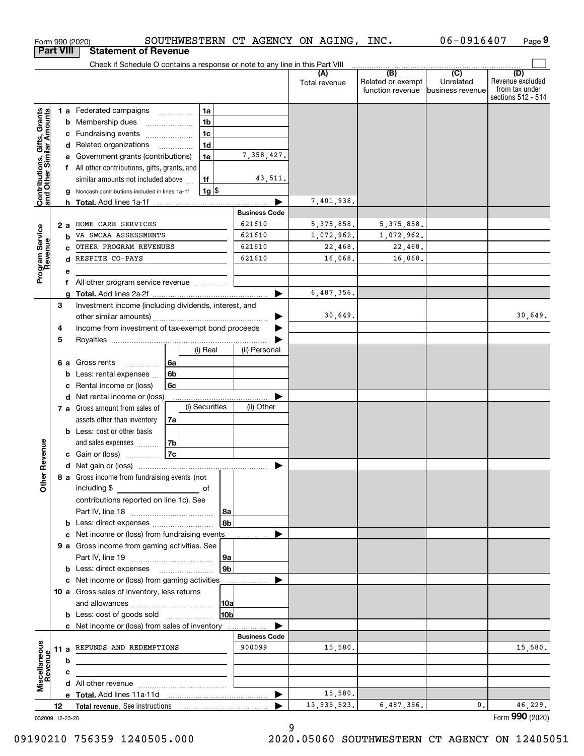Form 990 (2020) SOUTHWESTERN CT AGENCY ON AGING, INC. 06-0916407 Page 9

## Part VIII Statement of Revenue

Check if Schedule O contains a response or note to any line in this Part VIII

| | | | | (A) Total revenue | (B) Related or exempt function revenue | (C) Unrelated business revenue | (D) Revenue excluded from tax under sections 512 - 514 |
|---|---|---|---|---|---|---|---|
| **Contributions, Gifts, Grants and Other Similar Amounts** | 1a Federated campaigns | 1a | | | | | |
| | b Membership dues | 1b | | | | | |
| | c Fundraising events | 1c | | | | | |
| | d Related organizations | 1d | | | | | |
| | e Government grants (contributions) | 1e | 7,358,427. | | | | |
| | f All other contributions, gifts, grants, and similar amounts not included above | 1f | 43,511. | | | | |
| | g Noncash contributions included in lines 1a-1f | 1g | $ | | | | |
| | h **Total.** Add lines 1a-1f | | | 7,401,938. | | | |
| **Program Service Revenue** | | | **Business Code** | | | | |
| | 2a HOME CARE SERVICES | | 621610 | 5,375,858. | 5,375,858. | | |
| | b VA SWCAA ASSESSMENTS | | 621610 | 1,072,962. | 1,072,962. | | |
| | c OTHER PROGRAM REVENUES | | 621610 | 22,468. | 22,468. | | |
| | d RESPITE CO-PAYS | | 621610 | 16,068. | 16,068. | | |
| | e | | | | | | |
| | f All other program service revenue | | | | | | |
| | g **Total.** Add lines 2a-2f | | | 6,487,356. | | | |
| **Other Revenue** | 3 Investment income (including dividends, interest, and other similar amounts) | | | 30,649. | | | 30,649. |
| | 4 Income from investment of tax-exempt bond proceeds | | | | | | |
| | 5 Royalties | | | | | | |
| | | | (i) Real / (ii) Personal | | | | |
| | 6a Gross rents | 6a | | | | | |
| | b Less: rental expenses | 6b | | | | | |
| | c Rental income or (loss) | 6c | | | | | |
| | d Net rental income or (loss) | | | | | | |
| | | | (i) Securities / (ii) Other | | | | |
| | 7a Gross amount from sales of assets other than inventory | 7a | | | | | |
| | b Less: cost or other basis and sales expenses | 7b | | | | | |
| | c Gain or (loss) | 7c | | | | | |
| | d Net gain or (loss) | | | | | | |
| | 8a Gross income from fundraising events (not including $ of contributions reported on line 1c). See Part IV, line 18 | 8a | | | | | |
| | b Less: direct expenses | 8b | | | | | |
| | c Net income or (loss) from fundraising events | | | | | | |
| | 9a Gross income from gaming activities. See Part IV, line 19 | 9a | | | | | |
| | b Less: direct expenses | 9b | | | | | |
| | c Net income or (loss) from gaming activities | | | | | | |
| | 10a Gross sales of inventory, less returns and allowances | 10a | | | | | |
| | b Less: cost of goods sold | 10b | | | | | |
| | c Net income or (loss) from sales of inventory | | | | | | |
| **Miscellaneous Revenue** | | | **Business Code** | | | | |
| | 11a REFUNDS AND REDEMPTIONS | | 900099 | 15,580. | | | 15,580. |
| | b | | | | | | |
| | c | | | | | | |
| | d All other revenue | | | | | | |
| | e **Total.** Add lines 11a-11d | | | 15,580. | | | |
| | 12 **Total revenue.** See instructions | | | 13,935,523. | 6,487,356. | 0. | 46,229. |

032009 12-23-20 Form **990** (2020)

09190210 756359 1240505.000 2020.05060 SOUTHWESTERN CT AGENCY ON 12405051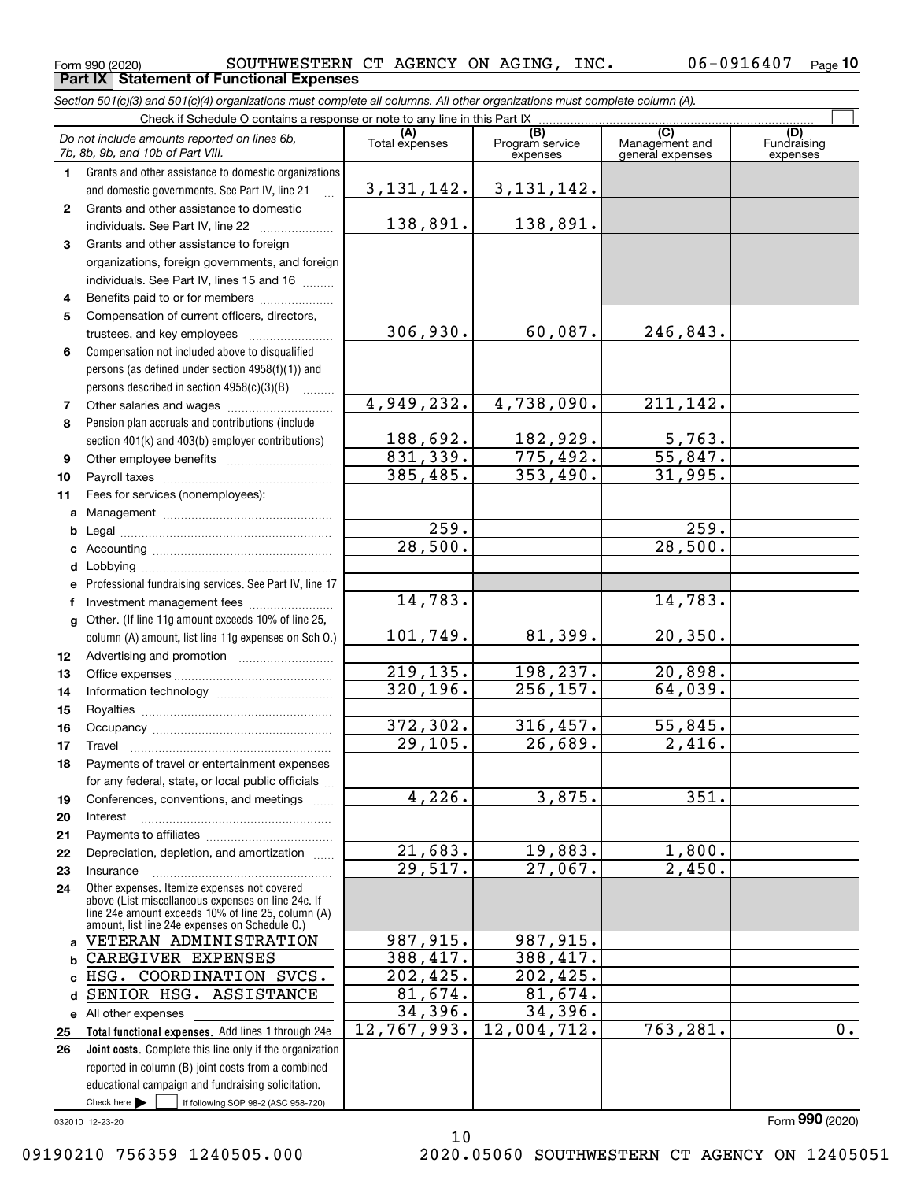Form 990 (2020) SOUTHWESTERN CT AGENCY ON AGING, INC. 06-0916407 Page 10

**Part IX Statement of Functional Expenses**

*Section 501(c)(3) and 501(c)(4) organizations must complete all columns. All other organizations must complete column (A).*

Check if Schedule O contains a response or note to any line in this Part IX

| *Do not include amounts reported on lines 6b, 7b, 8b, 9b, and 10b of Part VIII.* | (A) Total expenses | (B) Program service expenses | (C) Management and general expenses | (D) Fundraising expenses |
|---|---|---|---|---|
| **1** Grants and other assistance to domestic organizations and domestic governments. See Part IV, line 21 | 3,131,142. | 3,131,142. | | |
| **2** Grants and other assistance to domestic individuals. See Part IV, line 22 | 138,891. | 138,891. | | |
| **3** Grants and other assistance to foreign organizations, foreign governments, and foreign individuals. See Part IV, lines 15 and 16 | | | | |
| **4** Benefits paid to or for members | | | | |
| **5** Compensation of current officers, directors, trustees, and key employees | 306,930. | 60,087. | 246,843. | |
| **6** Compensation not included above to disqualified persons (as defined under section 4958(f)(1)) and persons described in section 4958(c)(3)(B) | | | | |
| **7** Other salaries and wages | 4,949,232. | 4,738,090. | 211,142. | |
| **8** Pension plan accruals and contributions (include section 401(k) and 403(b) employer contributions) | 188,692. | 182,929. | 5,763. | |
| **9** Other employee benefits | 831,339. | 775,492. | 55,847. | |
| **10** Payroll taxes | 385,485. | 353,490. | 31,995. | |
| **11** Fees for services (nonemployees): | | | | |
| **a** Management | | | | |
| **b** Legal | 259. | | 259. | |
| **c** Accounting | 28,500. | | 28,500. | |
| **d** Lobbying | | | | |
| **e** Professional fundraising services. See Part IV, line 17 | | | | |
| **f** Investment management fees | 14,783. | | 14,783. | |
| **g** Other. (If line 11g amount exceeds 10% of line 25, column (A) amount, list line 11g expenses on Sch O.) | 101,749. | 81,399. | 20,350. | |
| **12** Advertising and promotion | | | | |
| **13** Office expenses | 219,135. | 198,237. | 20,898. | |
| **14** Information technology | 320,196. | 256,157. | 64,039. | |
| **15** Royalties | | | | |
| **16** Occupancy | 372,302. | 316,457. | 55,845. | |
| **17** Travel | 29,105. | 26,689. | 2,416. | |
| **18** Payments of travel or entertainment expenses for any federal, state, or local public officials | | | | |
| **19** Conferences, conventions, and meetings | 4,226. | 3,875. | 351. | |
| **20** Interest | | | | |
| **21** Payments to affiliates | | | | |
| **22** Depreciation, depletion, and amortization | 21,683. | 19,883. | 1,800. | |
| **23** Insurance | 29,517. | 27,067. | 2,450. | |
| **24** Other expenses. Itemize expenses not covered above (List miscellaneous expenses on line 24e. If line 24e amount exceeds 10% of line 25, column (A) amount, list line 24e expenses on Schedule O.) | | | | |
| **a** VETERAN ADMINISTRATION | 987,915. | 987,915. | | |
| **b** CAREGIVER EXPENSES | 388,417. | 388,417. | | |
| **c** HSG. COORDINATION SVCS. | 202,425. | 202,425. | | |
| **d** SENIOR HSG. ASSISTANCE | 81,674. | 81,674. | | |
| **e** All other expenses | 34,396. | 34,396. | | |
| **25 Total functional expenses.** Add lines 1 through 24e | 12,767,993. | 12,004,712. | 763,281. | 0. |
| **26 Joint costs.** Complete this line only if the organization reported in column (B) joint costs from a combined educational campaign and fundraising solicitation. Check here ☐ if following SOP 98-2 (ASC 958-720) | | | | |

032010 12-23-20 Form **990** (2020)

09190210 756359 1240505.000 2020.05060 SOUTHWESTERN CT AGENCY ON 12405051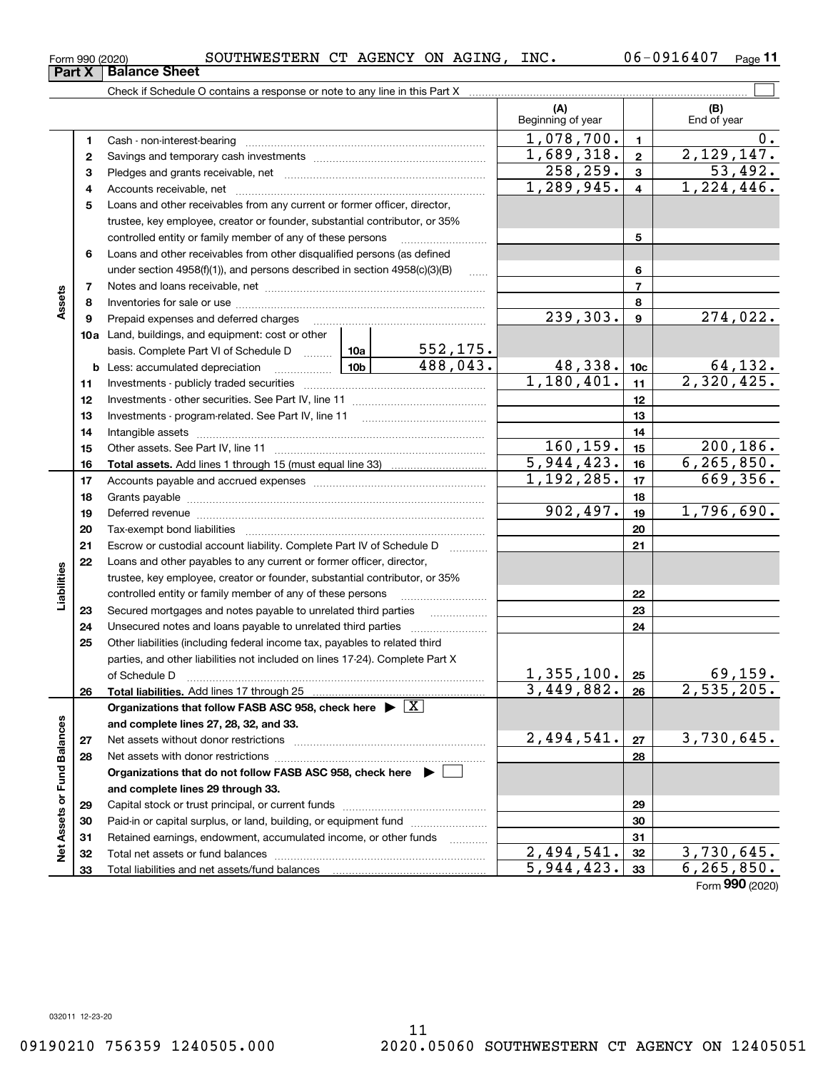Form 990 (2020) SOUTHWESTERN CT AGENCY ON AGING, INC. 06-0916407

## Part X Balance Sheet

Check if Schedule O contains a response or note to any line in this Part X ☐

| | | | (A) Beginning of year | | (B) End of year |
|---|---|---|---|---|---|
| Assets | 1 | Cash - non-interest-bearing | 1,078,700. | 1 | 0. |
| | 2 | Savings and temporary cash investments | 1,689,318. | 2 | 2,129,147. |
| | 3 | Pledges and grants receivable, net | 258,259. | 3 | 53,492. |
| | 4 | Accounts receivable, net | 1,289,945. | 4 | 1,224,446. |
| | 5 | Loans and other receivables from any current or former officer, director, trustee, key employee, creator or founder, substantial contributor, or 35% controlled entity or family member of any of these persons | | 5 | |
| | 6 | Loans and other receivables from other disqualified persons (as defined under section 4958(f)(1)), and persons described in section 4958(c)(3)(B) | | 6 | |
| | 7 | Notes and loans receivable, net | | 7 | |
| | 8 | Inventories for sale or use | | 8 | |
| | 9 | Prepaid expenses and deferred charges | 239,303. | 9 | 274,022. |
| | 10a | Land, buildings, and equipment: cost or other basis. Complete Part VI of Schedule D — 10a: 552,175. | | | |
| | b | Less: accumulated depreciation — 10b: 488,043. | 48,338. | 10c | 64,132. |
| | 11 | Investments - publicly traded securities | 1,180,401. | 11 | 2,320,425. |
| | 12 | Investments - other securities. See Part IV, line 11 | | 12 | |
| | 13 | Investments - program-related. See Part IV, line 11 | | 13 | |
| | 14 | Intangible assets | | 14 | |
| | 15 | Other assets. See Part IV, line 11 | 160,159. | 15 | 200,186. |
| | 16 | **Total assets.** Add lines 1 through 15 (must equal line 33) | 5,944,423. | 16 | 6,265,850. |
| Liabilities | 17 | Accounts payable and accrued expenses | 1,192,285. | 17 | 669,356. |
| | 18 | Grants payable | | 18 | |
| | 19 | Deferred revenue | 902,497. | 19 | 1,796,690. |
| | 20 | Tax-exempt bond liabilities | | 20 | |
| | 21 | Escrow or custodial account liability. Complete Part IV of Schedule D | | 21 | |
| | 22 | Loans and other payables to any current or former officer, director, trustee, key employee, creator or founder, substantial contributor, or 35% controlled entity or family member of any of these persons | | 22 | |
| | 23 | Secured mortgages and notes payable to unrelated third parties | | 23 | |
| | 24 | Unsecured notes and loans payable to unrelated third parties | | 24 | |
| | 25 | Other liabilities (including federal income tax, payables to related third parties, and other liabilities not included on lines 17-24). Complete Part X of Schedule D | 1,355,100. | 25 | 69,159. |
| | 26 | **Total liabilities.** Add lines 17 through 25 | 3,449,882. | 26 | 2,535,205. |
| Net Assets or Fund Balances | | **Organizations that follow FASB ASC 958, check here** ▶ ☒ **and complete lines 27, 28, 32, and 33.** | | | |
| | 27 | Net assets without donor restrictions | 2,494,541. | 27 | 3,730,645. |
| | 28 | Net assets with donor restrictions | | 28 | |
| | | **Organizations that do not follow FASB ASC 958, check here** ▶ ☐ **and complete lines 29 through 33.** | | | |
| | 29 | Capital stock or trust principal, or current funds | | 29 | |
| | 30 | Paid-in or capital surplus, or land, building, or equipment fund | | 30 | |
| | 31 | Retained earnings, endowment, accumulated income, or other funds | | 31 | |
| | 32 | Total net assets or fund balances | 2,494,541. | 32 | 3,730,645. |
| | 33 | Total liabilities and net assets/fund balances | 5,944,423. | 33 | 6,265,850. |

Form **990** (2020)

032011 12-23-20

09190210 756359 1240505.000 2020.05060 SOUTHWESTERN CT AGENCY ON 12405051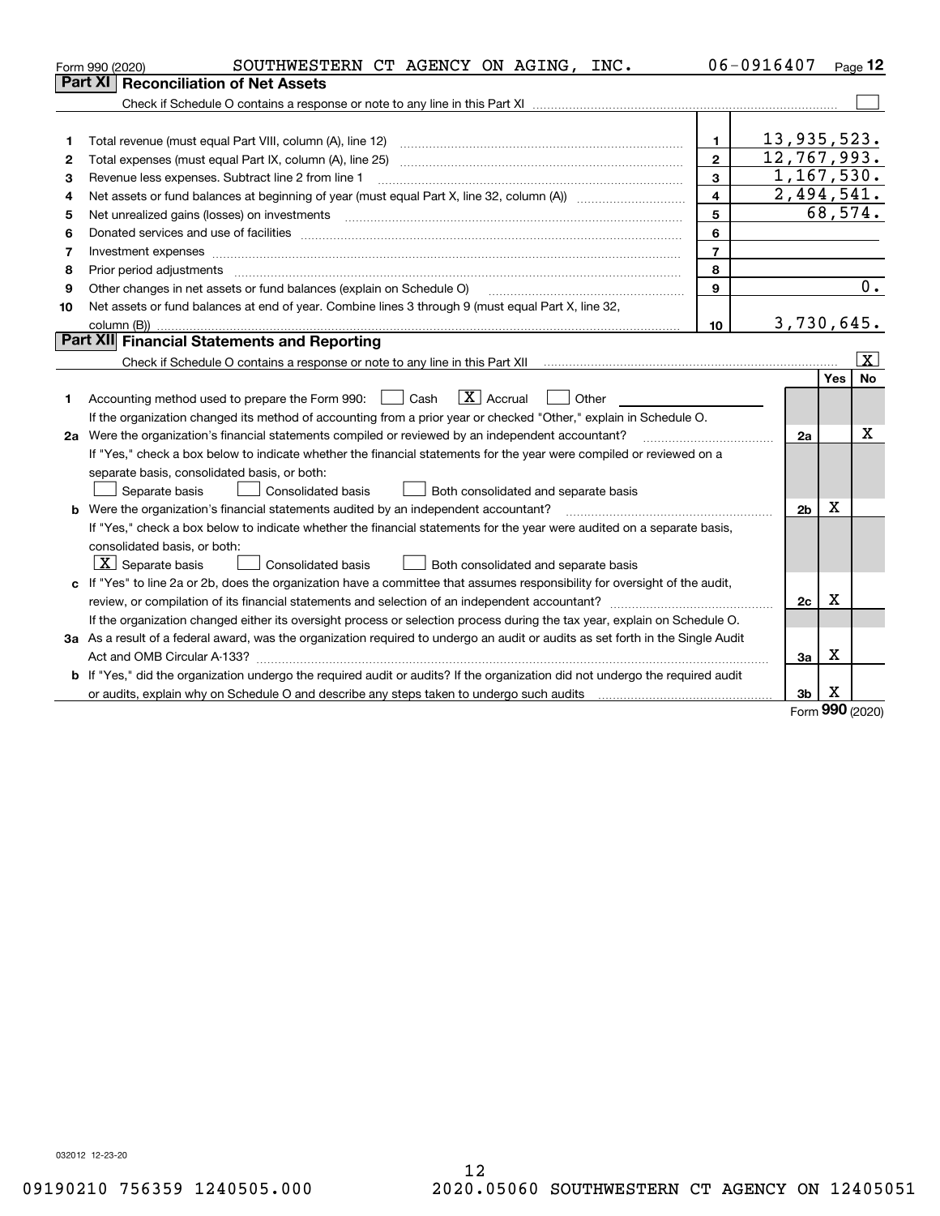Form 990 (2020) SOUTHWESTERN CT AGENCY ON AGING, INC. 06-0916407

## Part XI Reconciliation of Net Assets

Check if Schedule O contains a response or note to any line in this Part XI ☐

| | | | |
|---|---|---|---|
| 1 | Total revenue (must equal Part VIII, column (A), line 12) | 1 | 13,935,523. |
| 2 | Total expenses (must equal Part IX, column (A), line 25) | 2 | 12,767,993. |
| 3 | Revenue less expenses. Subtract line 2 from line 1 | 3 | 1,167,530. |
| 4 | Net assets or fund balances at beginning of year (must equal Part X, line 32, column (A)) | 4 | 2,494,541. |
| 5 | Net unrealized gains (losses) on investments | 5 | 68,574. |
| 6 | Donated services and use of facilities | 6 | |
| 7 | Investment expenses | 7 | |
| 8 | Prior period adjustments | 8 | |
| 9 | Other changes in net assets or fund balances (explain on Schedule O) | 9 | 0. |
| 10 | Net assets or fund balances at end of year. Combine lines 3 through 9 (must equal Part X, line 32, column (B)) | 10 | 3,730,645. |

## Part XII Financial Statements and Reporting

Check if Schedule O contains a response or note to any line in this Part XII ☒

| | | | Yes | No |
|---|---|---|---|---|
| 1 | Accounting method used to prepare the Form 990: ☐ Cash ☒ Accrual ☐ Other | | | |
| | If the organization changed its method of accounting from a prior year or checked "Other," explain in Schedule O. | | | |
| 2a | Were the organization's financial statements compiled or reviewed by an independent accountant? | 2a | | X |
| | If "Yes," check a box below to indicate whether the financial statements for the year were compiled or reviewed on a separate basis, consolidated basis, or both: ☐ Separate basis ☐ Consolidated basis ☐ Both consolidated and separate basis | | | |
| b | Were the organization's financial statements audited by an independent accountant? | 2b | X | |
| | If "Yes," check a box below to indicate whether the financial statements for the year were audited on a separate basis, consolidated basis, or both: ☒ Separate basis ☐ Consolidated basis ☐ Both consolidated and separate basis | | | |
| c | If "Yes" to line 2a or 2b, does the organization have a committee that assumes responsibility for oversight of the audit, review, or compilation of its financial statements and selection of an independent accountant? | 2c | X | |
| | If the organization changed either its oversight process or selection process during the tax year, explain on Schedule O. | | | |
| 3a | As a result of a federal award, was the organization required to undergo an audit or audits as set forth in the Single Audit Act and OMB Circular A-133? | 3a | X | |
| b | If "Yes," did the organization undergo the required audit or audits? If the organization did not undergo the required audit or audits, explain why on Schedule O and describe any steps taken to undergo such audits | 3b | X | |

Form 990 (2020)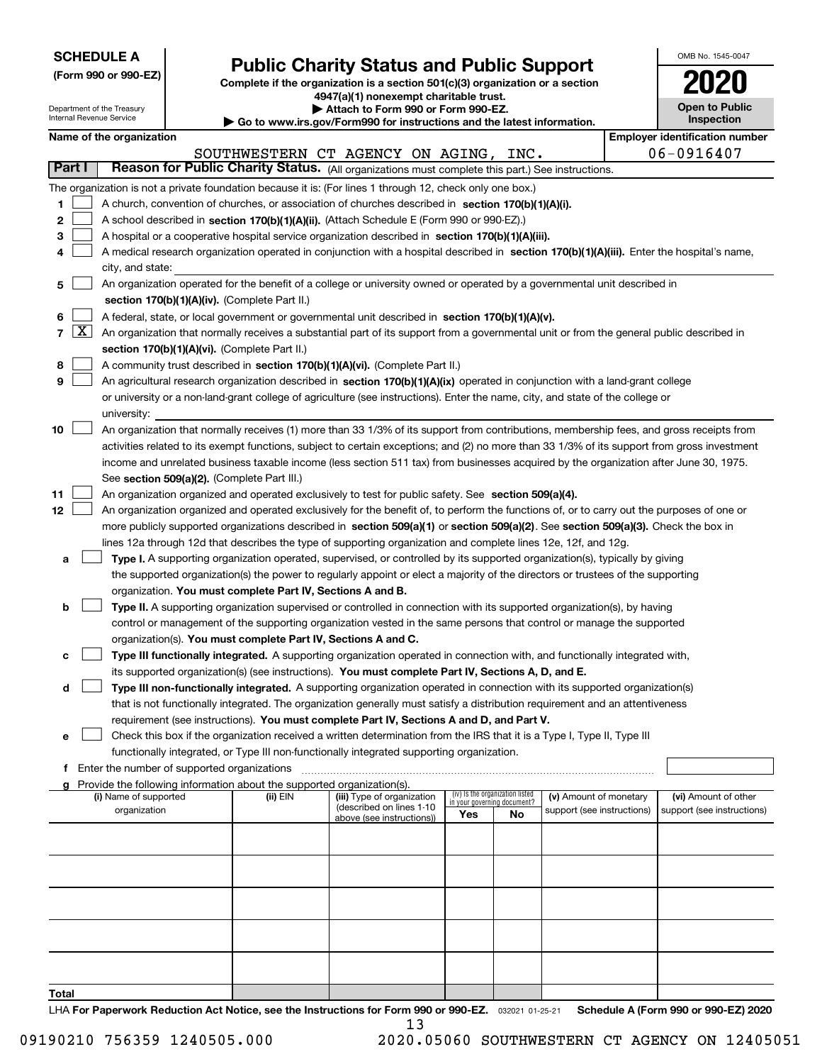**SCHEDULE A**
**(Form 990 or 990-EZ)**

Department of the Treasury
Internal Revenue Service

# Public Charity Status and Public Support

**Complete if the organization is a section 501(c)(3) organization or a section 4947(a)(1) nonexempt charitable trust.**
**▶ Attach to Form 990 or Form 990-EZ.**
**▶ Go to www.irs.gov/Form990 for instructions and the latest information.**

OMB No. 1545-0047
**2020**
**Open to Public Inspection**

**Name of the organization**
SOUTHWESTERN CT AGENCY ON AGING, INC.

**Employer identification number**
06-0916407

**Part I** **Reason for Public Charity Status.** (All organizations must complete this part.) See instructions.

The organization is not a private foundation because it is: (For lines 1 through 12, check only one box.)

1. ☐ A church, convention of churches, or association of churches described in **section 170(b)(1)(A)(i).**
2. ☐ A school described in **section 170(b)(1)(A)(ii).** (Attach Schedule E (Form 990 or 990-EZ).)
3. ☐ A hospital or a cooperative hospital service organization described in **section 170(b)(1)(A)(iii).**
4. ☐ A medical research organization operated in conjunction with a hospital described in **section 170(b)(1)(A)(iii).** Enter the hospital's name, city, and state:
5. ☐ An organization operated for the benefit of a college or university owned or operated by a governmental unit described in **section 170(b)(1)(A)(iv).** (Complete Part II.)
6. ☐ A federal, state, or local government or governmental unit described in **section 170(b)(1)(A)(v).**
7. ☒ An organization that normally receives a substantial part of its support from a governmental unit or from the general public described in **section 170(b)(1)(A)(vi).** (Complete Part II.)
8. ☐ A community trust described in **section 170(b)(1)(A)(vi).** (Complete Part II.)
9. ☐ An agricultural research organization described in **section 170(b)(1)(A)(ix)** operated in conjunction with a land-grant college or university or a non-land-grant college of agriculture (see instructions). Enter the name, city, and state of the college or university:
10. ☐ An organization that normally receives (1) more than 33 1/3% of its support from contributions, membership fees, and gross receipts from activities related to its exempt functions, subject to certain exceptions; and (2) no more than 33 1/3% of its support from gross investment income and unrelated business taxable income (less section 511 tax) from businesses acquired by the organization after June 30, 1975. See **section 509(a)(2).** (Complete Part III.)
11. ☐ An organization organized and operated exclusively to test for public safety. See **section 509(a)(4).**
12. ☐ An organization organized and operated exclusively for the benefit of, to perform the functions of, or to carry out the purposes of one or more publicly supported organizations described in **section 509(a)(1)** or **section 509(a)(2)**. See **section 509(a)(3).** Check the box in lines 12a through 12d that describes the type of supporting organization and complete lines 12e, 12f, and 12g.
   - **a** ☐ **Type I.** A supporting organization operated, supervised, or controlled by its supported organization(s), typically by giving the supported organization(s) the power to regularly appoint or elect a majority of the directors or trustees of the supporting organization. **You must complete Part IV, Sections A and B.**
   - **b** ☐ **Type II.** A supporting organization supervised or controlled in connection with its supported organization(s), by having control or management of the supporting organization vested in the same persons that control or manage the supported organization(s). **You must complete Part IV, Sections A and C.**
   - **c** ☐ **Type III functionally integrated.** A supporting organization operated in connection with, and functionally integrated with, its supported organization(s) (see instructions). **You must complete Part IV, Sections A, D, and E.**
   - **d** ☐ **Type III non-functionally integrated.** A supporting organization operated in connection with its supported organization(s) that is not functionally integrated. The organization generally must satisfy a distribution requirement and an attentiveness requirement (see instructions). **You must complete Part IV, Sections A and D, and Part V.**
   - **e** ☐ Check this box if the organization received a written determination from the IRS that it is a Type I, Type II, Type III functionally integrated, or Type III non-functionally integrated supporting organization.
   - **f** Enter the number of supported organizations
   - **g** Provide the following information about the supported organization(s).

| (i) Name of supported organization | (ii) EIN | (iii) Type of organization (described on lines 1-10 above (see instructions)) | (iv) Is the organization listed in your governing document? Yes | No | (v) Amount of monetary support (see instructions) | (vi) Amount of other support (see instructions) |
|---|---|---|---|---|---|---|
| | | | | | | |
| | | | | | | |
| | | | | | | |
| | | | | | | |
| | | | | | | |
| **Total** | | | | | | |

LHA **For Paperwork Reduction Act Notice, see the Instructions for Form 990 or 990-EZ.** 032021 01-25-21 **Schedule A (Form 990 or 990-EZ) 2020**

09190210 756359 1240505.000 2020.05060 SOUTHWESTERN CT AGENCY ON 12405051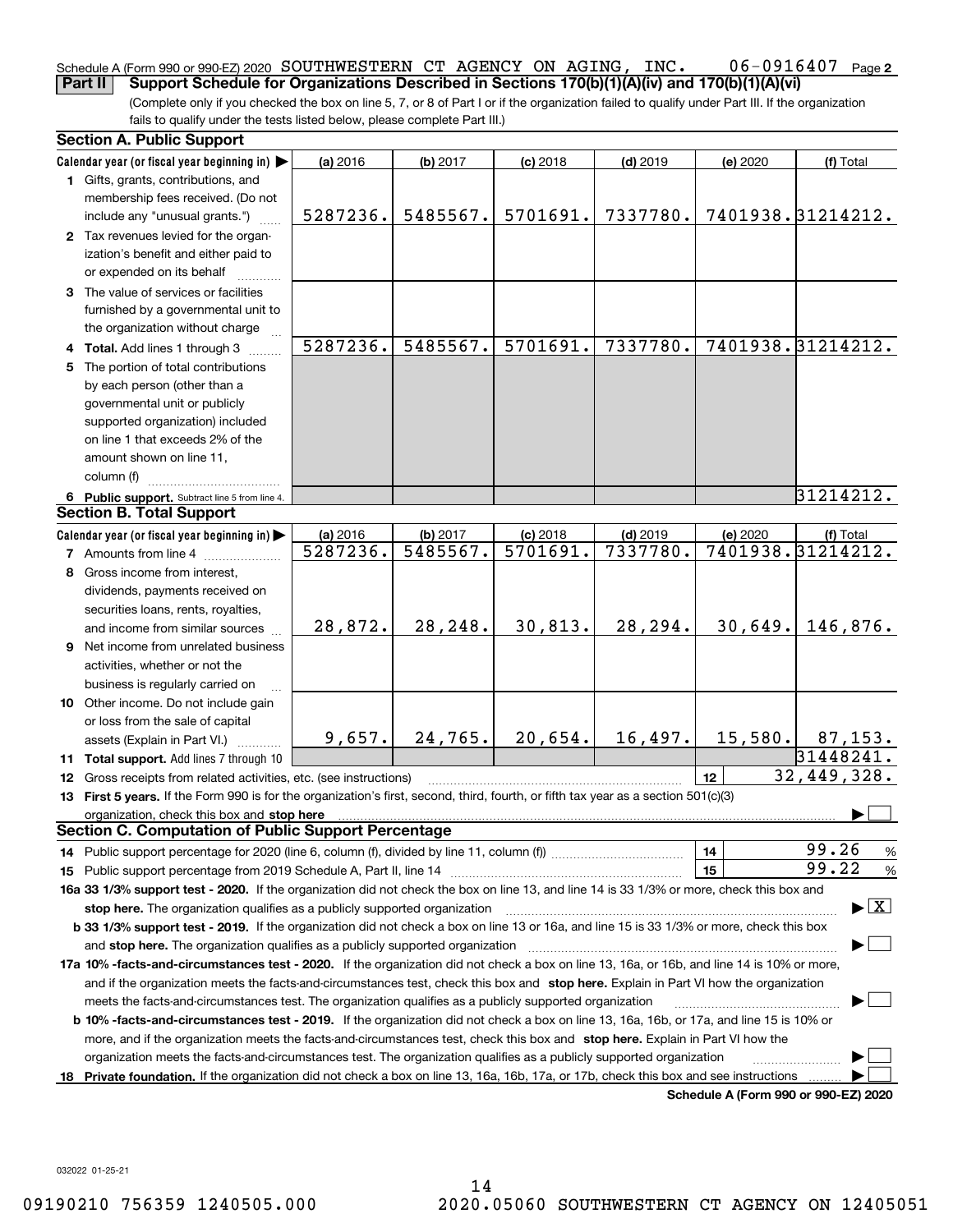Schedule A (Form 990 or 990-EZ) 2020 SOUTHWESTERN CT AGENCY ON AGING, INC. 06-0916407 Page 2

**Part II Support Schedule for Organizations Described in Sections 170(b)(1)(A)(iv) and 170(b)(1)(A)(vi)**

(Complete only if you checked the box on line 5, 7, or 8 of Part I or if the organization failed to qualify under Part III. If the organization fails to qualify under the tests listed below, please complete Part III.)

### Section A. Public Support

| Calendar year (or fiscal year beginning in) ▶ | (a) 2016 | (b) 2017 | (c) 2018 | (d) 2019 | (e) 2020 | (f) Total |
|---|---|---|---|---|---|---|
| **1** Gifts, grants, contributions, and membership fees received. (Do not include any "unusual grants.") | 5287236. | 5485567. | 5701691. | 7337780. | 7401938. | 31214212. |
| **2** Tax revenues levied for the organization's benefit and either paid to or expended on its behalf | | | | | | |
| **3** The value of services or facilities furnished by a governmental unit to the organization without charge | | | | | | |
| **4 Total.** Add lines 1 through 3 | 5287236. | 5485567. | 5701691. | 7337780. | 7401938. | 31214212. |
| **5** The portion of total contributions by each person (other than a governmental unit or publicly supported organization) included on line 1 that exceeds 2% of the amount shown on line 11, column (f) | | | | | | |
| **6 Public support.** Subtract line 5 from line 4. | | | | | | 31214212. |

### Section B. Total Support

| Calendar year (or fiscal year beginning in) ▶ | (a) 2016 | (b) 2017 | (c) 2018 | (d) 2019 | (e) 2020 | (f) Total |
|---|---|---|---|---|---|---|
| **7** Amounts from line 4 | 5287236. | 5485567. | 5701691. | 7337780. | 7401938. | 31214212. |
| **8** Gross income from interest, dividends, payments received on securities loans, rents, royalties, and income from similar sources | 28,872. | 28,248. | 30,813. | 28,294. | 30,649. | 146,876. |
| **9** Net income from unrelated business activities, whether or not the business is regularly carried on | | | | | | |
| **10** Other income. Do not include gain or loss from the sale of capital assets (Explain in Part VI.) | 9,657. | 24,765. | 20,654. | 16,497. | 15,580. | 87,153. |
| **11 Total support.** Add lines 7 through 10 | | | | | | 31448241. |

**12** Gross receipts from related activities, etc. (see instructions) | **12** | 32,449,328.

**13 First 5 years.** If the Form 990 is for the organization's first, second, third, fourth, or fifth tax year as a section 501(c)(3) organization, check this box and **stop here** ▶ ☐

### Section C. Computation of Public Support Percentage

**14** Public support percentage for 2020 (line 6, column (f), divided by line 11, column (f)) | **14** | 99.26 %

**15** Public support percentage from 2019 Schedule A, Part II, line 14 | **15** | 99.22 %

**16a 33 1/3% support test - 2020.** If the organization did not check the box on line 13, and line 14 is 33 1/3% or more, check this box and **stop here.** The organization qualifies as a publicly supported organization ▶ ☒

**b 33 1/3% support test - 2019.** If the organization did not check a box on line 13 or 16a, and line 15 is 33 1/3% or more, check this box and **stop here.** The organization qualifies as a publicly supported organization ▶ ☐

**17a 10% -facts-and-circumstances test - 2020.** If the organization did not check a box on line 13, 16a, or 16b, and line 14 is 10% or more, and if the organization meets the facts-and-circumstances test, check this box and **stop here.** Explain in Part VI how the organization meets the facts-and-circumstances test. The organization qualifies as a publicly supported organization ▶ ☐

**b 10% -facts-and-circumstances test - 2019.** If the organization did not check a box on line 13, 16a, 16b, or 17a, and line 15 is 10% or more, and if the organization meets the facts-and-circumstances test, check this box and **stop here.** Explain in Part VI how the organization meets the facts-and-circumstances test. The organization qualifies as a publicly supported organization ▶ ☐

**18 Private foundation.** If the organization did not check a box on line 13, 16a, 16b, 17a, or 17b, check this box and see instructions ▶ ☐

**Schedule A (Form 990 or 990-EZ) 2020**

032022 01-25-21

09190210 756359 1240505.000 2020.05060 SOUTHWESTERN CT AGENCY ON 12405051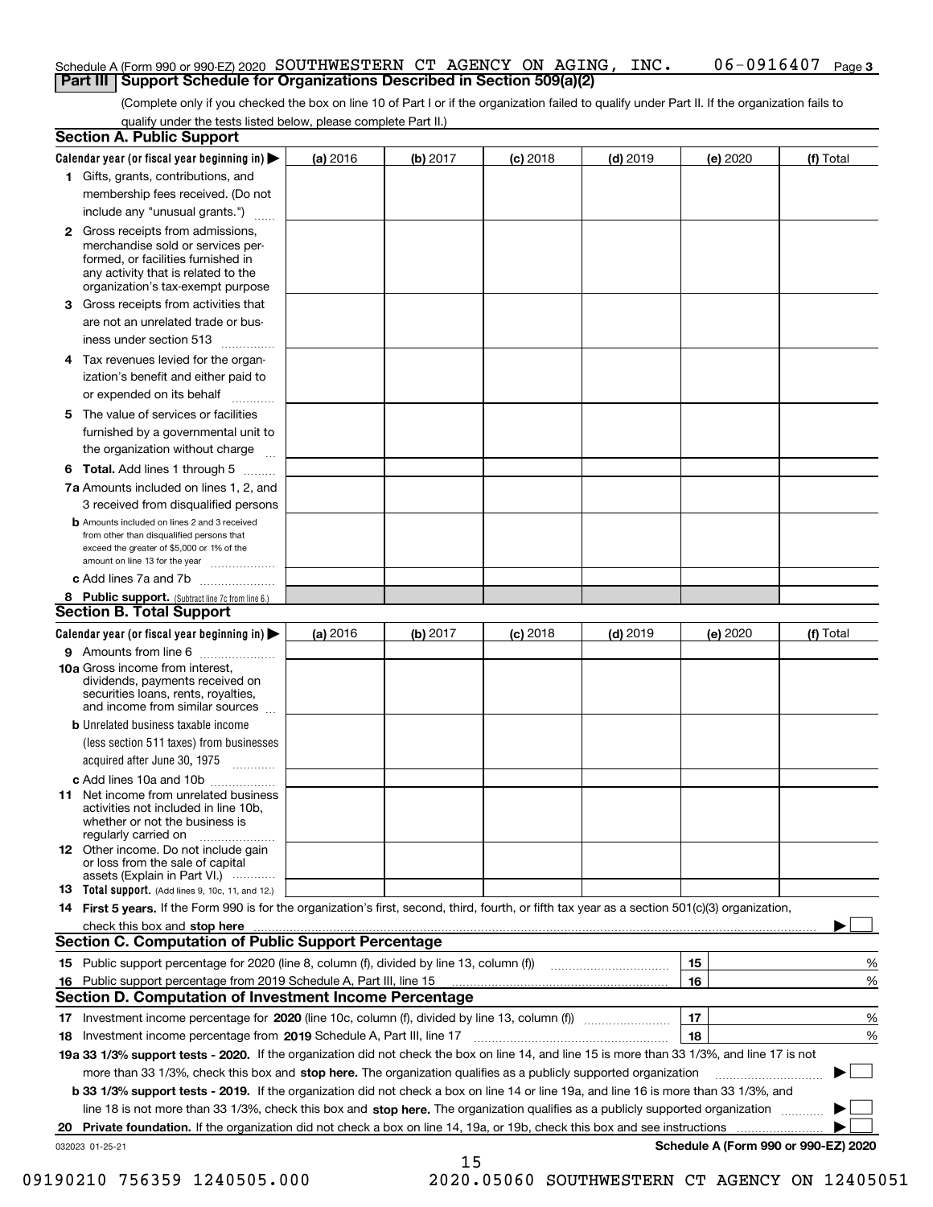Schedule A (Form 990 or 990-EZ) 2020 SOUTHWESTERN CT AGENCY ON AGING, INC. 06-0916407 Page 3

## Part III | Support Schedule for Organizations Described in Section 509(a)(2)

(Complete only if you checked the box on line 10 of Part I or if the organization failed to qualify under Part II. If the organization fails to qualify under the tests listed below, please complete Part II.)

### Section A. Public Support

| Calendar year (or fiscal year beginning in) ▶ | (a) 2016 | (b) 2017 | (c) 2018 | (d) 2019 | (e) 2020 | (f) Total |
|---|---|---|---|---|---|---|
| 1 Gifts, grants, contributions, and membership fees received. (Do not include any "unusual grants.") | | | | | | |
| 2 Gross receipts from admissions, merchandise sold or services performed, or facilities furnished in any activity that is related to the organization's tax-exempt purpose | | | | | | |
| 3 Gross receipts from activities that are not an unrelated trade or business under section 513 | | | | | | |
| 4 Tax revenues levied for the organization's benefit and either paid to or expended on its behalf | | | | | | |
| 5 The value of services or facilities furnished by a governmental unit to the organization without charge | | | | | | |
| 6 **Total.** Add lines 1 through 5 | | | | | | |
| 7a Amounts included on lines 1, 2, and 3 received from disqualified persons | | | | | | |
| b Amounts included on lines 2 and 3 received from other than disqualified persons that exceed the greater of $5,000 or 1% of the amount on line 13 for the year | | | | | | |
| c Add lines 7a and 7b | | | | | | |
| 8 **Public support.** (Subtract line 7c from line 6.) | | | | | | |

### Section B. Total Support

| Calendar year (or fiscal year beginning in) ▶ | (a) 2016 | (b) 2017 | (c) 2018 | (d) 2019 | (e) 2020 | (f) Total |
|---|---|---|---|---|---|---|
| 9 Amounts from line 6 | | | | | | |
| 10a Gross income from interest, dividends, payments received on securities loans, rents, royalties, and income from similar sources | | | | | | |
| b Unrelated business taxable income (less section 511 taxes) from businesses acquired after June 30, 1975 | | | | | | |
| c Add lines 10a and 10b | | | | | | |
| 11 Net income from unrelated business activities not included in line 10b, whether or not the business is regularly carried on | | | | | | |
| 12 Other income. Do not include gain or loss from the sale of capital assets (Explain in Part VI.) | | | | | | |
| 13 **Total support.** (Add lines 9, 10c, 11, and 12.) | | | | | | |

14 **First 5 years.** If the Form 990 is for the organization's first, second, third, fourth, or fifth tax year as a section 501(c)(3) organization, check this box and **stop here** ▶ ☐

### Section C. Computation of Public Support Percentage

| | | | |
|---|---|---|---|
| 15 Public support percentage for 2020 (line 8, column (f), divided by line 13, column (f)) | 15 | | % |
| 16 Public support percentage from 2019 Schedule A, Part III, line 15 | 16 | | % |

### Section D. Computation of Investment Income Percentage

| | | | |
|---|---|---|---|
| 17 Investment income percentage for **2020** (line 10c, column (f), divided by line 13, column (f)) | 17 | | % |
| 18 Investment income percentage from **2019** Schedule A, Part III, line 17 | 18 | | % |

**19a 33 1/3% support tests - 2020.** If the organization did not check the box on line 14, and line 15 is more than 33 1/3%, and line 17 is not more than 33 1/3%, check this box and **stop here.** The organization qualifies as a publicly supported organization ▶ ☐

**b 33 1/3% support tests - 2019.** If the organization did not check a box on line 14 or line 19a, and line 16 is more than 33 1/3%, and line 18 is not more than 33 1/3%, check this box and **stop here.** The organization qualifies as a publicly supported organization ▶ ☐

**20 Private foundation.** If the organization did not check a box on line 14, 19a, or 19b, check this box and see instructions ▶ ☐

032023 01-25-21

**Schedule A (Form 990 or 990-EZ) 2020**

09190210 756359 1240505.000 2020.05060 SOUTHWESTERN CT AGENCY ON 12405051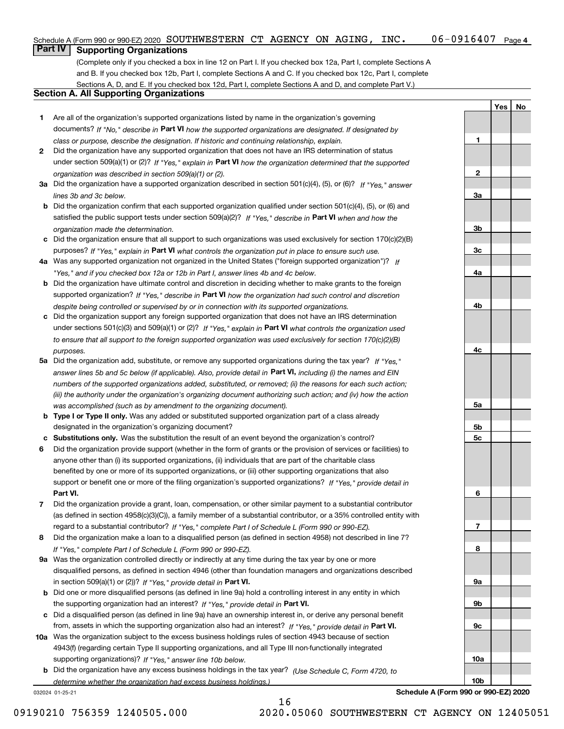Schedule A (Form 990 or 990-EZ) 2020 SOUTHWESTERN CT AGENCY ON AGING, INC. 06-0916407 Page 4

## Part IV Supporting Organizations

(Complete only if you checked a box in line 12 on Part I. If you checked box 12a, Part I, complete Sections A and B. If you checked box 12b, Part I, complete Sections A and C. If you checked box 12c, Part I, complete Sections A, D, and E. If you checked box 12d, Part I, complete Sections A and D, and complete Part V.)

### Section A. All Supporting Organizations

| | | | Yes | No |
|---|---|---|---|---|
| **1** | Are all of the organization's supported organizations listed by name in the organization's governing documents? *If "No," describe in* **Part VI** *how the supported organizations are designated. If designated by class or purpose, describe the designation. If historic and continuing relationship, explain.* | **1** | | |
| **2** | Did the organization have any supported organization that does not have an IRS determination of status under section 509(a)(1) or (2)? *If "Yes," explain in* **Part VI** *how the organization determined that the supported organization was described in section 509(a)(1) or (2).* | **2** | | |
| **3a** | Did the organization have a supported organization described in section 501(c)(4), (5), or (6)? *If "Yes," answer lines 3b and 3c below.* | **3a** | | |
| **b** | Did the organization confirm that each supported organization qualified under section 501(c)(4), (5), or (6) and satisfied the public support tests under section 509(a)(2)? *If "Yes," describe in* **Part VI** *when and how the organization made the determination.* | **3b** | | |
| **c** | Did the organization ensure that all support to such organizations was used exclusively for section 170(c)(2)(B) purposes? *If "Yes," explain in* **Part VI** *what controls the organization put in place to ensure such use.* | **3c** | | |
| **4a** | Was any supported organization not organized in the United States ("foreign supported organization")? *If "Yes," and if you checked box 12a or 12b in Part I, answer lines 4b and 4c below.* | **4a** | | |
| **b** | Did the organization have ultimate control and discretion in deciding whether to make grants to the foreign supported organization? *If "Yes," describe in* **Part VI** *how the organization had such control and discretion despite being controlled or supervised by or in connection with its supported organizations.* | **4b** | | |
| **c** | Did the organization support any foreign supported organization that does not have an IRS determination under sections 501(c)(3) and 509(a)(1) or (2)? *If "Yes," explain in* **Part VI** *what controls the organization used to ensure that all support to the foreign supported organization was used exclusively for section 170(c)(2)(B) purposes.* | **4c** | | |
| **5a** | Did the organization add, substitute, or remove any supported organizations during the tax year? *If "Yes," answer lines 5b and 5c below (if applicable). Also, provide detail in* **Part VI,** *including (i) the names and EIN numbers of the supported organizations added, substituted, or removed; (ii) the reasons for each such action; (iii) the authority under the organization's organizing document authorizing such action; and (iv) how the action was accomplished (such as by amendment to the organizing document).* | **5a** | | |
| **b** | **Type I or Type II only.** Was any added or substituted supported organization part of a class already designated in the organization's organizing document? | **5b** | | |
| **c** | **Substitutions only.** Was the substitution the result of an event beyond the organization's control? | **5c** | | |
| **6** | Did the organization provide support (whether in the form of grants or the provision of services or facilities) to anyone other than (i) its supported organizations, (ii) individuals that are part of the charitable class benefited by one or more of its supported organizations, or (iii) other supporting organizations that also support or benefit one or more of the filing organization's supported organizations? *If "Yes," provide detail in* **Part VI.** | **6** | | |
| **7** | Did the organization provide a grant, loan, compensation, or other similar payment to a substantial contributor (as defined in section 4958(c)(3)(C)), a family member of a substantial contributor, or a 35% controlled entity with regard to a substantial contributor? *If "Yes," complete Part I of Schedule L (Form 990 or 990-EZ).* | **7** | | |
| **8** | Did the organization make a loan to a disqualified person (as defined in section 4958) not described in line 7? *If "Yes," complete Part I of Schedule L (Form 990 or 990-EZ).* | **8** | | |
| **9a** | Was the organization controlled directly or indirectly at any time during the tax year by one or more disqualified persons, as defined in section 4946 (other than foundation managers and organizations described in section 509(a)(1) or (2))? *If "Yes," provide detail in* **Part VI.** | **9a** | | |
| **b** | Did one or more disqualified persons (as defined in line 9a) hold a controlling interest in any entity in which the supporting organization had an interest? *If "Yes," provide detail in* **Part VI.** | **9b** | | |
| **c** | Did a disqualified person (as defined in line 9a) have an ownership interest in, or derive any personal benefit from, assets in which the supporting organization also had an interest? *If "Yes," provide detail in* **Part VI.** | **9c** | | |
| **10a** | Was the organization subject to the excess business holdings rules of section 4943 because of section 4943(f) (regarding certain Type II supporting organizations, and all Type III non-functionally integrated supporting organizations)? *If "Yes," answer line 10b below.* | **10a** | | |
| **b** | Did the organization have any excess business holdings in the tax year? *(Use Schedule C, Form 4720, to determine whether the organization had excess business holdings.)* | **10b** | | |

032024 01-25-21 **Schedule A (Form 990 or 990-EZ) 2020**

09190210 756359 1240505.000 2020.05060 SOUTHWESTERN CT AGENCY ON 12405051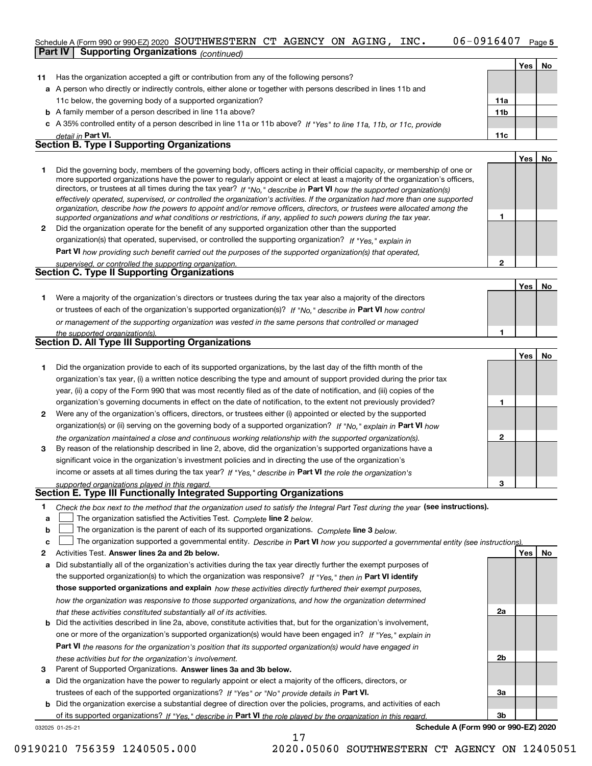Schedule A (Form 990 or 990-EZ) 2020 SOUTHWESTERN CT AGENCY ON AGING, INC. 06-0916407 Page 5

**Part IV Supporting Organizations** *(continued)*

| | | | Yes | No |
|---|---|---|---|---|
| **11** | Has the organization accepted a gift or contribution from any of the following persons? | | | |
| **a** | A person who directly or indirectly controls, either alone or together with persons described in lines 11b and 11c below, the governing body of a supported organization? | 11a | | |
| **b** | A family member of a person described in line 11a above? | 11b | | |
| **c** | A 35% controlled entity of a person described in line 11a or 11b above? *If "Yes" to line 11a, 11b, or 11c, provide detail in* **Part VI.** | 11c | | |

**Section B. Type I Supporting Organizations**

| | | | Yes | No |
|---|---|---|---|---|
| **1** | Did the governing body, members of the governing body, officers acting in their official capacity, or membership of one or more supported organizations have the power to regularly appoint or elect at least a majority of the organization's officers, directors, or trustees at all times during the tax year? *If "No," describe in* **Part VI** *how the supported organization(s) effectively operated, supervised, or controlled the organization's activities. If the organization had more than one supported organization, describe how the powers to appoint and/or remove officers, directors, or trustees were allocated among the supported organizations and what conditions or restrictions, if any, applied to such powers during the tax year.* | 1 | | |
| **2** | Did the organization operate for the benefit of any supported organization other than the supported organization(s) that operated, supervised, or controlled the supporting organization? *If "Yes," explain in* **Part VI** *how providing such benefit carried out the purposes of the supported organization(s) that operated, supervised, or controlled the supporting organization.* | 2 | | |

**Section C. Type II Supporting Organizations**

| | | | Yes | No |
|---|---|---|---|---|
| **1** | Were a majority of the organization's directors or trustees during the tax year also a majority of the directors or trustees of each of the organization's supported organization(s)? *If "No," describe in* **Part VI** *how control or management of the supporting organization was vested in the same persons that controlled or managed the supported organization(s).* | 1 | | |

**Section D. All Type III Supporting Organizations**

| | | | Yes | No |
|---|---|---|---|---|
| **1** | Did the organization provide to each of its supported organizations, by the last day of the fifth month of the organization's tax year, (i) a written notice describing the type and amount of support provided during the prior tax year, (ii) a copy of the Form 990 that was most recently filed as of the date of notification, and (iii) copies of the organization's governing documents in effect on the date of notification, to the extent not previously provided? | 1 | | |
| **2** | Were any of the organization's officers, directors, or trustees either (i) appointed or elected by the supported organization(s) or (ii) serving on the governing body of a supported organization? *If "No," explain in* **Part VI** *how the organization maintained a close and continuous working relationship with the supported organization(s).* | 2 | | |
| **3** | By reason of the relationship described in line 2, above, did the organization's supported organizations have a significant voice in the organization's investment policies and in directing the use of the organization's income or assets at all times during the tax year? *If "Yes," describe in* **Part VI** *the role the organization's supported organizations played in this regard.* | 3 | | |

**Section E. Type III Functionally Integrated Supporting Organizations**

**1** *Check the box next to the method that the organization used to satisfy the Integral Part Test during the year* **(see instructions).**

**a** ☐ The organization satisfied the Activities Test. *Complete* **line 2** *below.*

**b** ☐ The organization is the parent of each of its supported organizations. *Complete* **line 3** *below.*

**c** ☐ The organization supported a governmental entity. *Describe in* **Part VI** *how you supported a governmental entity (see instructions).*

| | | | Yes | No |
|---|---|---|---|---|
| **2** | Activities Test. **Answer lines 2a and 2b below.** | | | |
| **a** | Did substantially all of the organization's activities during the tax year directly further the exempt purposes of the supported organization(s) to which the organization was responsive? *If "Yes," then in* **Part VI identify those supported organizations and explain** *how these activities directly furthered their exempt purposes, how the organization was responsive to those supported organizations, and how the organization determined that these activities constituted substantially all of its activities.* | 2a | | |
| **b** | Did the activities described in line 2a, above, constitute activities that, but for the organization's involvement, one or more of the organization's supported organization(s) would have been engaged in? *If "Yes," explain in* **Part VI** *the reasons for the organization's position that its supported organization(s) would have engaged in these activities but for the organization's involvement.* | 2b | | |
| **3** | Parent of Supported Organizations. **Answer lines 3a and 3b below.** | | | |
| **a** | Did the organization have the power to regularly appoint or elect a majority of the officers, directors, or trustees of each of the supported organizations? *If "Yes" or "No" provide details in* **Part VI.** | 3a | | |
| **b** | Did the organization exercise a substantial degree of direction over the policies, programs, and activities of each of its supported organizations? *If "Yes," describe in* **Part VI** *the role played by the organization in this regard.* | 3b | | |

032025 01-25-21 **Schedule A (Form 990 or 990-EZ) 2020**

09190210 756359 1240505.000 2020.05060 SOUTHWESTERN CT AGENCY ON 12405051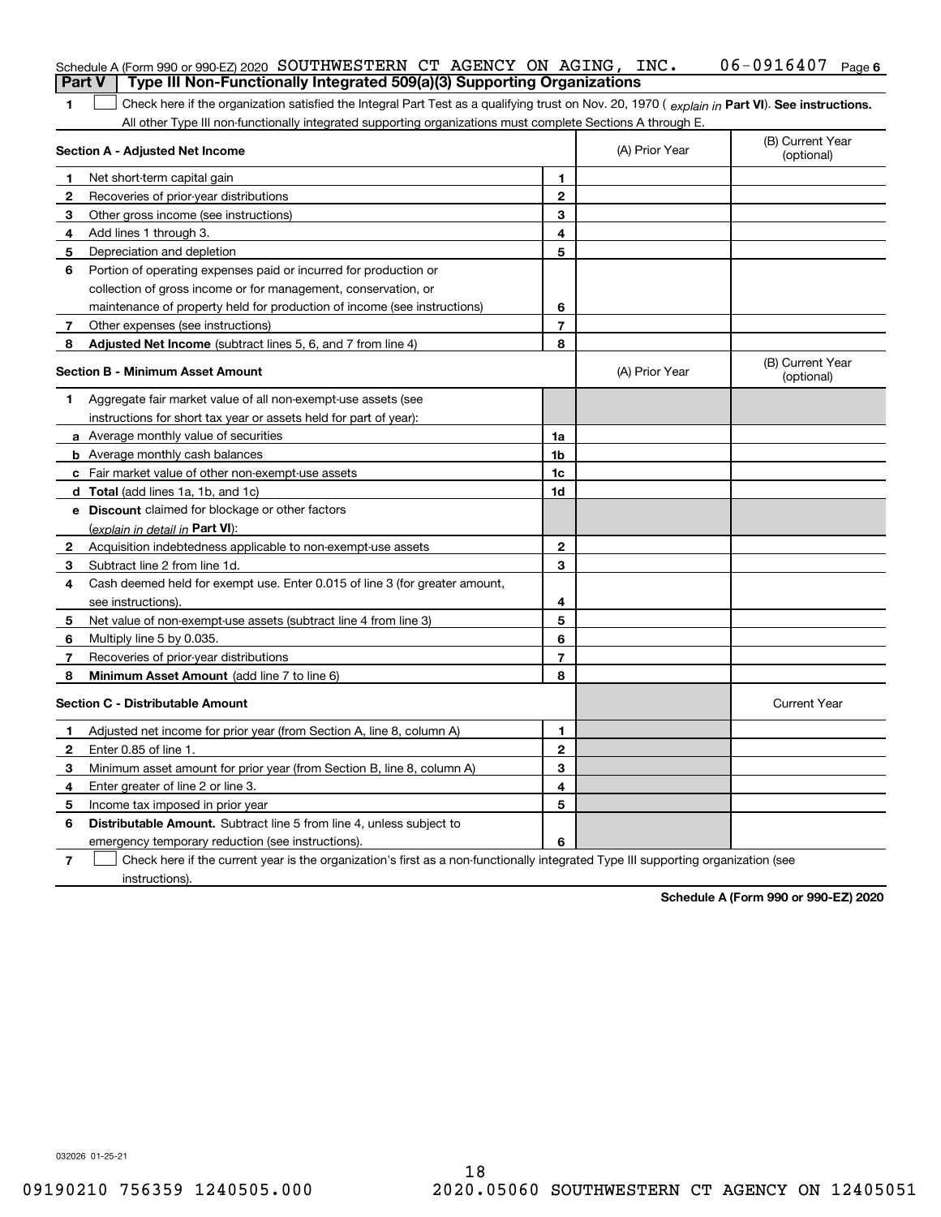Schedule A (Form 990 or 990-EZ) 2020 SOUTHWESTERN CT AGENCY ON AGING, INC. 06-0916407 Page 6

## Part V Type III Non-Functionally Integrated 509(a)(3) Supporting Organizations

**1** ☐ Check here if the organization satisfied the Integral Part Test as a qualifying trust on Nov. 20, 1970 ( *explain in* **Part VI**). **See instructions.** All other Type III non-functionally integrated supporting organizations must complete Sections A through E.

| **Section A - Adjusted Net Income** | | | (A) Prior Year | (B) Current Year (optional) |
|---|---|---|---|---|
| **1** | Net short-term capital gain | 1 | | |
| **2** | Recoveries of prior-year distributions | 2 | | |
| **3** | Other gross income (see instructions) | 3 | | |
| **4** | Add lines 1 through 3. | 4 | | |
| **5** | Depreciation and depletion | 5 | | |
| **6** | Portion of operating expenses paid or incurred for production or collection of gross income or for management, conservation, or maintenance of property held for production of income (see instructions) | 6 | | |
| **7** | Other expenses (see instructions) | 7 | | |
| **8** | **Adjusted Net Income** (subtract lines 5, 6, and 7 from line 4) | 8 | | |

| **Section B - Minimum Asset Amount** | | | (A) Prior Year | (B) Current Year (optional) |
|---|---|---|---|---|
| **1** | Aggregate fair market value of all non-exempt-use assets (see instructions for short tax year or assets held for part of year): | | | |
| **a** | Average monthly value of securities | 1a | | |
| **b** | Average monthly cash balances | 1b | | |
| **c** | Fair market value of other non-exempt-use assets | 1c | | |
| **d** | **Total** (add lines 1a, 1b, and 1c) | 1d | | |
| **e** | **Discount** claimed for blockage or other factors (*explain in detail in* **Part VI**): | | | |
| **2** | Acquisition indebtedness applicable to non-exempt-use assets | 2 | | |
| **3** | Subtract line 2 from line 1d. | 3 | | |
| **4** | Cash deemed held for exempt use. Enter 0.015 of line 3 (for greater amount, see instructions). | 4 | | |
| **5** | Net value of non-exempt-use assets (subtract line 4 from line 3) | 5 | | |
| **6** | Multiply line 5 by 0.035. | 6 | | |
| **7** | Recoveries of prior-year distributions | 7 | | |
| **8** | **Minimum Asset Amount** (add line 7 to line 6) | 8 | | |

| **Section C - Distributable Amount** | | | | Current Year |
|---|---|---|---|---|
| **1** | Adjusted net income for prior year (from Section A, line 8, column A) | 1 | | |
| **2** | Enter 0.85 of line 1. | 2 | | |
| **3** | Minimum asset amount for prior year (from Section B, line 8, column A) | 3 | | |
| **4** | Enter greater of line 2 or line 3. | 4 | | |
| **5** | Income tax imposed in prior year | 5 | | |
| **6** | **Distributable Amount.** Subtract line 5 from line 4, unless subject to emergency temporary reduction (see instructions). | 6 | | |

**7** ☐ Check here if the current year is the organization's first as a non-functionally integrated Type III supporting organization (see instructions).

**Schedule A (Form 990 or 990-EZ) 2020**

032026 01-25-21

09190210 756359 1240505.000 2020.05060 SOUTHWESTERN CT AGENCY ON 12405051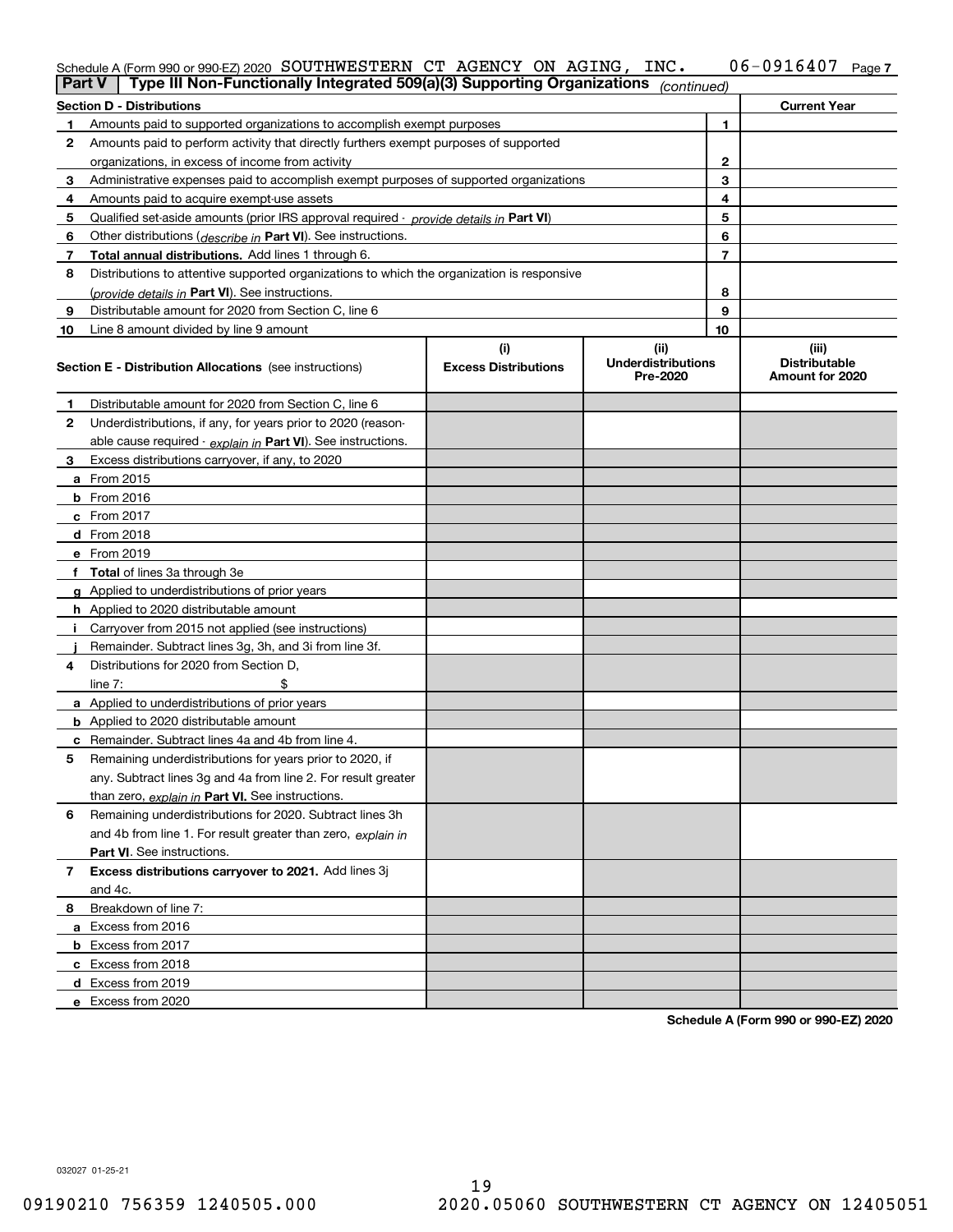Schedule A (Form 990 or 990-EZ) 2020 SOUTHWESTERN CT AGENCY ON AGING, INC. 06-0916407 Page 7

## Part V | Type III Non-Functionally Integrated 509(a)(3) Supporting Organizations *(continued)*

| Section D - Distributions | | Current Year |
|---|---|---|
| 1 Amounts paid to supported organizations to accomplish exempt purposes | 1 | |
| 2 Amounts paid to perform activity that directly furthers exempt purposes of supported organizations, in excess of income from activity | 2 | |
| 3 Administrative expenses paid to accomplish exempt purposes of supported organizations | 3 | |
| 4 Amounts paid to acquire exempt-use assets | 4 | |
| 5 Qualified set-aside amounts (prior IRS approval required - *provide details in* **Part VI**) | 5 | |
| 6 Other distributions (*describe in* **Part VI**). See instructions. | 6 | |
| 7 **Total annual distributions.** Add lines 1 through 6. | 7 | |
| 8 Distributions to attentive supported organizations to which the organization is responsive (*provide details in* **Part VI**). See instructions. | 8 | |
| 9 Distributable amount for 2020 from Section C, line 6 | 9 | |
| 10 Line 8 amount divided by line 9 amount | 10 | |

| **Section E - Distribution Allocations** (see instructions) | (i) Excess Distributions | (ii) Underdistributions Pre-2020 | (iii) Distributable Amount for 2020 |
|---|---|---|---|
| 1 Distributable amount for 2020 from Section C, line 6 | | | |
| 2 Underdistributions, if any, for years prior to 2020 (reasonable cause required - *explain in* **Part VI**). See instructions. | | | |
| 3 Excess distributions carryover, if any, to 2020 | | | |
| a From 2015 | | | |
| b From 2016 | | | |
| c From 2017 | | | |
| d From 2018 | | | |
| e From 2019 | | | |
| f **Total** of lines 3a through 3e | | | |
| g Applied to underdistributions of prior years | | | |
| h Applied to 2020 distributable amount | | | |
| i Carryover from 2015 not applied (see instructions) | | | |
| j Remainder. Subtract lines 3g, 3h, and 3i from line 3f. | | | |
| 4 Distributions for 2020 from Section D, line 7: $ | | | |
| a Applied to underdistributions of prior years | | | |
| b Applied to 2020 distributable amount | | | |
| c Remainder. Subtract lines 4a and 4b from line 4. | | | |
| 5 Remaining underdistributions for years prior to 2020, if any. Subtract lines 3g and 4a from line 2. For result greater than zero, *explain in* **Part VI.** See instructions. | | | |
| 6 Remaining underdistributions for 2020. Subtract lines 3h and 4b from line 1. For result greater than zero, *explain in* **Part VI**. See instructions. | | | |
| 7 **Excess distributions carryover to 2021.** Add lines 3j and 4c. | | | |
| 8 Breakdown of line 7: | | | |
| a Excess from 2016 | | | |
| b Excess from 2017 | | | |
| c Excess from 2018 | | | |
| d Excess from 2019 | | | |
| e Excess from 2020 | | | |

**Schedule A (Form 990 or 990-EZ) 2020**

032027 01-25-21

09190210 756359 1240505.000 2020.05060 SOUTHWESTERN CT AGENCY ON 12405051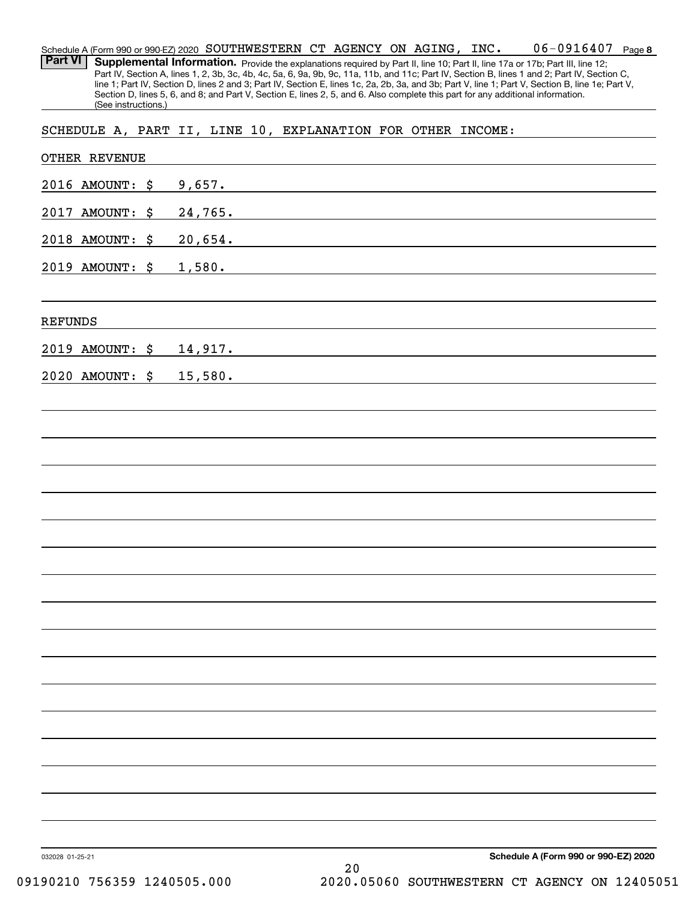Schedule A (Form 990 or 990-EZ) 2020 SOUTHWESTERN CT AGENCY ON AGING, INC. 06-0916407 Page 8

**Part VI** **Supplemental Information.** Provide the explanations required by Part II, line 10; Part II, line 17a or 17b; Part III, line 12; Part IV, Section A, lines 1, 2, 3b, 3c, 4b, 4c, 5a, 6, 9a, 9b, 9c, 11a, 11b, and 11c; Part IV, Section B, lines 1 and 2; Part IV, Section C, line 1; Part IV, Section D, lines 2 and 3; Part IV, Section E, lines 1c, 2a, 2b, 3a, and 3b; Part V, line 1; Part V, Section B, line 1e; Part V, Section D, lines 5, 6, and 8; and Part V, Section E, lines 2, 5, and 6. Also complete this part for any additional information. (See instructions.)

SCHEDULE A, PART II, LINE 10, EXPLANATION FOR OTHER INCOME:

OTHER REVENUE

2016 AMOUNT: $ 9,657.

2017 AMOUNT: $ 24,765.

2018 AMOUNT: $ 20,654.

2019 AMOUNT: $ 1,580.

REFUNDS

2019 AMOUNT: $ 14,917.

2020 AMOUNT: $ 15,580.

032028 01-25-21 **Schedule A (Form 990 or 990-EZ) 2020**

09190210 756359 1240505.000 2020.05060 SOUTHWESTERN CT AGENCY ON 12405051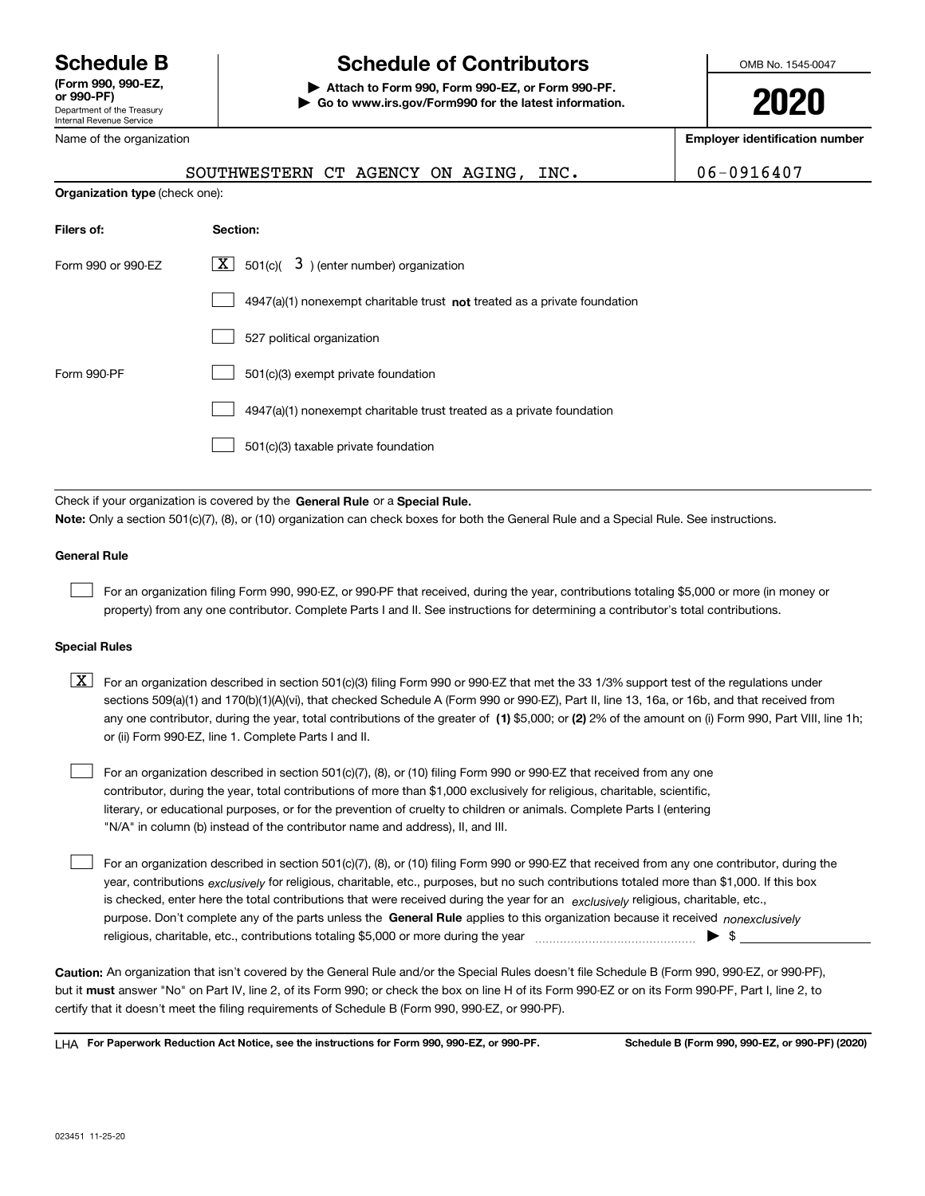# Schedule B

**(Form 990, 990-EZ, or 990-PF)**

Department of the Treasury
Internal Revenue Service

# Schedule of Contributors

▶ **Attach to Form 990, Form 990-EZ, or Form 990-PF.**
▶ **Go to www.irs.gov/Form990 for the latest information.**

OMB No. 1545-0047

**2020**

Name of the organization: SOUTHWESTERN CT AGENCY ON AGING, INC.

**Employer identification number:** 06-0916407

**Organization type** (check one):

| Filers of: | Section: |
|---|---|
| Form 990 or 990-EZ | [X] 501(c)( 3 ) (enter number) organization |
| | [ ] 4947(a)(1) nonexempt charitable trust **not** treated as a private foundation |
| | [ ] 527 political organization |
| Form 990-PF | [ ] 501(c)(3) exempt private foundation |
| | [ ] 4947(a)(1) nonexempt charitable trust treated as a private foundation |
| | [ ] 501(c)(3) taxable private foundation |

Check if your organization is covered by the **General Rule** or a **Special Rule.**

**Note:** Only a section 501(c)(7), (8), or (10) organization can check boxes for both the General Rule and a Special Rule. See instructions.

### General Rule

[ ] For an organization filing Form 990, 990-EZ, or 990-PF that received, during the year, contributions totaling $5,000 or more (in money or property) from any one contributor. Complete Parts I and II. See instructions for determining a contributor's total contributions.

### Special Rules

[X] For an organization described in section 501(c)(3) filing Form 990 or 990-EZ that met the 33 1/3% support test of the regulations under sections 509(a)(1) and 170(b)(1)(A)(vi), that checked Schedule A (Form 990 or 990-EZ), Part II, line 13, 16a, or 16b, and that received from any one contributor, during the year, total contributions of the greater of **(1)** $5,000; or **(2)** 2% of the amount on (i) Form 990, Part VIII, line 1h; or (ii) Form 990-EZ, line 1. Complete Parts I and II.

[ ] For an organization described in section 501(c)(7), (8), or (10) filing Form 990 or 990-EZ that received from any one contributor, during the year, total contributions of more than $1,000 exclusively for religious, charitable, scientific, literary, or educational purposes, or for the prevention of cruelty to children or animals. Complete Parts I (entering "N/A" in column (b) instead of the contributor name and address), II, and III.

[ ] For an organization described in section 501(c)(7), (8), or (10) filing Form 990 or 990-EZ that received from any one contributor, during the year, contributions *exclusively* for religious, charitable, etc., purposes, but no such contributions totaled more than $1,000. If this box is checked, enter here the total contributions that were received during the year for an *exclusively* religious, charitable, etc., purpose. Don't complete any of the parts unless the **General Rule** applies to this organization because it received *nonexclusively* religious, charitable, etc., contributions totaling $5,000 or more during the year ▶ $

**Caution:** An organization that isn't covered by the General Rule and/or the Special Rules doesn't file Schedule B (Form 990, 990-EZ, or 990-PF), but it **must** answer "No" on Part IV, line 2, of its Form 990; or check the box on line H of its Form 990-EZ or on its Form 990-PF, Part I, line 2, to certify that it doesn't meet the filing requirements of Schedule B (Form 990, 990-EZ, or 990-PF).

LHA **For Paperwork Reduction Act Notice, see the instructions for Form 990, 990-EZ, or 990-PF.** **Schedule B (Form 990, 990-EZ, or 990-PF) (2020)**

023451 11-25-20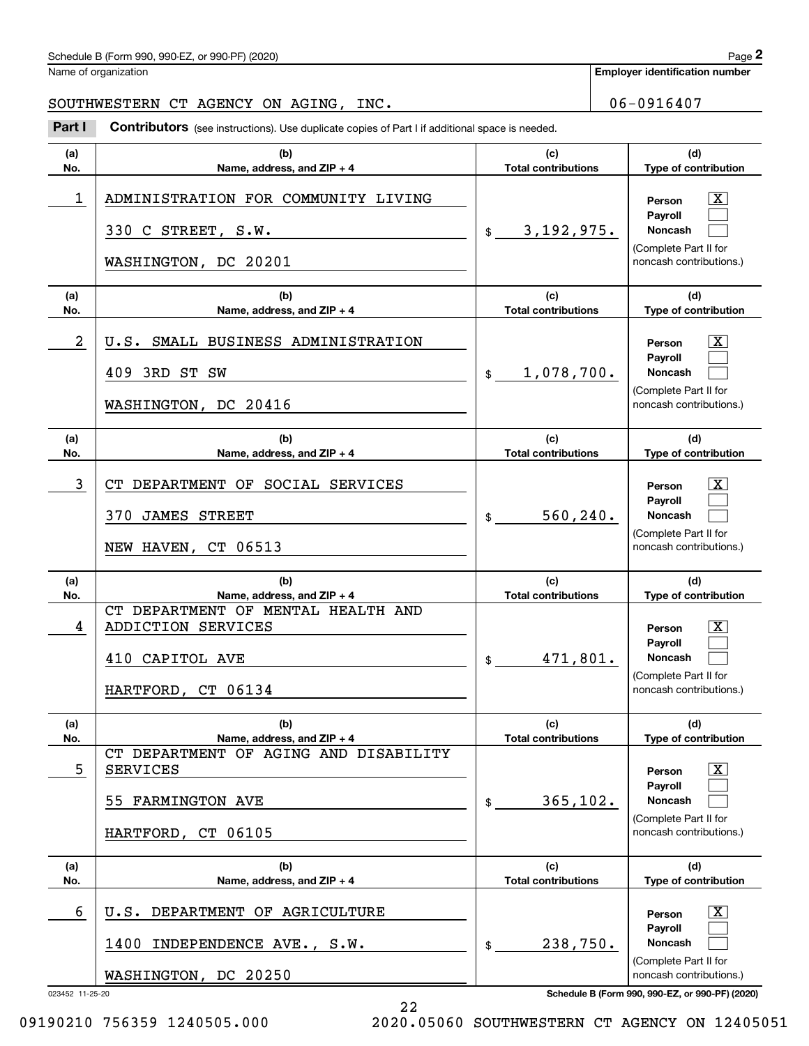Name of organization

SOUTHWESTERN CT AGENCY ON AGING, INC.

**Employer identification number**

06-0916407

**Part I** **Contributors** (see instructions). Use duplicate copies of Part I if additional space is needed.

| (a) No. | (b) Name, address, and ZIP + 4 | (c) Total contributions | (d) Type of contribution |
|---|---|---|---|
| 1 | ADMINISTRATION FOR COMMUNITY LIVING<br>330 C STREET, S.W.<br>WASHINGTON, DC 20201 | $ 3,192,975. | Person [X]<br>Payroll [ ]<br>Noncash [ ]<br>(Complete Part II for noncash contributions.) |
| 2 | U.S. SMALL BUSINESS ADMINISTRATION<br>409 3RD ST SW<br>WASHINGTON, DC 20416 | $ 1,078,700. | Person [X]<br>Payroll [ ]<br>Noncash [ ]<br>(Complete Part II for noncash contributions.) |
| 3 | CT DEPARTMENT OF SOCIAL SERVICES<br>370 JAMES STREET<br>NEW HAVEN, CT 06513 | $ 560,240. | Person [X]<br>Payroll [ ]<br>Noncash [ ]<br>(Complete Part II for noncash contributions.) |
| 4 | CT DEPARTMENT OF MENTAL HEALTH AND ADDICTION SERVICES<br>410 CAPITOL AVE<br>HARTFORD, CT 06134 | $ 471,801. | Person [X]<br>Payroll [ ]<br>Noncash [ ]<br>(Complete Part II for noncash contributions.) |
| 5 | CT DEPARTMENT OF AGING AND DISABILITY SERVICES<br>55 FARMINGTON AVE<br>HARTFORD, CT 06105 | $ 365,102. | Person [X]<br>Payroll [ ]<br>Noncash [ ]<br>(Complete Part II for noncash contributions.) |
| 6 | U.S. DEPARTMENT OF AGRICULTURE<br>1400 INDEPENDENCE AVE., S.W.<br>WASHINGTON, DC 20250 | $ 238,750. | Person [X]<br>Payroll [ ]<br>Noncash [ ]<br>(Complete Part II for noncash contributions.) |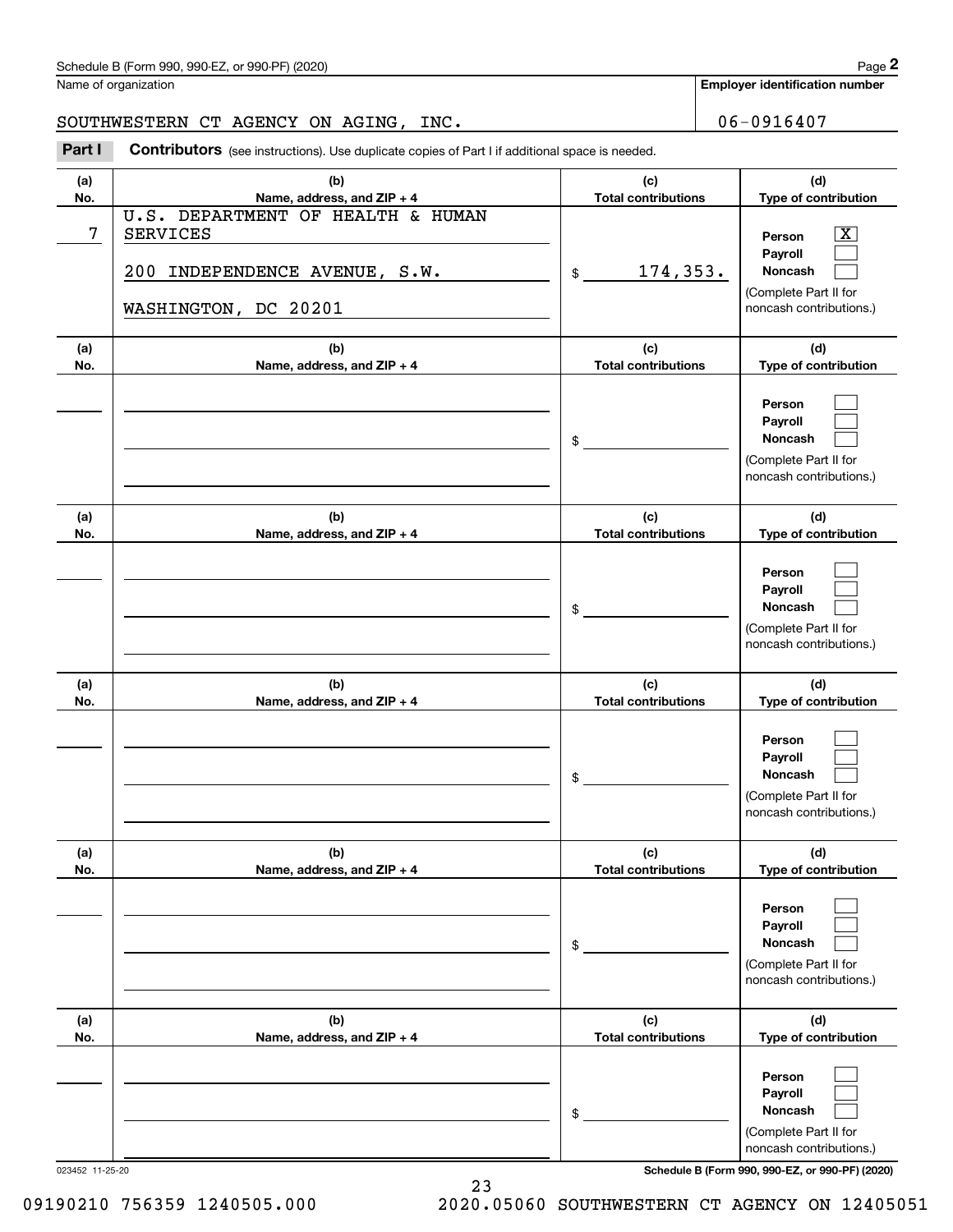Schedule B (Form 990, 990-EZ, or 990-PF) (2020)

Name of organization: SOUTHWESTERN CT AGENCY ON AGING, INC.

Employer identification number: 06-0916407

**Part I** **Contributors** (see instructions). Use duplicate copies of Part I if additional space is needed.

| (a) No. | (b) Name, address, and ZIP + 4 | (c) Total contributions | (d) Type of contribution |
|---|---|---|---|
| 7 | U.S. DEPARTMENT OF HEALTH & HUMAN SERVICES<br>200 INDEPENDENCE AVENUE, S.W.<br>WASHINGTON, DC 20201 | $ 174,353. | Person [X]<br>Payroll [ ]<br>Noncash [ ]<br>(Complete Part II for noncash contributions.) |
| | | $ | Person [ ]<br>Payroll [ ]<br>Noncash [ ]<br>(Complete Part II for noncash contributions.) |
| | | $ | Person [ ]<br>Payroll [ ]<br>Noncash [ ]<br>(Complete Part II for noncash contributions.) |
| | | $ | Person [ ]<br>Payroll [ ]<br>Noncash [ ]<br>(Complete Part II for noncash contributions.) |
| | | $ | Person [ ]<br>Payroll [ ]<br>Noncash [ ]<br>(Complete Part II for noncash contributions.) |
| | | $ | Person [ ]<br>Payroll [ ]<br>Noncash [ ]<br>(Complete Part II for noncash contributions.) |

023452 11-25-20

09190210 756359 1240505.000 2020.05060 SOUTHWESTERN CT AGENCY ON 12405051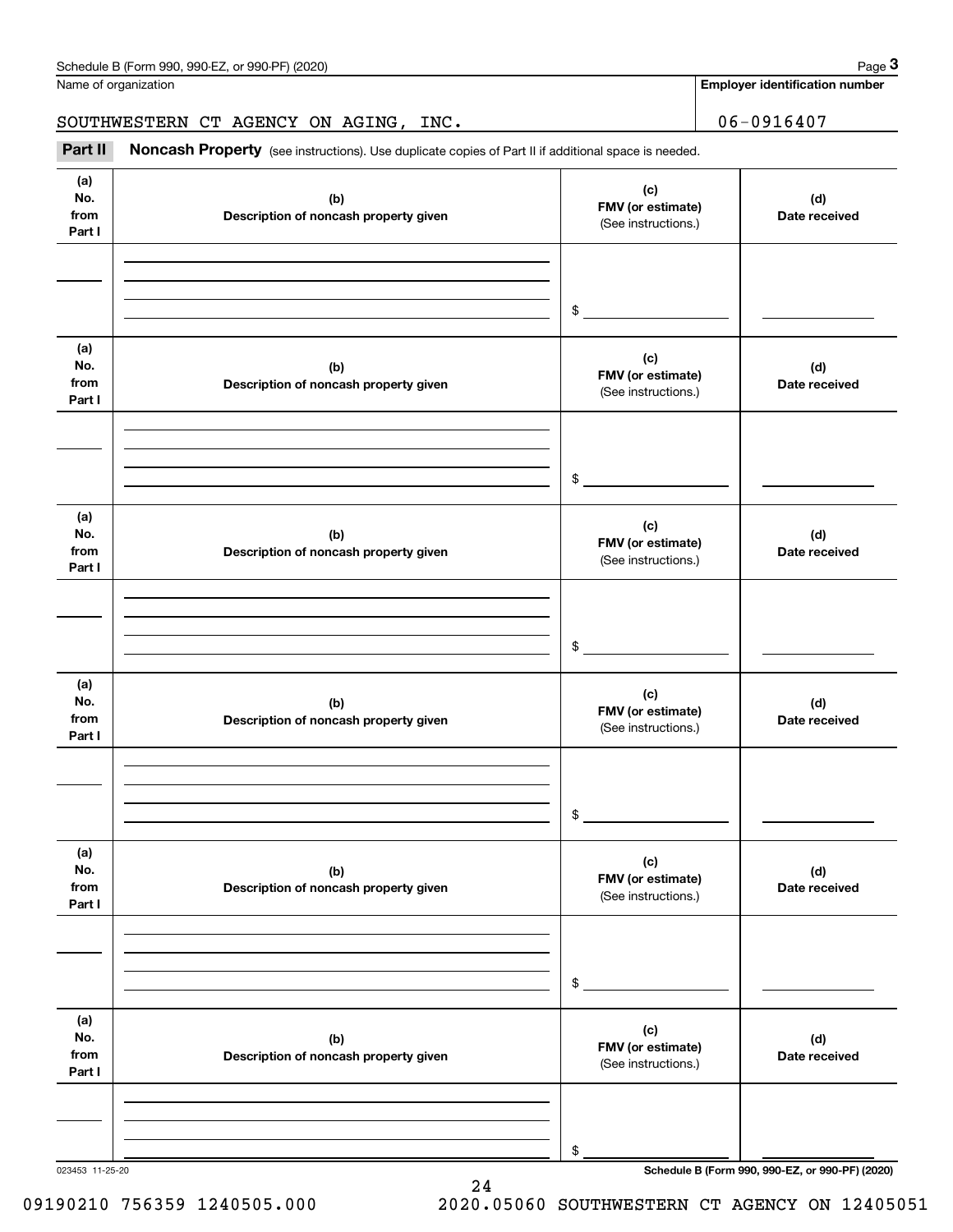Name of organization

SOUTHWESTERN CT AGENCY ON AGING, INC.

**Employer identification number**

06-0916407

**Part II** **Noncash Property** (see instructions). Use duplicate copies of Part II if additional space is needed.

| (a) No. from Part I | (b) Description of noncash property given | (c) FMV (or estimate) (See instructions.) | (d) Date received |
|---|---|---|---|
| | | $ | |

| (a) No. from Part I | (b) Description of noncash property given | (c) FMV (or estimate) (See instructions.) | (d) Date received |
|---|---|---|---|
| | | $ | |

| (a) No. from Part I | (b) Description of noncash property given | (c) FMV (or estimate) (See instructions.) | (d) Date received |
|---|---|---|---|
| | | $ | |

| (a) No. from Part I | (b) Description of noncash property given | (c) FMV (or estimate) (See instructions.) | (d) Date received |
|---|---|---|---|
| | | $ | |

| (a) No. from Part I | (b) Description of noncash property given | (c) FMV (or estimate) (See instructions.) | (d) Date received |
|---|---|---|---|
| | | $ | |

| (a) No. from Part I | (b) Description of noncash property given | (c) FMV (or estimate) (See instructions.) | (d) Date received |
|---|---|---|---|
| | | $ | |

**Schedule B (Form 990, 990-EZ, or 990-PF) (2020)**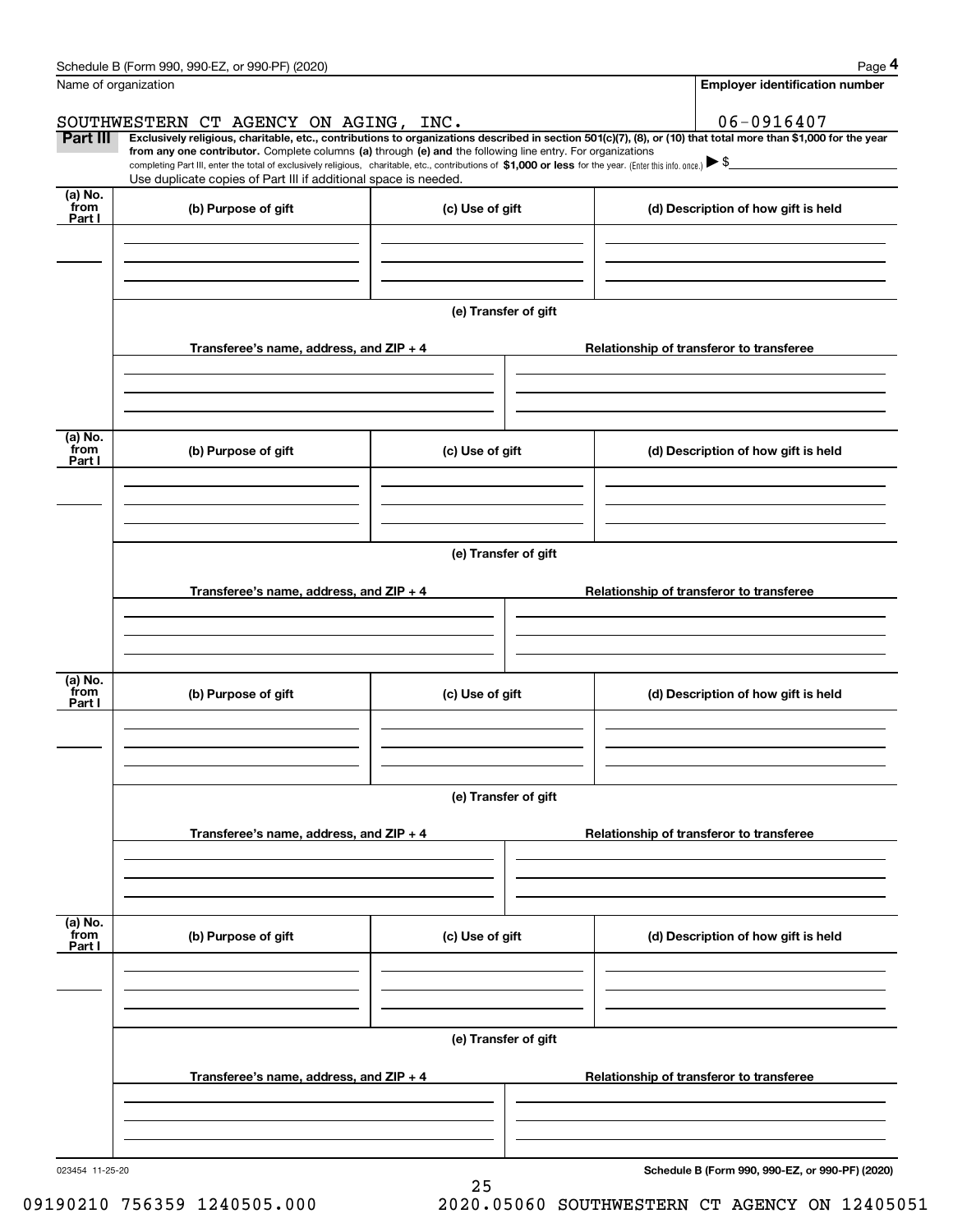Name of organization

**Employer identification number**

SOUTHWESTERN CT AGENCY ON AGING, INC.

06-0916407

**Part III** **Exclusively religious, charitable, etc., contributions to organizations described in section 501(c)(7), (8), or (10) that total more than $1,000 for the year from any one contributor.** Complete columns **(a)** through **(e) and** the following line entry. For organizations completing Part III, enter the total of exclusively religious, charitable, etc., contributions of **$1,000 or less** for the year. (Enter this info. once.) ▶ $

Use duplicate copies of Part III if additional space is needed.

| (a) No. from Part I | (b) Purpose of gift | (c) Use of gift | (d) Description of how gift is held |
|---|---|---|---|
| | | | |

**(e) Transfer of gift**

| Transferee's name, address, and ZIP + 4 | Relationship of transferor to transferee |
|---|---|
| | |

| (a) No. from Part I | (b) Purpose of gift | (c) Use of gift | (d) Description of how gift is held |
|---|---|---|---|
| | | | |

**(e) Transfer of gift**

| Transferee's name, address, and ZIP + 4 | Relationship of transferor to transferee |
|---|---|
| | |

| (a) No. from Part I | (b) Purpose of gift | (c) Use of gift | (d) Description of how gift is held |
|---|---|---|---|
| | | | |

**(e) Transfer of gift**

| Transferee's name, address, and ZIP + 4 | Relationship of transferor to transferee |
|---|---|
| | |

| (a) No. from Part I | (b) Purpose of gift | (c) Use of gift | (d) Description of how gift is held |
|---|---|---|---|
| | | | |

**(e) Transfer of gift**

| Transferee's name, address, and ZIP + 4 | Relationship of transferor to transferee |
|---|---|
| | |

023454 11-25-20

**Schedule B (Form 990, 990-EZ, or 990-PF) (2020)**

09190210 756359 1240505.000 2020.05060 SOUTHWESTERN CT AGENCY ON 12405051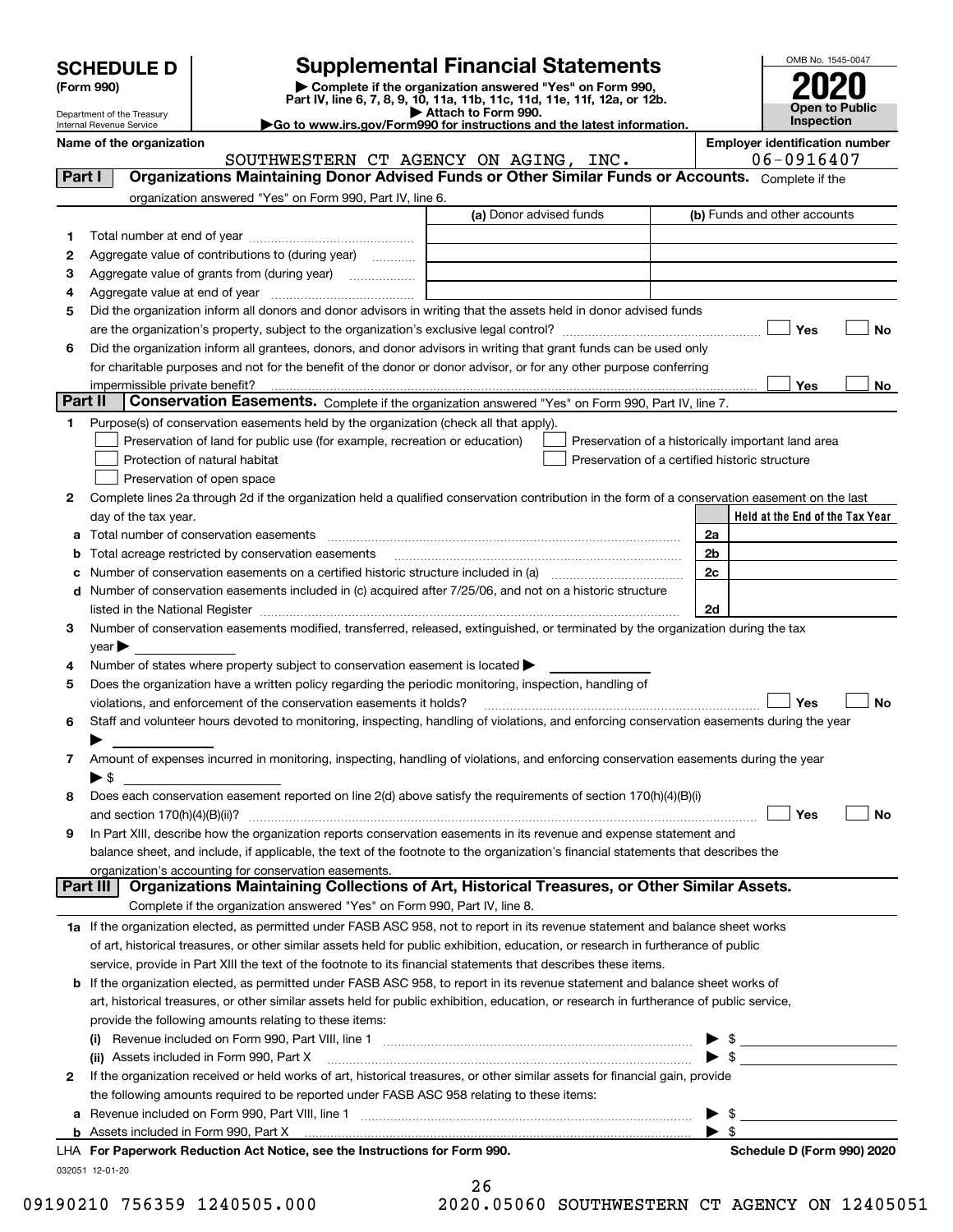# SCHEDULE D (Form 990)

Department of the Treasury
Internal Revenue Service

# Supplemental Financial Statements

▶ Complete if the organization answered "Yes" on Form 990, Part IV, line 6, 7, 8, 9, 10, 11a, 11b, 11c, 11d, 11e, 11f, 12a, or 12b.
▶ Attach to Form 990.
▶Go to www.irs.gov/Form990 for instructions and the latest information.

OMB No. 1545-0047

**2020**

**Open to Public Inspection**

**Name of the organization**
SOUTHWESTERN CT AGENCY ON AGING, INC.

**Employer identification number**
06-0916407

## Part I — Organizations Maintaining Donor Advised Funds or Other Similar Funds or Accounts.

Complete if the organization answered "Yes" on Form 990, Part IV, line 6.

| | | (a) Donor advised funds | (b) Funds and other accounts |
|---|---|---|---|
| 1 | Total number at end of year | | |
| 2 | Aggregate value of contributions to (during year) | | |
| 3 | Aggregate value of grants from (during year) | | |
| 4 | Aggregate value at end of year | | |

5 Did the organization inform all donors and donor advisors in writing that the assets held in donor advised funds are the organization's property, subject to the organization's exclusive legal control? ☐ Yes ☐ No

6 Did the organization inform all grantees, donors, and donor advisors in writing that grant funds can be used only for charitable purposes and not for the benefit of the donor or donor advisor, or for any other purpose conferring impermissible private benefit? ☐ Yes ☐ No

## Part II — Conservation Easements.

Complete if the organization answered "Yes" on Form 990, Part IV, line 7.

1 Purpose(s) of conservation easements held by the organization (check all that apply).

- ☐ Preservation of land for public use (for example, recreation or education)
- ☐ Protection of natural habitat
- ☐ Preservation of open space
- ☐ Preservation of a historically important land area
- ☐ Preservation of a certified historic structure

2 Complete lines 2a through 2d if the organization held a qualified conservation contribution in the form of a conservation easement on the last day of the tax year.

| | | | Held at the End of the Tax Year |
|---|---|---|---|
| a | Total number of conservation easements | 2a | |
| b | Total acreage restricted by conservation easements | 2b | |
| c | Number of conservation easements on a certified historic structure included in (a) | 2c | |
| d | Number of conservation easements included in (c) acquired after 7/25/06, and not on a historic structure listed in the National Register | 2d | |

3 Number of conservation easements modified, transferred, released, extinguished, or terminated by the organization during the tax year ▶

4 Number of states where property subject to conservation easement is located ▶

5 Does the organization have a written policy regarding the periodic monitoring, inspection, handling of violations, and enforcement of the conservation easements it holds? ☐ Yes ☐ No

6 Staff and volunteer hours devoted to monitoring, inspecting, handling of violations, and enforcing conservation easements during the year ▶

7 Amount of expenses incurred in monitoring, inspecting, handling of violations, and enforcing conservation easements during the year ▶ $

8 Does each conservation easement reported on line 2(d) above satisfy the requirements of section 170(h)(4)(B)(i) and section 170(h)(4)(B)(ii)? ☐ Yes ☐ No

9 In Part XIII, describe how the organization reports conservation easements in its revenue and expense statement and balance sheet, and include, if applicable, the text of the footnote to the organization's financial statements that describes the organization's accounting for conservation easements.

## Part III — Organizations Maintaining Collections of Art, Historical Treasures, or Other Similar Assets.

Complete if the organization answered "Yes" on Form 990, Part IV, line 8.

1a If the organization elected, as permitted under FASB ASC 958, not to report in its revenue statement and balance sheet works of art, historical treasures, or other similar assets held for public exhibition, education, or research in furtherance of public service, provide in Part XIII the text of the footnote to its financial statements that describes these items.

b If the organization elected, as permitted under FASB ASC 958, to report in its revenue statement and balance sheet works of art, historical treasures, or other similar assets held for public exhibition, education, or research in furtherance of public service, provide the following amounts relating to these items:

(i) Revenue included on Form 990, Part VIII, line 1 ▶ $

(ii) Assets included in Form 990, Part X ▶ $

2 If the organization received or held works of art, historical treasures, or other similar assets for financial gain, provide the following amounts required to be reported under FASB ASC 958 relating to these items:

a Revenue included on Form 990, Part VIII, line 1 ▶ $

b Assets included in Form 990, Part X ▶ $

LHA **For Paperwork Reduction Act Notice, see the Instructions for Form 990.** **Schedule D (Form 990) 2020**

032051 12-01-20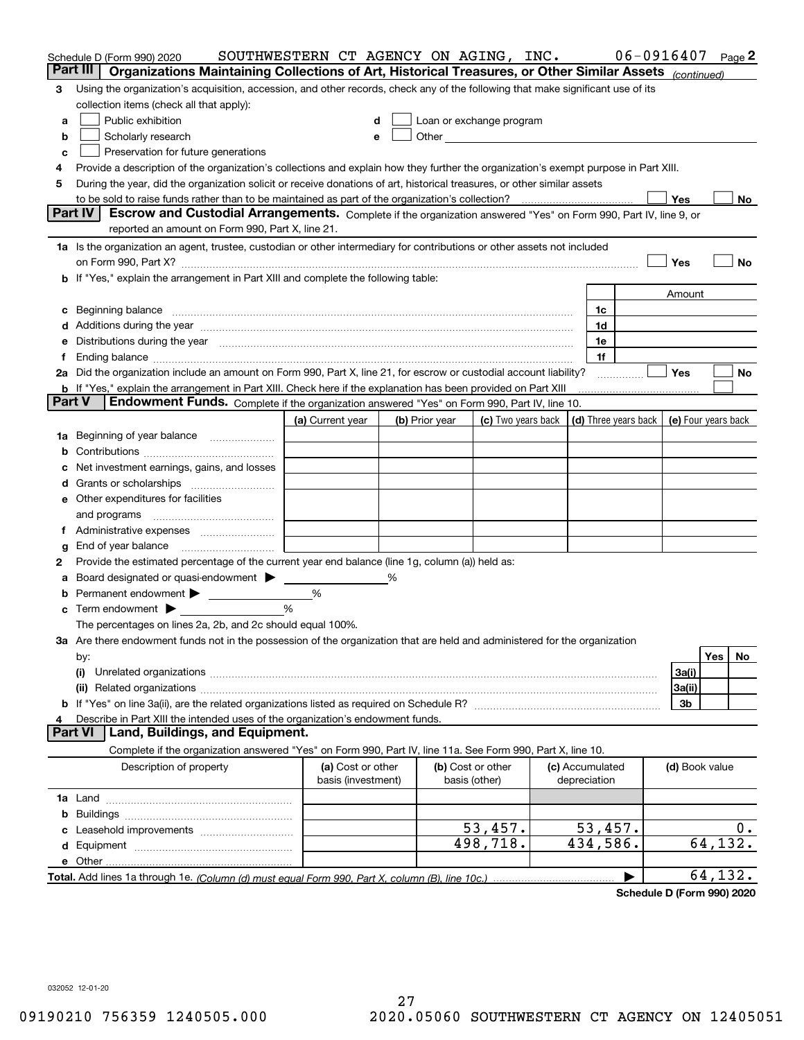Schedule D (Form 990) 2020 SOUTHWESTERN CT AGENCY ON AGING, INC. 06-0916407 Page 2

## Part III Organizations Maintaining Collections of Art, Historical Treasures, or Other Similar Assets *(continued)*

**3** Using the organization's acquisition, accession, and other records, check any of the following that make significant use of its collection items (check all that apply):

- **a** ☐ Public exhibition
- **b** ☐ Scholarly research
- **c** ☐ Preservation for future generations
- **d** ☐ Loan or exchange program
- **e** ☐ Other

**4** Provide a description of the organization's collections and explain how they further the organization's exempt purpose in Part XIII.

**5** During the year, did the organization solicit or receive donations of art, historical treasures, or other similar assets to be sold to raise funds rather than to be maintained as part of the organization's collection? ☐ Yes ☐ No

## Part IV Escrow and Custodial Arrangements.

Complete if the organization answered "Yes" on Form 990, Part IV, line 9, or reported an amount on Form 990, Part X, line 21.

**1a** Is the organization an agent, trustee, custodian or other intermediary for contributions or other assets not included on Form 990, Part X? ☐ Yes ☐ No

**b** If "Yes," explain the arrangement in Part XIII and complete the following table:

| | | Amount |
|---|---|---|
| **c** Beginning balance | 1c | |
| **d** Additions during the year | 1d | |
| **e** Distributions during the year | 1e | |
| **f** Ending balance | 1f | |

**2a** Did the organization include an amount on Form 990, Part X, line 21, for escrow or custodial account liability? ☐ Yes ☐ No

**b** If "Yes," explain the arrangement in Part XIII. Check here if the explanation has been provided on Part XIII ☐

## Part V Endowment Funds.

Complete if the organization answered "Yes" on Form 990, Part IV, line 10.

| | (a) Current year | (b) Prior year | (c) Two years back | (d) Three years back | (e) Four years back |
|---|---|---|---|---|---|
| **1a** Beginning of year balance | | | | | |
| **b** Contributions | | | | | |
| **c** Net investment earnings, gains, and losses | | | | | |
| **d** Grants or scholarships | | | | | |
| **e** Other expenditures for facilities and programs | | | | | |
| **f** Administrative expenses | | | | | |
| **g** End of year balance | | | | | |

**2** Provide the estimated percentage of the current year end balance (line 1g, column (a)) held as:

- **a** Board designated or quasi-endowment ▶ ______ %
- **b** Permanent endowment ▶ ______ %
- **c** Term endowment ▶ ______ %

The percentages on lines 2a, 2b, and 2c should equal 100%.

**3a** Are there endowment funds not in the possession of the organization that are held and administered for the organization by:

| | | Yes | No |
|---|---|---|---|
| **(i)** Unrelated organizations | 3a(i) | | |
| **(ii)** Related organizations | 3a(ii) | | |
| **b** If "Yes" on line 3a(ii), are the related organizations listed as required on Schedule R? | 3b | | |

**4** Describe in Part XIII the intended uses of the organization's endowment funds.

## Part VI Land, Buildings, and Equipment.

Complete if the organization answered "Yes" on Form 990, Part IV, line 11a. See Form 990, Part X, line 10.

| Description of property | (a) Cost or other basis (investment) | (b) Cost or other basis (other) | (c) Accumulated depreciation | (d) Book value |
|---|---|---|---|---|
| **1a** Land | | | | |
| **b** Buildings | | | | |
| **c** Leasehold improvements | | 53,457. | 53,457. | 0. |
| **d** Equipment | | 498,718. | 434,586. | 64,132. |
| **e** Other | | | | |
| **Total.** Add lines 1a through 1e. *(Column (d) must equal Form 990, Part X, column (B), line 10c.)* | | | | 64,132. |

Schedule D (Form 990) 2020

032052 12-01-20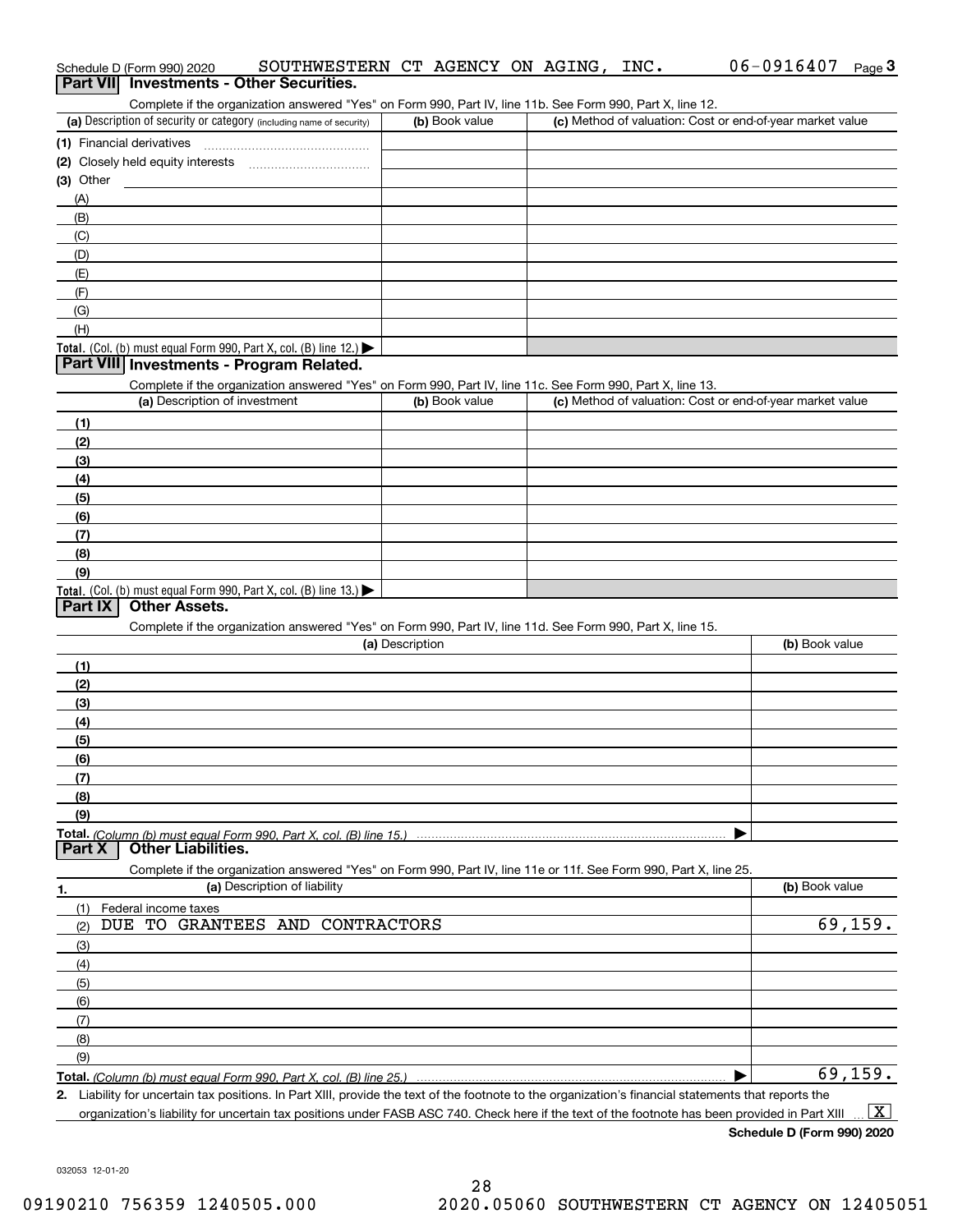Schedule D (Form 990) 2020 SOUTHWESTERN CT AGENCY ON AGING, INC. 06-0916407

## Part VII Investments - Other Securities.

Complete if the organization answered "Yes" on Form 990, Part IV, line 11b. See Form 990, Part X, line 12.

| (a) Description of security or category (including name of security) | (b) Book value | (c) Method of valuation: Cost or end-of-year market value |
|---|---|---|
| (1) Financial derivatives | | |
| (2) Closely held equity interests | | |
| (3) Other | | |
| (A) | | |
| (B) | | |
| (C) | | |
| (D) | | |
| (E) | | |
| (F) | | |
| (G) | | |
| (H) | | |
| Total. (Col. (b) must equal Form 990, Part X, col. (B) line 12.) | | |

## Part VIII Investments - Program Related.

Complete if the organization answered "Yes" on Form 990, Part IV, line 11c. See Form 990, Part X, line 13.

| (a) Description of investment | (b) Book value | (c) Method of valuation: Cost or end-of-year market value |
|---|---|---|
| (1) | | |
| (2) | | |
| (3) | | |
| (4) | | |
| (5) | | |
| (6) | | |
| (7) | | |
| (8) | | |
| (9) | | |
| Total. (Col. (b) must equal Form 990, Part X, col. (B) line 13.) | | |

## Part IX Other Assets.

Complete if the organization answered "Yes" on Form 990, Part IV, line 11d. See Form 990, Part X, line 15.

| (a) Description | (b) Book value |
|---|---|
| (1) | |
| (2) | |
| (3) | |
| (4) | |
| (5) | |
| (6) | |
| (7) | |
| (8) | |
| (9) | |
| Total. (Column (b) must equal Form 990, Part X, col. (B) line 15.) | |

## Part X Other Liabilities.

Complete if the organization answered "Yes" on Form 990, Part IV, line 11e or 11f. See Form 990, Part X, line 25.

| 1. (a) Description of liability | (b) Book value |
|---|---|
| (1) Federal income taxes | |
| (2) DUE TO GRANTEES AND CONTRACTORS | 69,159. |
| (3) | |
| (4) | |
| (5) | |
| (6) | |
| (7) | |
| (8) | |
| (9) | |
| Total. (Column (b) must equal Form 990, Part X, col. (B) line 25.) | 69,159. |

2. Liability for uncertain tax positions. In Part XIII, provide the text of the footnote to the organization's financial statements that reports the organization's liability for uncertain tax positions under FASB ASC 740. Check here if the text of the footnote has been provided in Part XIII [X]

Schedule D (Form 990) 2020

032053 12-01-20

09190210 756359 1240505.000 2020.05060 SOUTHWESTERN CT AGENCY ON 12405051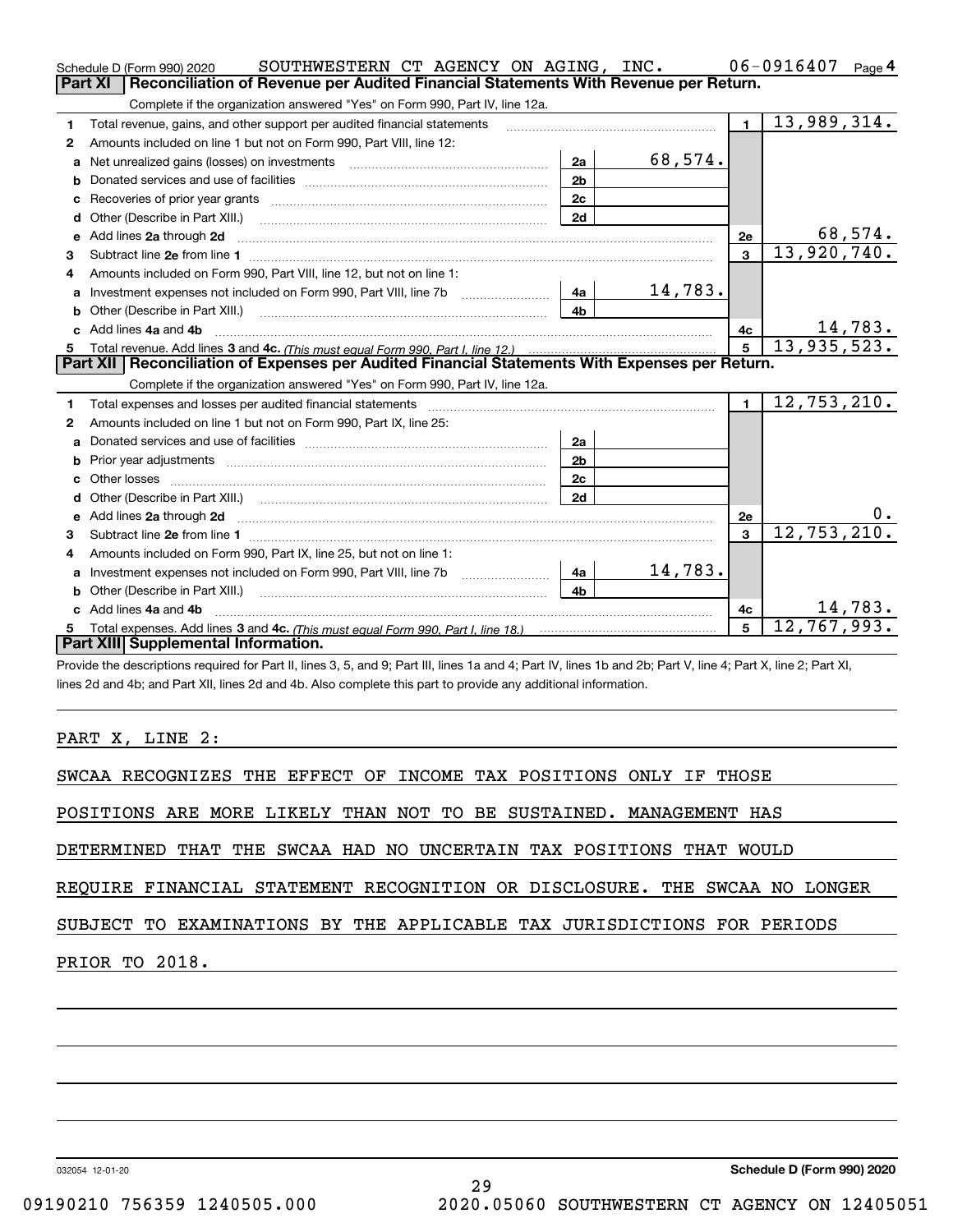Schedule D (Form 990) 2020 SOUTHWESTERN CT AGENCY ON AGING, INC. 06-0916407 Page 4

## Part XI Reconciliation of Revenue per Audited Financial Statements With Revenue per Return.

Complete if the organization answered "Yes" on Form 990, Part IV, line 12a.

| | | | | | |
|---|---|---|---|---|---|
| 1 | Total revenue, gains, and other support per audited financial statements | | | 1 | 13,989,314. |
| 2 | Amounts included on line 1 but not on Form 990, Part VIII, line 12: | | | | |
| a | Net unrealized gains (losses) on investments | 2a | 68,574. | | |
| b | Donated services and use of facilities | 2b | | | |
| c | Recoveries of prior year grants | 2c | | | |
| d | Other (Describe in Part XIII.) | 2d | | | |
| e | Add lines 2a through 2d | | | 2e | 68,574. |
| 3 | Subtract line 2e from line 1 | | | 3 | 13,920,740. |
| 4 | Amounts included on Form 990, Part VIII, line 12, but not on line 1: | | | | |
| a | Investment expenses not included on Form 990, Part VIII, line 7b | 4a | 14,783. | | |
| b | Other (Describe in Part XIII.) | 4b | | | |
| c | Add lines 4a and 4b | | | 4c | 14,783. |
| 5 | Total revenue. Add lines 3 and 4c. *(This must equal Form 990, Part I, line 12.)* | | | 5 | 13,935,523. |

## Part XII Reconciliation of Expenses per Audited Financial Statements With Expenses per Return.

Complete if the organization answered "Yes" on Form 990, Part IV, line 12a.

| | | | | | |
|---|---|---|---|---|---|
| 1 | Total expenses and losses per audited financial statements | | | 1 | 12,753,210. |
| 2 | Amounts included on line 1 but not on Form 990, Part IX, line 25: | | | | |
| a | Donated services and use of facilities | 2a | | | |
| b | Prior year adjustments | 2b | | | |
| c | Other losses | 2c | | | |
| d | Other (Describe in Part XIII.) | 2d | | | |
| e | Add lines 2a through 2d | | | 2e | 0. |
| 3 | Subtract line 2e from line 1 | | | 3 | 12,753,210. |
| 4 | Amounts included on Form 990, Part IX, line 25, but not on line 1: | | | | |
| a | Investment expenses not included on Form 990, Part VIII, line 7b | 4a | 14,783. | | |
| b | Other (Describe in Part XIII.) | 4b | | | |
| c | Add lines 4a and 4b | | | 4c | 14,783. |
| 5 | Total expenses. Add lines 3 and 4c. *(This must equal Form 990, Part I, line 18.)* | | | 5 | 12,767,993. |

## Part XIII Supplemental Information.

Provide the descriptions required for Part II, lines 3, 5, and 9; Part III, lines 1a and 4; Part IV, lines 1b and 2b; Part V, line 4; Part X, line 2; Part XI, lines 2d and 4b; and Part XII, lines 2d and 4b. Also complete this part to provide any additional information.

PART X, LINE 2:

SWCAA RECOGNIZES THE EFFECT OF INCOME TAX POSITIONS ONLY IF THOSE POSITIONS ARE MORE LIKELY THAN NOT TO BE SUSTAINED. MANAGEMENT HAS DETERMINED THAT THE SWCAA HAD NO UNCERTAIN TAX POSITIONS THAT WOULD REQUIRE FINANCIAL STATEMENT RECOGNITION OR DISCLOSURE. THE SWCAA NO LONGER SUBJECT TO EXAMINATIONS BY THE APPLICABLE TAX JURISDICTIONS FOR PERIODS PRIOR TO 2018.

032054 12-01-20 Schedule D (Form 990) 2020

09190210 756359 1240505.000 2020.05060 SOUTHWESTERN CT AGENCY ON 12405051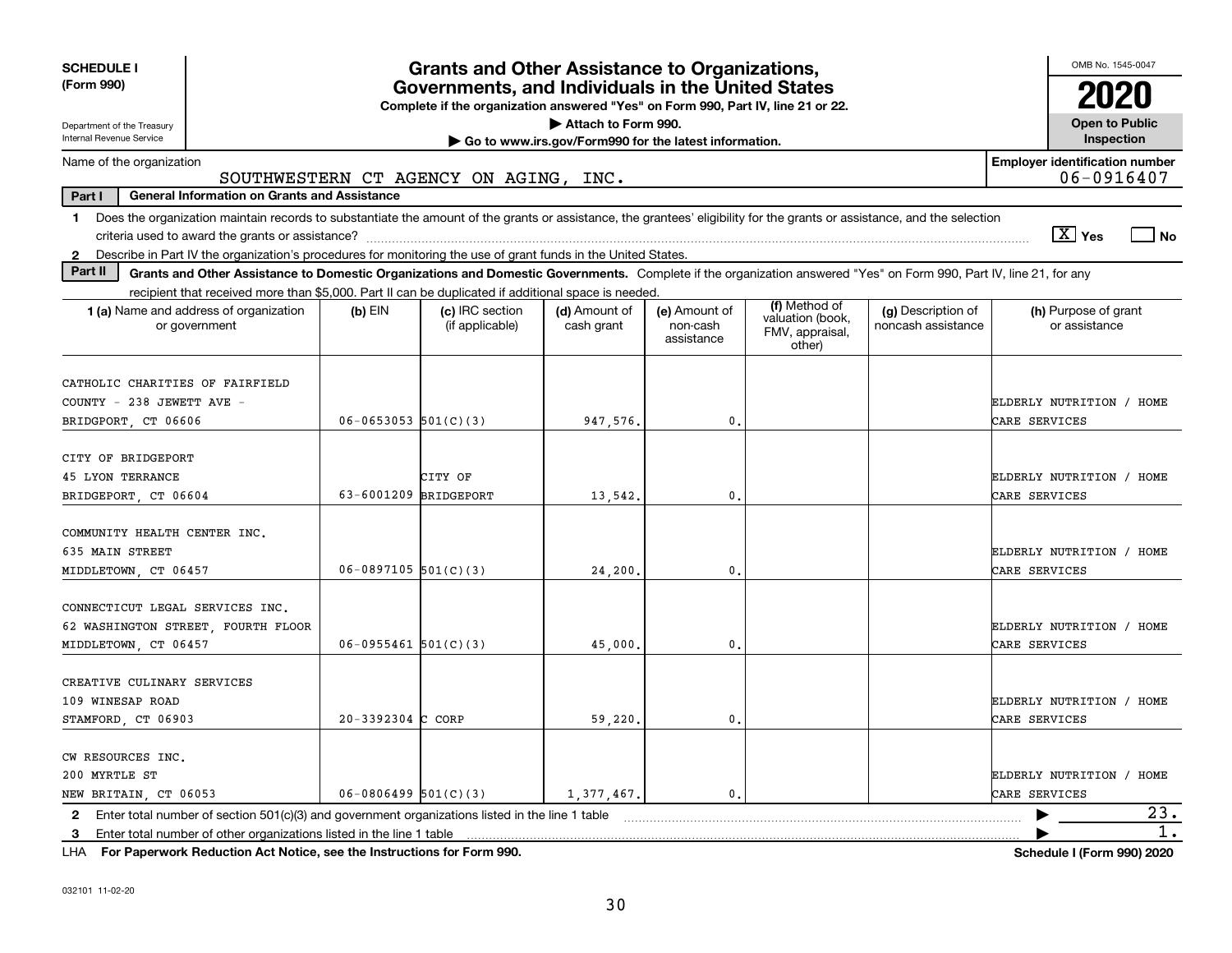**SCHEDULE I**
**(Form 990)**

Department of the Treasury
Internal Revenue Service

# Grants and Other Assistance to Organizations, Governments, and Individuals in the United States

**Complete if the organization answered "Yes" on Form 990, Part IV, line 21 or 22.**
**▶ Attach to Form 990.**
**▶ Go to www.irs.gov/Form990 for the latest information.**

OMB No. 1545-0047
**2020**
**Open to Public Inspection**

Name of the organization: SOUTHWESTERN CT AGENCY ON AGING, INC.
**Employer identification number:** 06-0916407

**Part I — General Information on Grants and Assistance**

**1** Does the organization maintain records to substantiate the amount of the grants or assistance, the grantees' eligibility for the grants or assistance, and the selection criteria used to award the grants or assistance? [X] Yes [ ] No

**2** Describe in Part IV the organization's procedures for monitoring the use of grant funds in the United States.

**Part II — Grants and Other Assistance to Domestic Organizations and Domestic Governments.** Complete if the organization answered "Yes" on Form 990, Part IV, line 21, for any recipient that received more than $5,000. Part II can be duplicated if additional space is needed.

| 1 (a) Name and address of organization or government | (b) EIN | (c) IRC section (if applicable) | (d) Amount of cash grant | (e) Amount of non-cash assistance | (f) Method of valuation (book, FMV, appraisal, other) | (g) Description of noncash assistance | (h) Purpose of grant or assistance |
|---|---|---|---|---|---|---|---|
| CATHOLIC CHARITIES OF FAIRFIELD COUNTY - 238 JEWETT AVE - BRIDGPORT, CT 06606 | 06-0653053 | 501(C)(3) | 947,576. | 0. | | | ELDERLY NUTRITION / HOME CARE SERVICES |
| CITY OF BRIDGEPORT 45 LYON TERRANCE BRIDGPORT, CT 06604 | 63-6001209 | CITY OF BRIDGEPORT | 13,542. | 0. | | | ELDERLY NUTRITION / HOME CARE SERVICES |
| COMMUNITY HEALTH CENTER INC. 635 MAIN STREET MIDDLETOWN, CT 06457 | 06-0897105 | 501(C)(3) | 24,200. | 0. | | | ELDERLY NUTRITION / HOME CARE SERVICES |
| CONNECTICUT LEGAL SERVICES INC. 62 WASHINGTON STREET, FOURTH FLOOR MIDDLETOWN, CT 06457 | 06-0955461 | 501(C)(3) | 45,000. | 0. | | | ELDERLY NUTRITION / HOME CARE SERVICES |
| CREATIVE CULINARY SERVICES 109 WINESAP ROAD STAMFORD, CT 06903 | 20-3392304 | C CORP | 59,220. | 0. | | | ELDERLY NUTRITION / HOME CARE SERVICES |
| CW RESOURCES INC. 200 MYRTLE ST NEW BRITAIN, CT 06053 | 06-0806499 | 501(C)(3) | 1,377,467. | 0. | | | ELDERLY NUTRITION / HOME CARE SERVICES |

**2** Enter total number of section 501(c)(3) and government organizations listed in the line 1 table ▶ 23.

**3** Enter total number of other organizations listed in the line 1 table ▶ 1.

LHA **For Paperwork Reduction Act Notice, see the Instructions for Form 990.** **Schedule I (Form 990) 2020**

032101 11-02-20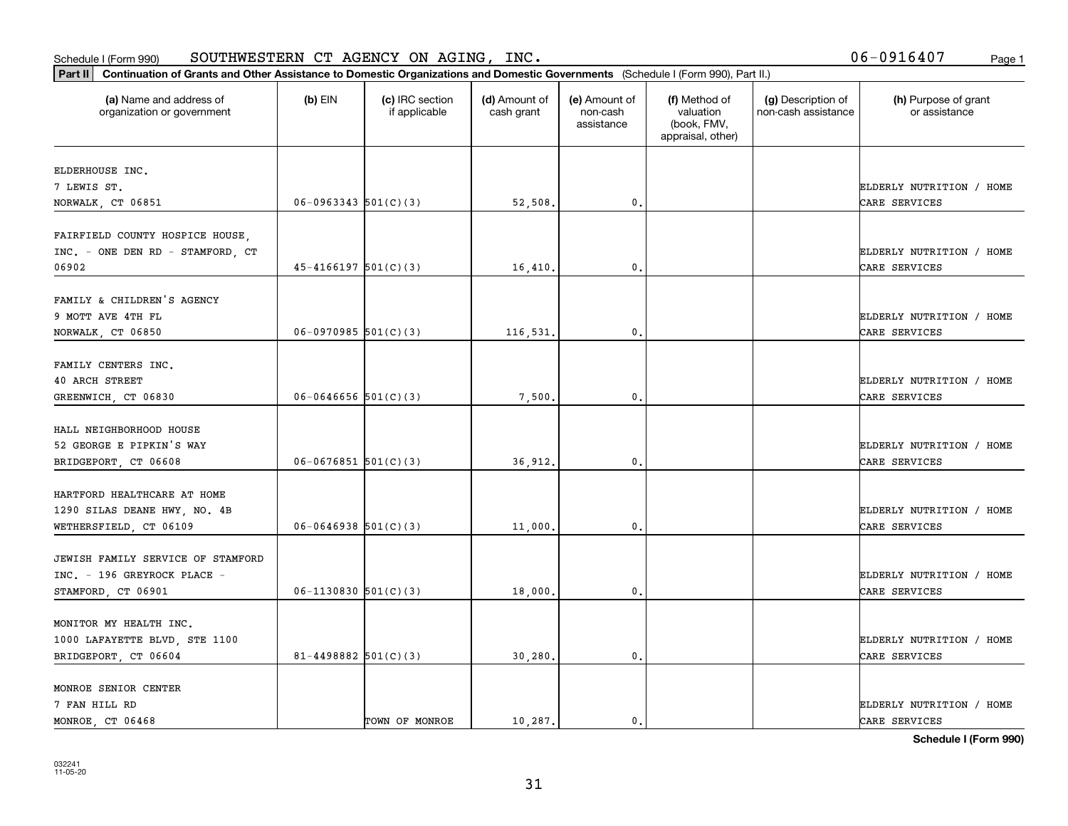Schedule I (Form 990) SOUTHWESTERN CT AGENCY ON AGING, INC. 06-0916407

**Part II** **Continuation of Grants and Other Assistance to Domestic Organizations and Domestic Governments** (Schedule I (Form 990), Part II.)

| (a) Name and address of organization or government | (b) EIN | (c) IRC section if applicable | (d) Amount of cash grant | (e) Amount of non-cash assistance | (f) Method of valuation (book, FMV, appraisal, other) | (g) Description of non-cash assistance | (h) Purpose of grant or assistance |
|---|---|---|---|---|---|---|---|
| ELDERHOUSE INC. 7 LEWIS ST. NORWALK, CT 06851 | 06-0963343 | 501(C)(3) | 52,508. | 0. | | | ELDERLY NUTRITION / HOME CARE SERVICES |
| FAIRFIELD COUNTY HOSPICE HOUSE, INC. - ONE DEN RD - STAMFORD, CT 06902 | 45-4166197 | 501(C)(3) | 16,410. | 0. | | | ELDERLY NUTRITION / HOME CARE SERVICES |
| FAMILY & CHILDREN'S AGENCY 9 MOTT AVE 4TH FL NORWALK, CT 06850 | 06-0970985 | 501(C)(3) | 116,531. | 0. | | | ELDERLY NUTRITION / HOME CARE SERVICES |
| FAMILY CENTERS INC. 40 ARCH STREET GREENWICH, CT 06830 | 06-0646656 | 501(C)(3) | 7,500. | 0. | | | ELDERLY NUTRITION / HOME CARE SERVICES |
| HALL NEIGHBORHOOD HOUSE 52 GEORGE E PIPKIN'S WAY BRIDGEPORT, CT 06608 | 06-0676851 | 501(C)(3) | 36,912. | 0. | | | ELDERLY NUTRITION / HOME CARE SERVICES |
| HARTFORD HEALTHCARE AT HOME 1290 SILAS DEANE HWY, NO. 4B WETHERSFIELD, CT 06109 | 06-0646938 | 501(C)(3) | 11,000. | 0. | | | ELDERLY NUTRITION / HOME CARE SERVICES |
| JEWISH FAMILY SERVICE OF STAMFORD INC. - 196 GREYROCK PLACE - STAMFORD, CT 06901 | 06-1130830 | 501(C)(3) | 18,000. | 0. | | | ELDERLY NUTRITION / HOME CARE SERVICES |
| MONITOR MY HEALTH INC. 1000 LAFAYETTE BLVD, STE 1100 BRIDGEPORT, CT 06604 | 81-4498882 | 501(C)(3) | 30,280. | 0. | | | ELDERLY NUTRITION / HOME CARE SERVICES |
| MONROE SENIOR CENTER 7 FAN HILL RD MONROE, CT 06468 | | TOWN OF MONROE | 10,287. | 0. | | | ELDERLY NUTRITION / HOME CARE SERVICES |

**Schedule I (Form 990)**

032241 11-05-20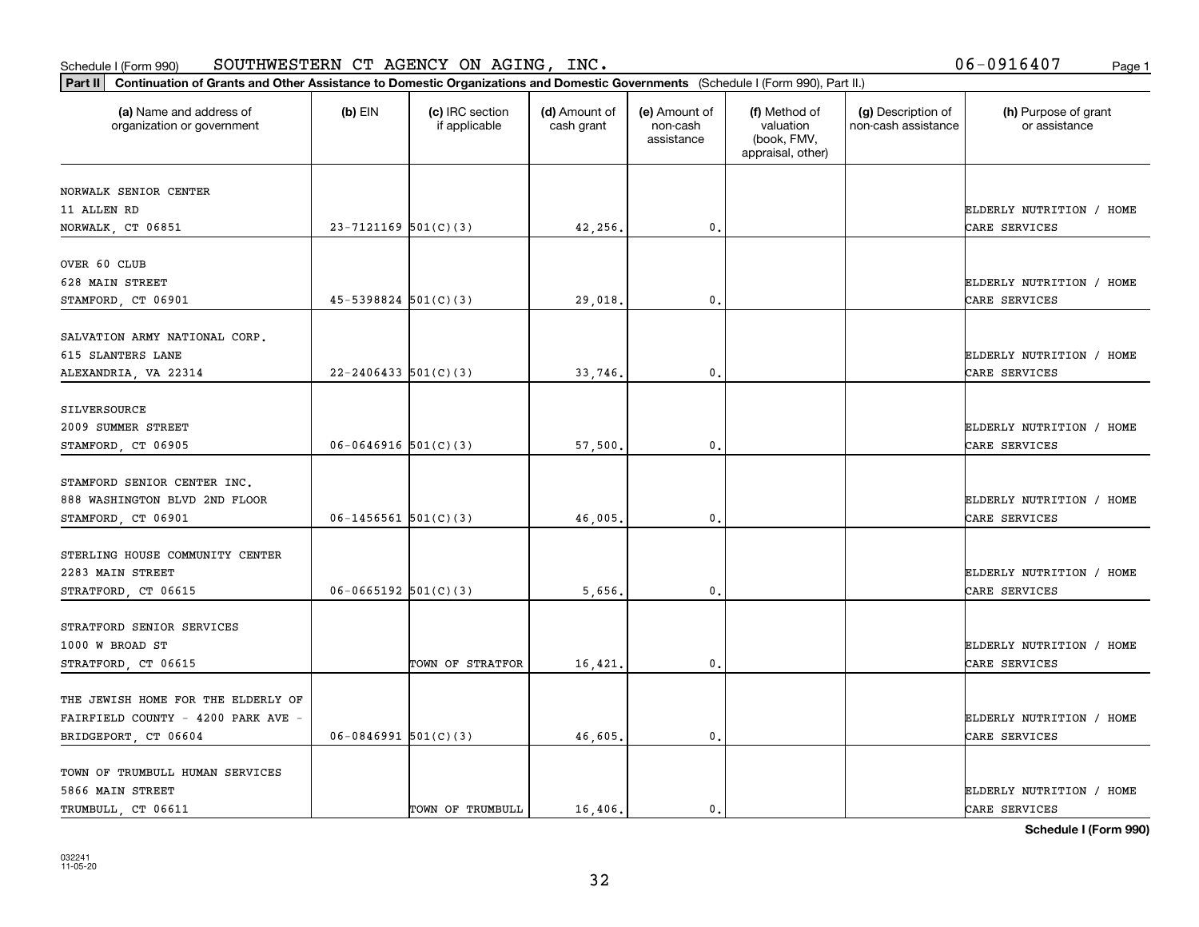Schedule I (Form 990) SOUTHWESTERN CT AGENCY ON AGING, INC. 06-0916407 Page 1

**Part II** **Continuation of Grants and Other Assistance to Domestic Organizations and Domestic Governments** (Schedule I (Form 990), Part II.)

| (a) Name and address of organization or government | (b) EIN | (c) IRC section if applicable | (d) Amount of cash grant | (e) Amount of non-cash assistance | (f) Method of valuation (book, FMV, appraisal, other) | (g) Description of non-cash assistance | (h) Purpose of grant or assistance |
|---|---|---|---|---|---|---|---|
| NORWALK SENIOR CENTER 11 ALLEN RD NORWALK, CT 06851 | 23-7121169 | 501(C)(3) | 42,256. | 0. | | | ELDERLY NUTRITION / HOME CARE SERVICES |
| OVER 60 CLUB 628 MAIN STREET STAMFORD, CT 06901 | 45-5398824 | 501(C)(3) | 29,018. | 0. | | | ELDERLY NUTRITION / HOME CARE SERVICES |
| SALVATION ARMY NATIONAL CORP. 615 SLANTERS LANE ALEXANDRIA, VA 22314 | 22-2406433 | 501(C)(3) | 33,746. | 0. | | | ELDERLY NUTRITION / HOME CARE SERVICES |
| SILVERSOURCE 2009 SUMMER STREET STAMFORD, CT 06905 | 06-0646916 | 501(C)(3) | 57,500. | 0. | | | ELDERLY NUTRITION / HOME CARE SERVICES |
| STAMFORD SENIOR CENTER INC. 888 WASHINGTON BLVD 2ND FLOOR STAMFORD, CT 06901 | 06-1456561 | 501(C)(3) | 46,005. | 0. | | | ELDERLY NUTRITION / HOME CARE SERVICES |
| STERLING HOUSE COMMUNITY CENTER 2283 MAIN STREET STRATFORD, CT 06615 | 06-0665192 | 501(C)(3) | 5,656. | 0. | | | ELDERLY NUTRITION / HOME CARE SERVICES |
| STRATFORD SENIOR SERVICES 1000 W BROAD ST STRATFORD, CT 06615 | | TOWN OF STRATFOR | 16,421. | 0. | | | ELDERLY NUTRITION / HOME CARE SERVICES |
| THE JEWISH HOME FOR THE ELDERLY OF FAIRFIELD COUNTY - 4200 PARK AVE - BRIDGEPORT, CT 06604 | 06-0846991 | 501(C)(3) | 46,605. | 0. | | | ELDERLY NUTRITION / HOME CARE SERVICES |
| TOWN OF TRUMBULL HUMAN SERVICES 5866 MAIN STREET TRUMBULL, CT 06611 | | TOWN OF TRUMBULL | 16,406. | 0. | | | ELDERLY NUTRITION / HOME CARE SERVICES |

**Schedule I (Form 990)**

032241 11-05-20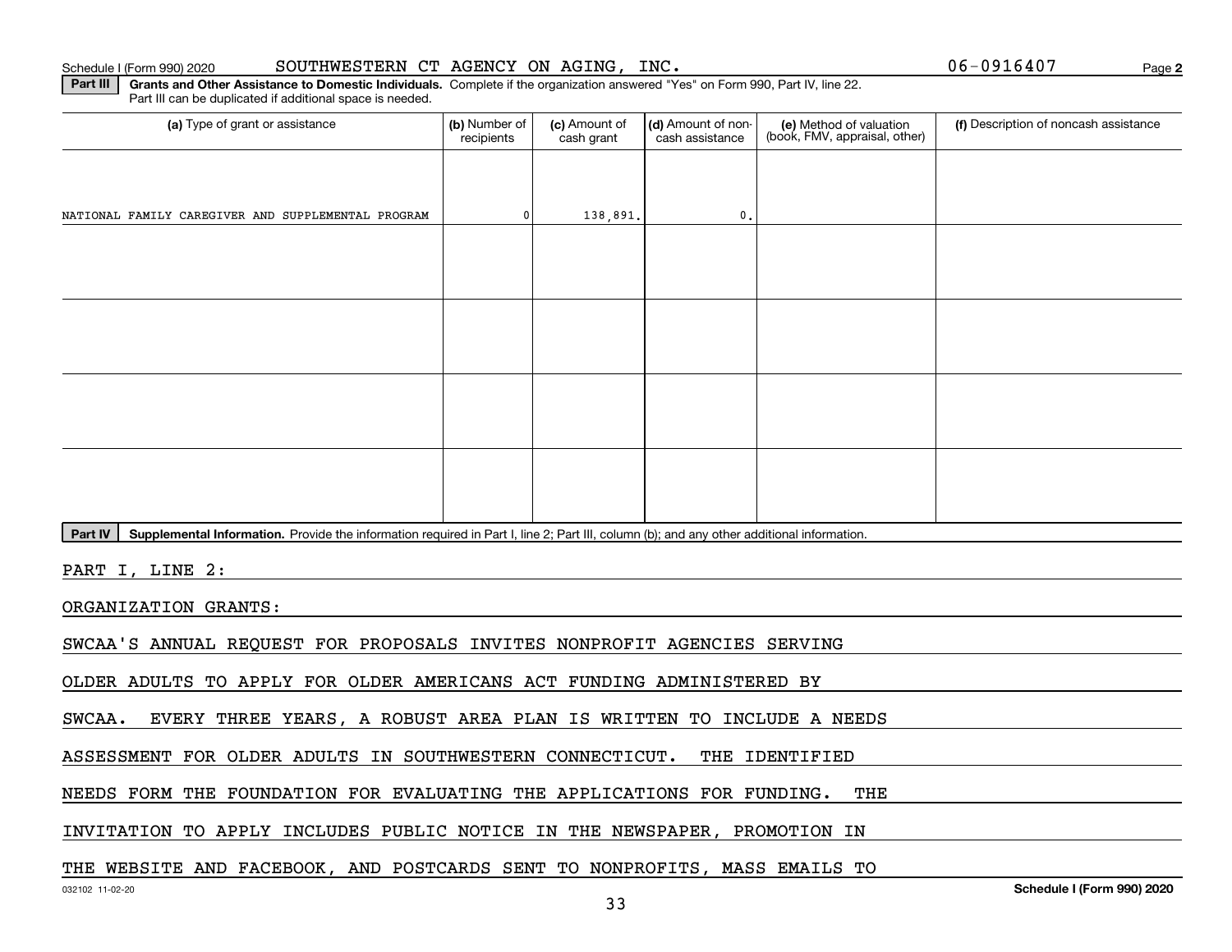Schedule I (Form 990) 2020 SOUTHWESTERN CT AGENCY ON AGING, INC. 06-0916407

**Part III** **Grants and Other Assistance to Domestic Individuals.** Complete if the organization answered "Yes" on Form 990, Part IV, line 22. Part III can be duplicated if additional space is needed.

| (a) Type of grant or assistance | (b) Number of recipients | (c) Amount of cash grant | (d) Amount of non-cash assistance | (e) Method of valuation (book, FMV, appraisal, other) | (f) Description of noncash assistance |
|---|---|---|---|---|---|
| NATIONAL FAMILY CAREGIVER AND SUPPLEMENTAL PROGRAM | 0 | 138,891. | 0. | | |
| | | | | | |
| | | | | | |
| | | | | | |
| | | | | | |

**Part IV** **Supplemental Information.** Provide the information required in Part I, line 2; Part III, column (b); and any other additional information.

PART I, LINE 2:

ORGANIZATION GRANTS:

SWCAA'S ANNUAL REQUEST FOR PROPOSALS INVITES NONPROFIT AGENCIES SERVING OLDER ADULTS TO APPLY FOR OLDER AMERICANS ACT FUNDING ADMINISTERED BY SWCAA. EVERY THREE YEARS, A ROBUST AREA PLAN IS WRITTEN TO INCLUDE A NEEDS ASSESSMENT FOR OLDER ADULTS IN SOUTHWESTERN CONNECTICUT. THE IDENTIFIED NEEDS FORM THE FOUNDATION FOR EVALUATING THE APPLICATIONS FOR FUNDING. THE INVITATION TO APPLY INCLUDES PUBLIC NOTICE IN THE NEWSPAPER, PROMOTION IN THE WEBSITE AND FACEBOOK, AND POSTCARDS SENT TO NONPROFITS, MASS EMAILS TO

032102 11-02-20 **Schedule I (Form 990) 2020**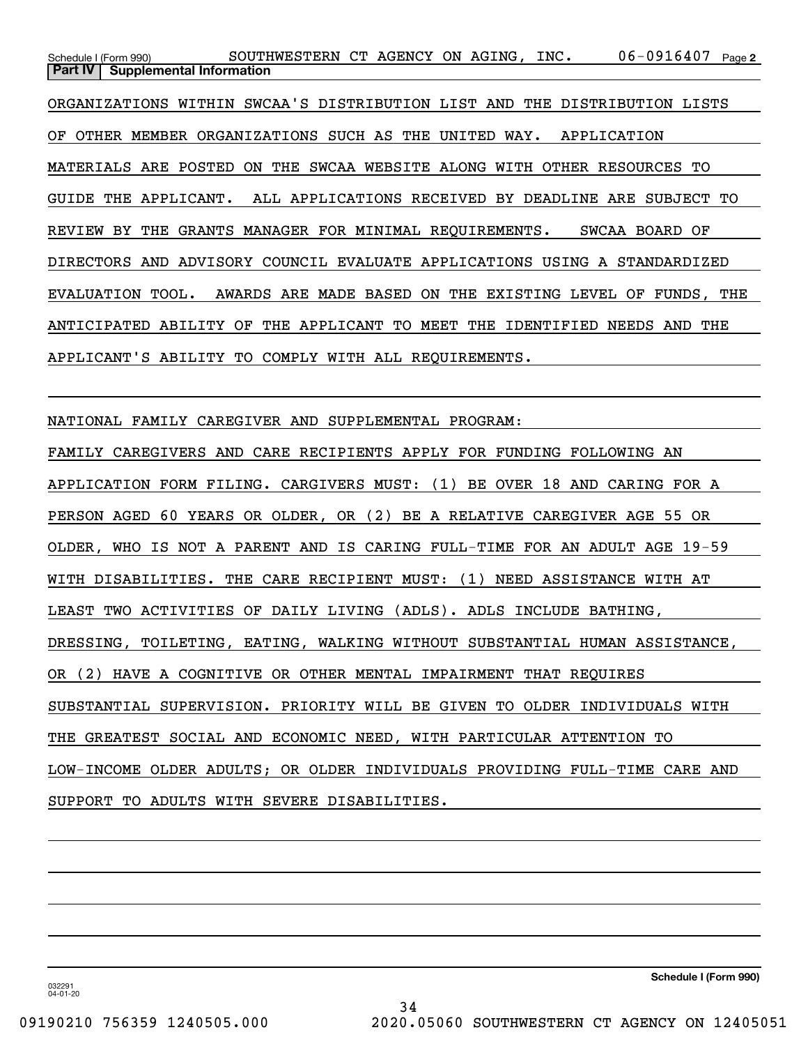## Part IV | Supplemental Information

ORGANIZATIONS WITHIN SWCAA'S DISTRIBUTION LIST AND THE DISTRIBUTION LISTS OF OTHER MEMBER ORGANIZATIONS SUCH AS THE UNITED WAY. APPLICATION MATERIALS ARE POSTED ON THE SWCAA WEBSITE ALONG WITH OTHER RESOURCES TO GUIDE THE APPLICANT. ALL APPLICATIONS RECEIVED BY DEADLINE ARE SUBJECT TO REVIEW BY THE GRANTS MANAGER FOR MINIMAL REQUIREMENTS. SWCAA BOARD OF DIRECTORS AND ADVISORY COUNCIL EVALUATE APPLICATIONS USING A STANDARDIZED EVALUATION TOOL. AWARDS ARE MADE BASED ON THE EXISTING LEVEL OF FUNDS, THE ANTICIPATED ABILITY OF THE APPLICANT TO MEET THE IDENTIFIED NEEDS AND THE APPLICANT'S ABILITY TO COMPLY WITH ALL REQUIREMENTS.

NATIONAL FAMILY CAREGIVER AND SUPPLEMENTAL PROGRAM:

FAMILY CAREGIVERS AND CARE RECIPIENTS APPLY FOR FUNDING FOLLOWING AN APPLICATION FORM FILING. CARGIVERS MUST: (1) BE OVER 18 AND CARING FOR A PERSON AGED 60 YEARS OR OLDER, OR (2) BE A RELATIVE CAREGIVER AGE 55 OR OLDER, WHO IS NOT A PARENT AND IS CARING FULL-TIME FOR AN ADULT AGE 19-59 WITH DISABILITIES. THE CARE RECIPIENT MUST: (1) NEED ASSISTANCE WITH AT LEAST TWO ACTIVITIES OF DAILY LIVING (ADLS). ADLS INCLUDE BATHING, DRESSING, TOILETING, EATING, WALKING WITHOUT SUBSTANTIAL HUMAN ASSISTANCE, OR (2) HAVE A COGNITIVE OR OTHER MENTAL IMPAIRMENT THAT REQUIRES SUBSTANTIAL SUPERVISION. PRIORITY WILL BE GIVEN TO OLDER INDIVIDUALS WITH THE GREATEST SOCIAL AND ECONOMIC NEED, WITH PARTICULAR ATTENTION TO LOW-INCOME OLDER ADULTS; OR OLDER INDIVIDUALS PROVIDING FULL-TIME CARE AND SUPPORT TO ADULTS WITH SEVERE DISABILITIES.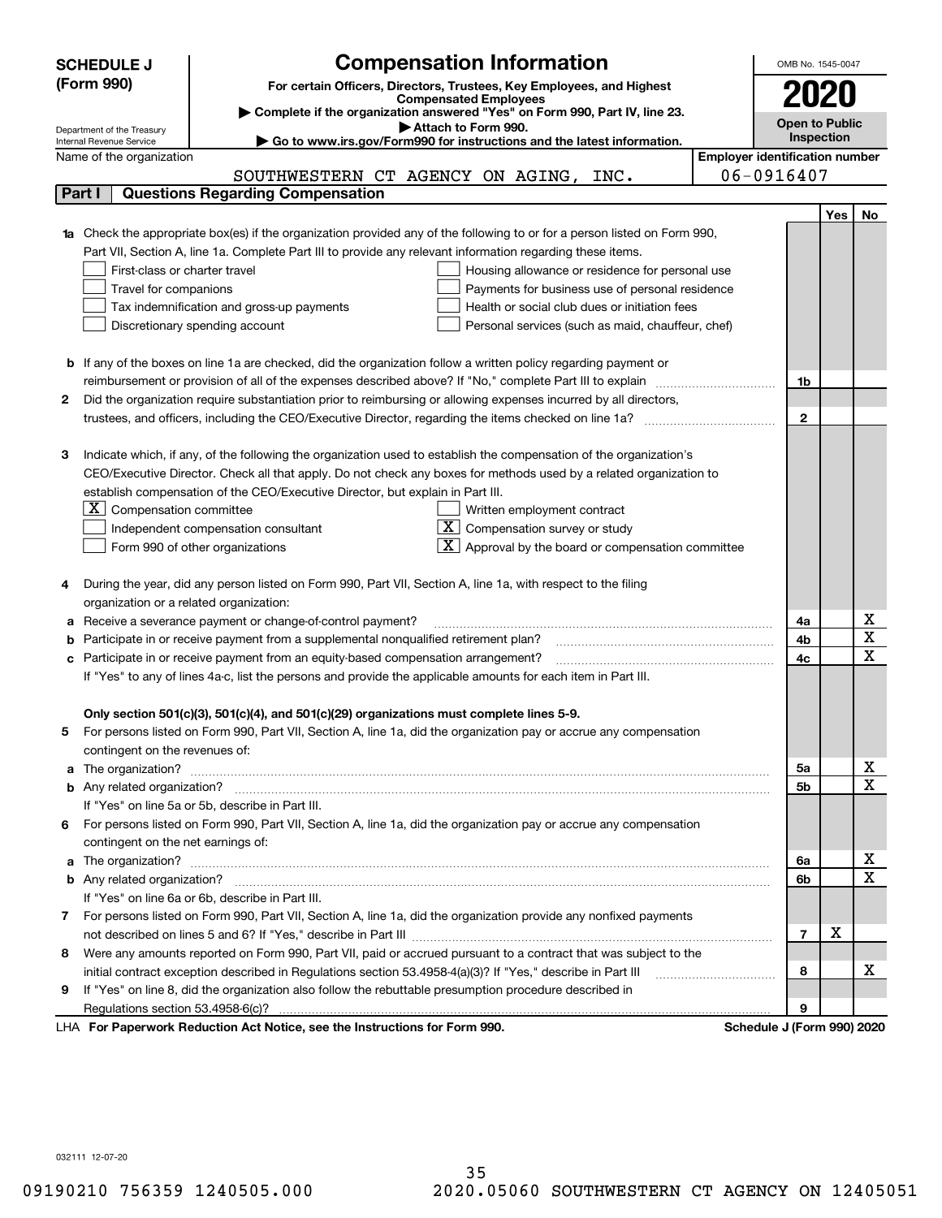**SCHEDULE J (Form 990)**

# Compensation Information

**For certain Officers, Directors, Trustees, Key Employees, and Highest Compensated Employees**

▶ Complete if the organization answered "Yes" on Form 990, Part IV, line 23.
▶ Attach to Form 990.
▶ Go to www.irs.gov/Form990 for instructions and the latest information.

OMB No. 1545-0047

**2020**

**Open to Public Inspection**

Department of the Treasury
Internal Revenue Service

Name of the organization: SOUTHWESTERN CT AGENCY ON AGING, INC.

Employer identification number: 06-0916407

## Part I Questions Regarding Compensation

| | | | Yes | No |
|---|---|---|---|---|
| **1a** | Check the appropriate box(es) if the organization provided any of the following to or for a person listed on Form 990, Part VII, Section A, line 1a. Complete Part III to provide any relevant information regarding these items.<br>☐ First-class or charter travel ☐ Housing allowance or residence for personal use<br>☐ Travel for companions ☐ Payments for business use of personal residence<br>☐ Tax indemnification and gross-up payments ☐ Health or social club dues or initiation fees<br>☐ Discretionary spending account ☐ Personal services (such as maid, chauffeur, chef) | | | |
| **b** | If any of the boxes on line 1a are checked, did the organization follow a written policy regarding payment or reimbursement or provision of all of the expenses described above? If "No," complete Part III to explain | 1b | | |
| **2** | Did the organization require substantiation prior to reimbursing or allowing expenses incurred by all directors, trustees, and officers, including the CEO/Executive Director, regarding the items checked on line 1a? | 2 | | |
| **3** | Indicate which, if any, of the following the organization used to establish the compensation of the organization's CEO/Executive Director. Check all that apply. Do not check any boxes for methods used by a related organization to establish compensation of the CEO/Executive Director, but explain in Part III.<br>☒ Compensation committee ☐ Written employment contract<br>☐ Independent compensation consultant ☒ Compensation survey or study<br>☐ Form 990 of other organizations ☒ Approval by the board or compensation committee | | | |
| **4** | During the year, did any person listed on Form 990, Part VII, Section A, line 1a, with respect to the filing organization or a related organization: | | | |
| **a** | Receive a severance payment or change-of-control payment? | 4a | | X |
| **b** | Participate in or receive payment from a supplemental nonqualified retirement plan? | 4b | | X |
| **c** | Participate in or receive payment from an equity-based compensation arrangement? | 4c | | X |
| | If "Yes" to any of lines 4a-c, list the persons and provide the applicable amounts for each item in Part III. | | | |
| | **Only section 501(c)(3), 501(c)(4), and 501(c)(29) organizations must complete lines 5-9.** | | | |
| **5** | For persons listed on Form 990, Part VII, Section A, line 1a, did the organization pay or accrue any compensation contingent on the revenues of: | | | |
| **a** | The organization? | 5a | | X |
| **b** | Any related organization? | 5b | | X |
| | If "Yes" on line 5a or 5b, describe in Part III. | | | |
| **6** | For persons listed on Form 990, Part VII, Section A, line 1a, did the organization pay or accrue any compensation contingent on the net earnings of: | | | |
| **a** | The organization? | 6a | | X |
| **b** | Any related organization? | 6b | | X |
| | If "Yes" on line 6a or 6b, describe in Part III. | | | |
| **7** | For persons listed on Form 990, Part VII, Section A, line 1a, did the organization provide any nonfixed payments not described on lines 5 and 6? If "Yes," describe in Part III | 7 | X | |
| **8** | Were any amounts reported on Form 990, Part VII, paid or accrued pursuant to a contract that was subject to the initial contract exception described in Regulations section 53.4958-4(a)(3)? If "Yes," describe in Part III | 8 | | X |
| **9** | If "Yes" on line 8, did the organization also follow the rebuttable presumption procedure described in Regulations section 53.4958-6(c)? | 9 | | |

LHA **For Paperwork Reduction Act Notice, see the Instructions for Form 990.** **Schedule J (Form 990) 2020**

032111 12-07-20

09190210 756359 1240505.000 2020.05060 SOUTHWESTERN CT AGENCY ON 12405051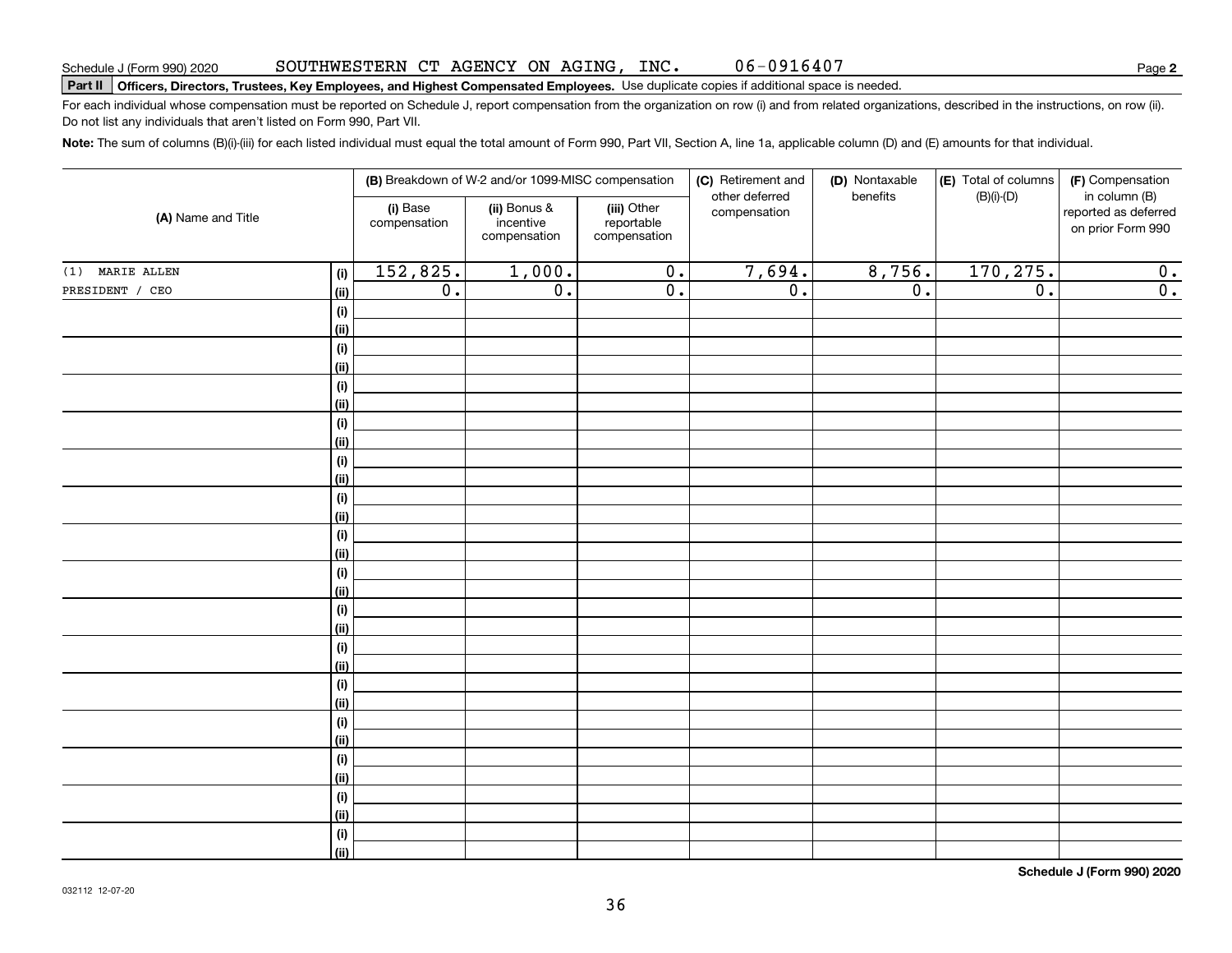Schedule J (Form 990) 2020 SOUTHWESTERN CT AGENCY ON AGING, INC. 06-0916407 Page **2**

**Part II** **Officers, Directors, Trustees, Key Employees, and Highest Compensated Employees.** Use duplicate copies if additional space is needed.

For each individual whose compensation must be reported on Schedule J, report compensation from the organization on row (i) and from related organizations, described in the instructions, on row (ii). Do not list any individuals that aren't listed on Form 990, Part VII.

**Note:** The sum of columns (B)(i)-(iii) for each listed individual must equal the total amount of Form 990, Part VII, Section A, line 1a, applicable column (D) and (E) amounts for that individual.

| (A) Name and Title | | (B) Breakdown of W-2 and/or 1099-MISC compensation | | | (C) Retirement and other deferred compensation | (D) Nontaxable benefits | (E) Total of columns (B)(i)-(D) | (F) Compensation in column (B) reported as deferred on prior Form 990 |
|---|---|---|---|---|---|---|---|---|
| | | (i) Base compensation | (ii) Bonus & incentive compensation | (iii) Other reportable compensation | | | | |
| (1) MARIE ALLEN | (i) | 152,825. | 1,000. | 0. | 7,694. | 8,756. | 170,275. | 0. |
| PRESIDENT / CEO | (ii) | 0. | 0. | 0. | 0. | 0. | 0. | 0. |
| | (i) | | | | | | | |
| | (ii) | | | | | | | |
| | (i) | | | | | | | |
| | (ii) | | | | | | | |
| | (i) | | | | | | | |
| | (ii) | | | | | | | |
| | (i) | | | | | | | |
| | (ii) | | | | | | | |
| | (i) | | | | | | | |
| | (ii) | | | | | | | |
| | (i) | | | | | | | |
| | (ii) | | | | | | | |
| | (i) | | | | | | | |
| | (ii) | | | | | | | |
| | (i) | | | | | | | |
| | (ii) | | | | | | | |
| | (i) | | | | | | | |
| | (ii) | | | | | | | |
| | (i) | | | | | | | |
| | (ii) | | | | | | | |
| | (i) | | | | | | | |
| | (ii) | | | | | | | |
| | (i) | | | | | | | |
| | (ii) | | | | | | | |
| | (i) | | | | | | | |
| | (ii) | | | | | | | |
| | (i) | | | | | | | |
| | (ii) | | | | | | | |
| | (i) | | | | | | | |
| | (ii) | | | | | | | |

**Schedule J (Form 990) 2020**

032112 12-07-20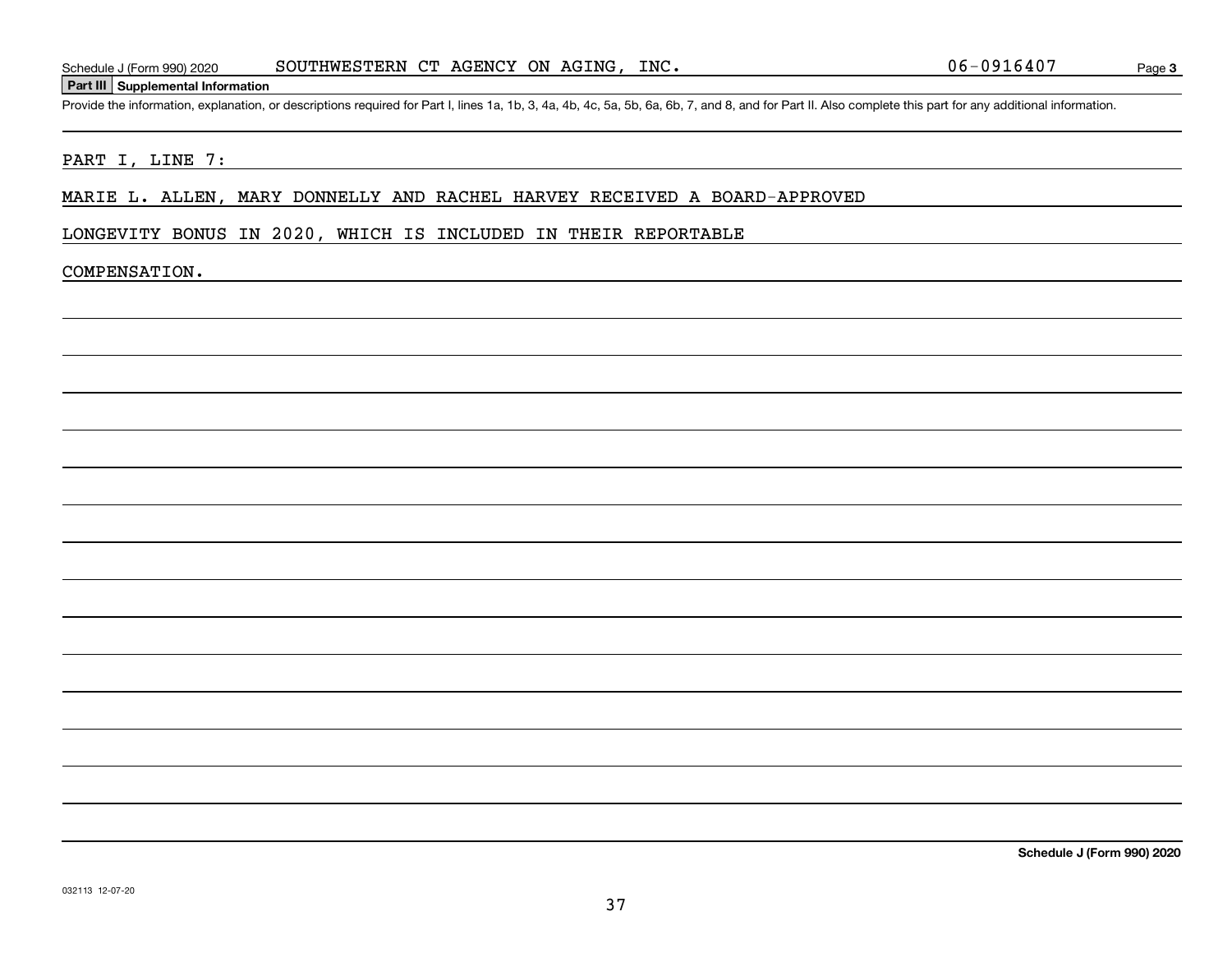Schedule J (Form 990) 2020 SOUTHWESTERN CT AGENCY ON AGING, INC. 06-0916407

## Part III Supplemental Information

Provide the information, explanation, or descriptions required for Part I, lines 1a, 1b, 3, 4a, 4b, 4c, 5a, 5b, 6a, 6b, 7, and 8, and for Part II. Also complete this part for any additional information.

PART I, LINE 7:

MARIE L. ALLEN, MARY DONNELLY AND RACHEL HARVEY RECEIVED A BOARD-APPROVED LONGEVITY BONUS IN 2020, WHICH IS INCLUDED IN THEIR REPORTABLE COMPENSATION.

**Schedule J (Form 990) 2020**

032113 12-07-20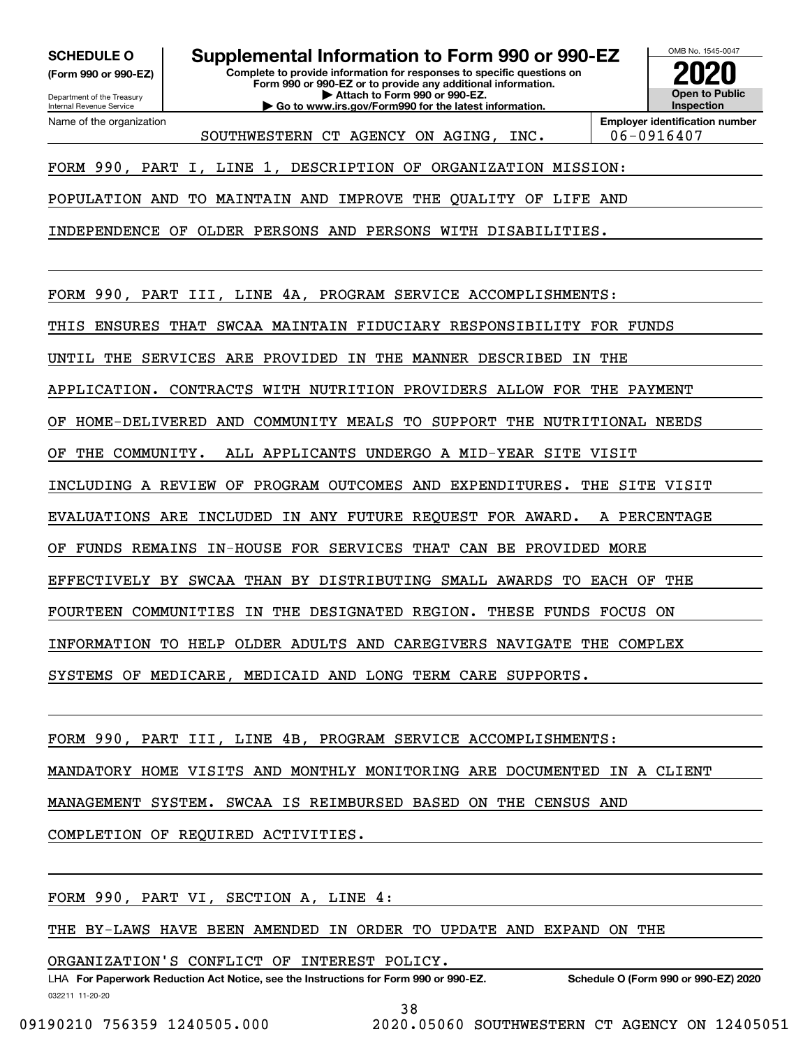**SCHEDULE O**
**(Form 990 or 990-EZ)**

Department of the Treasury
Internal Revenue Service

# Supplemental Information to Form 990 or 990-EZ

**Complete to provide information for responses to specific questions on Form 990 or 990-EZ or to provide any additional information.**
**▶ Attach to Form 990 or 990-EZ.**
**▶ Go to www.irs.gov/Form990 for the latest information.**

OMB No. 1545-0047
**2020**
**Open to Public Inspection**

Name of the organization: SOUTHWESTERN CT AGENCY ON AGING, INC.
**Employer identification number** 06-0916407

FORM 990, PART I, LINE 1, DESCRIPTION OF ORGANIZATION MISSION:

POPULATION AND TO MAINTAIN AND IMPROVE THE QUALITY OF LIFE AND INDEPENDENCE OF OLDER PERSONS AND PERSONS WITH DISABILITIES.

FORM 990, PART III, LINE 4A, PROGRAM SERVICE ACCOMPLISHMENTS:

THIS ENSURES THAT SWCAA MAINTAIN FIDUCIARY RESPONSIBILITY FOR FUNDS UNTIL THE SERVICES ARE PROVIDED IN THE MANNER DESCRIBED IN THE APPLICATION. CONTRACTS WITH NUTRITION PROVIDERS ALLOW FOR THE PAYMENT OF HOME-DELIVERED AND COMMUNITY MEALS TO SUPPORT THE NUTRITIONAL NEEDS OF THE COMMUNITY. ALL APPLICANTS UNDERGO A MID-YEAR SITE VISIT INCLUDING A REVIEW OF PROGRAM OUTCOMES AND EXPENDITURES. THE SITE VISIT EVALUATIONS ARE INCLUDED IN ANY FUTURE REQUEST FOR AWARD. A PERCENTAGE OF FUNDS REMAINS IN-HOUSE FOR SERVICES THAT CAN BE PROVIDED MORE EFFECTIVELY BY SWCAA THAN BY DISTRIBUTING SMALL AWARDS TO EACH OF THE FOURTEEN COMMUNITIES IN THE DESIGNATED REGION. THESE FUNDS FOCUS ON INFORMATION TO HELP OLDER ADULTS AND CAREGIVERS NAVIGATE THE COMPLEX SYSTEMS OF MEDICARE, MEDICAID AND LONG TERM CARE SUPPORTS.

FORM 990, PART III, LINE 4B, PROGRAM SERVICE ACCOMPLISHMENTS:

MANDATORY HOME VISITS AND MONTHLY MONITORING ARE DOCUMENTED IN A CLIENT MANAGEMENT SYSTEM. SWCAA IS REIMBURSED BASED ON THE CENSUS AND COMPLETION OF REQUIRED ACTIVITIES.

FORM 990, PART VI, SECTION A, LINE 4:

THE BY-LAWS HAVE BEEN AMENDED IN ORDER TO UPDATE AND EXPAND ON THE ORGANIZATION'S CONFLICT OF INTEREST POLICY.

LHA **For Paperwork Reduction Act Notice, see the Instructions for Form 990 or 990-EZ.** **Schedule O (Form 990 or 990-EZ) 2020**
032211 11-20-20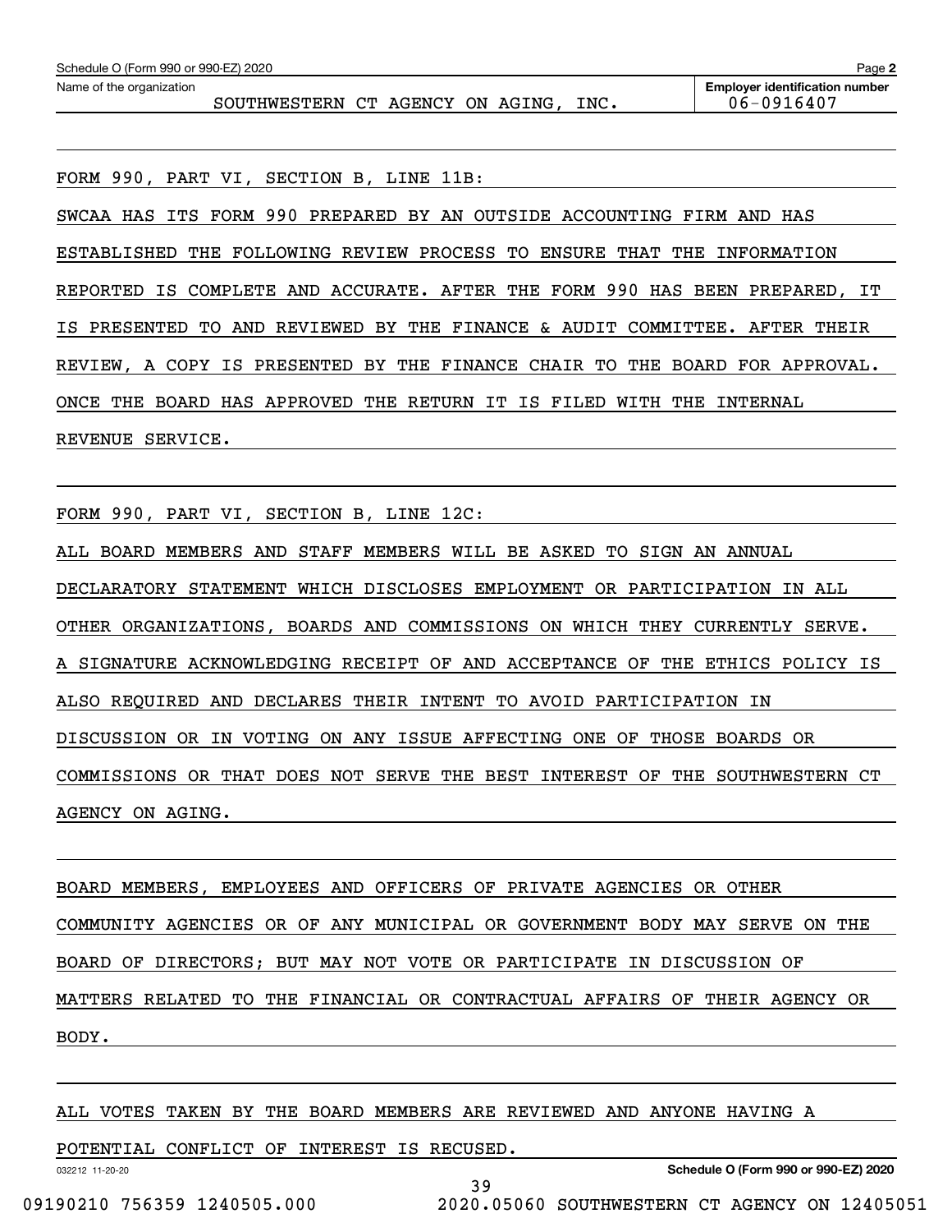Schedule O (Form 990 or 990-EZ) 2020

Name of the organization: SOUTHWESTERN CT AGENCY ON AGING, INC.

Employer identification number: 06-0916407

FORM 990, PART VI, SECTION B, LINE 11B:

SWCAA HAS ITS FORM 990 PREPARED BY AN OUTSIDE ACCOUNTING FIRM AND HAS ESTABLISHED THE FOLLOWING REVIEW PROCESS TO ENSURE THAT THE INFORMATION REPORTED IS COMPLETE AND ACCURATE. AFTER THE FORM 990 HAS BEEN PREPARED, IT IS PRESENTED TO AND REVIEWED BY THE FINANCE & AUDIT COMMITTEE. AFTER THEIR REVIEW, A COPY IS PRESENTED BY THE FINANCE CHAIR TO THE BOARD FOR APPROVAL. ONCE THE BOARD HAS APPROVED THE RETURN IT IS FILED WITH THE INTERNAL REVENUE SERVICE.

FORM 990, PART VI, SECTION B, LINE 12C:

ALL BOARD MEMBERS AND STAFF MEMBERS WILL BE ASKED TO SIGN AN ANNUAL DECLARATORY STATEMENT WHICH DISCLOSES EMPLOYMENT OR PARTICIPATION IN ALL OTHER ORGANIZATIONS, BOARDS AND COMMISSIONS ON WHICH THEY CURRENTLY SERVE. A SIGNATURE ACKNOWLEDGING RECEIPT OF AND ACCEPTANCE OF THE ETHICS POLICY IS ALSO REQUIRED AND DECLARES THEIR INTENT TO AVOID PARTICIPATION IN DISCUSSION OR IN VOTING ON ANY ISSUE AFFECTING ONE OF THOSE BOARDS OR COMMISSIONS OR THAT DOES NOT SERVE THE BEST INTEREST OF THE SOUTHWESTERN CT AGENCY ON AGING.

BOARD MEMBERS, EMPLOYEES AND OFFICERS OF PRIVATE AGENCIES OR OTHER COMMUNITY AGENCIES OR OF ANY MUNICIPAL OR GOVERNMENT BODY MAY SERVE ON THE BOARD OF DIRECTORS; BUT MAY NOT VOTE OR PARTICIPATE IN DISCUSSION OF MATTERS RELATED TO THE FINANCIAL OR CONTRACTUAL AFFAIRS OF THEIR AGENCY OR BODY.

ALL VOTES TAKEN BY THE BOARD MEMBERS ARE REVIEWED AND ANYONE HAVING A POTENTIAL CONFLICT OF INTEREST IS RECUSED.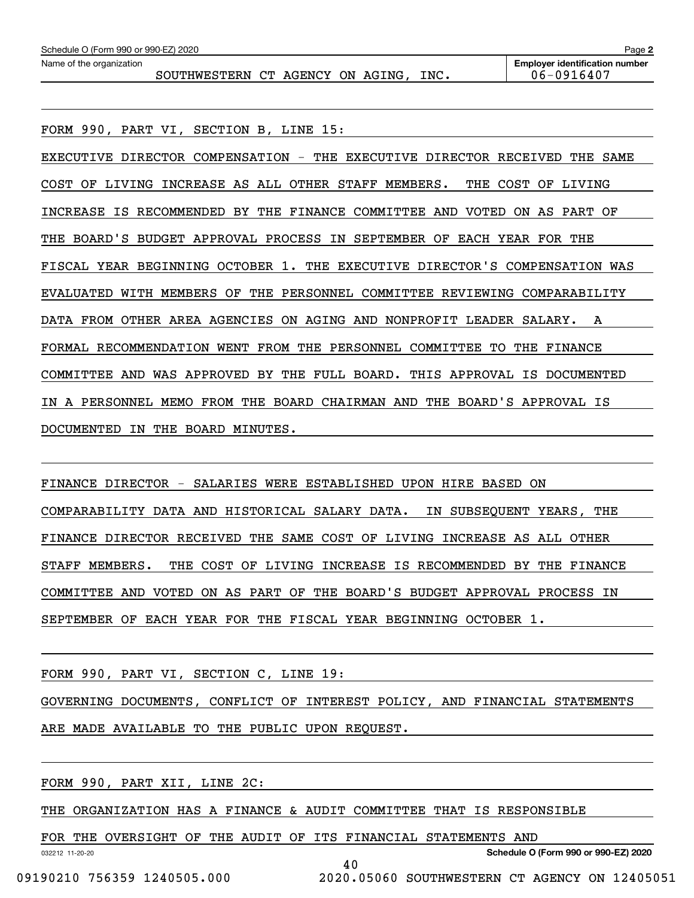Schedule O (Form 990 or 990-EZ) 2020

Name of the organization: SOUTHWESTERN CT AGENCY ON AGING, INC.

**Employer identification number:** 06-0916407

FORM 990, PART VI, SECTION B, LINE 15:

EXECUTIVE DIRECTOR COMPENSATION - THE EXECUTIVE DIRECTOR RECEIVED THE SAME COST OF LIVING INCREASE AS ALL OTHER STAFF MEMBERS. THE COST OF LIVING INCREASE IS RECOMMENDED BY THE FINANCE COMMITTEE AND VOTED ON AS PART OF THE BOARD'S BUDGET APPROVAL PROCESS IN SEPTEMBER OF EACH YEAR FOR THE FISCAL YEAR BEGINNING OCTOBER 1. THE EXECUTIVE DIRECTOR'S COMPENSATION WAS EVALUATED WITH MEMBERS OF THE PERSONNEL COMMITTEE REVIEWING COMPARABILITY DATA FROM OTHER AREA AGENCIES ON AGING AND NONPROFIT LEADER SALARY. A FORMAL RECOMMENDATION WENT FROM THE PERSONNEL COMMITTEE TO THE FINANCE COMMITTEE AND WAS APPROVED BY THE FULL BOARD. THIS APPROVAL IS DOCUMENTED IN A PERSONNEL MEMO FROM THE BOARD CHAIRMAN AND THE BOARD'S APPROVAL IS DOCUMENTED IN THE BOARD MINUTES.

FINANCE DIRECTOR - SALARIES WERE ESTABLISHED UPON HIRE BASED ON COMPARABILITY DATA AND HISTORICAL SALARY DATA. IN SUBSEQUENT YEARS, THE FINANCE DIRECTOR RECEIVED THE SAME COST OF LIVING INCREASE AS ALL OTHER STAFF MEMBERS. THE COST OF LIVING INCREASE IS RECOMMENDED BY THE FINANCE COMMITTEE AND VOTED ON AS PART OF THE BOARD'S BUDGET APPROVAL PROCESS IN SEPTEMBER OF EACH YEAR FOR THE FISCAL YEAR BEGINNING OCTOBER 1.

FORM 990, PART VI, SECTION C, LINE 19:

GOVERNING DOCUMENTS, CONFLICT OF INTEREST POLICY, AND FINANCIAL STATEMENTS ARE MADE AVAILABLE TO THE PUBLIC UPON REQUEST.

FORM 990, PART XII, LINE 2C:

THE ORGANIZATION HAS A FINANCE & AUDIT COMMITTEE THAT IS RESPONSIBLE FOR THE OVERSIGHT OF THE AUDIT OF ITS FINANCIAL STATEMENTS AND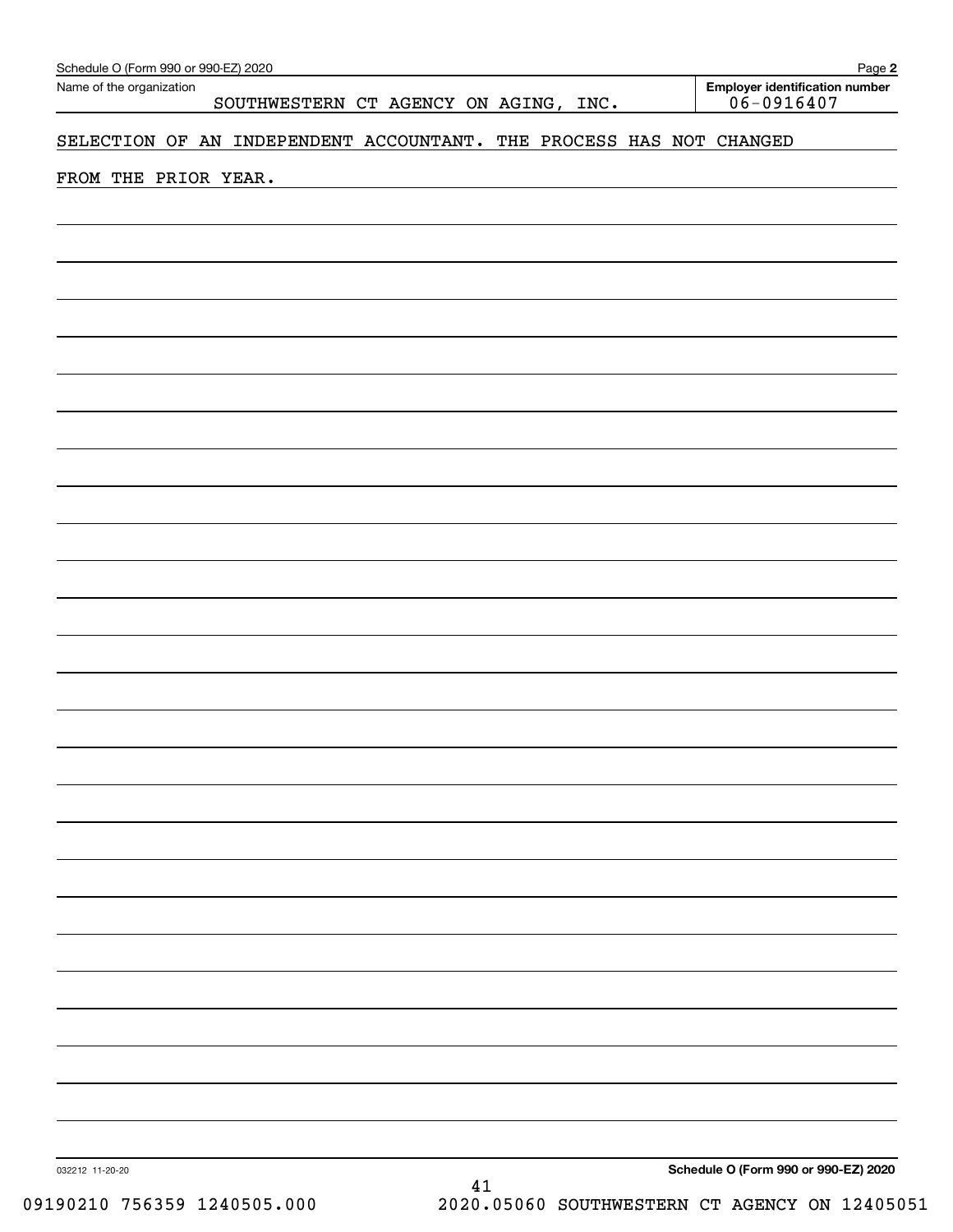Schedule O (Form 990 or 990-EZ) 2020

Name of the organization: SOUTHWESTERN CT AGENCY ON AGING, INC.

Employer identification number: 06-0916407

SELECTION OF AN INDEPENDENT ACCOUNTANT. THE PROCESS HAS NOT CHANGED FROM THE PRIOR YEAR.

Schedule O (Form 990 or 990-EZ) 2020